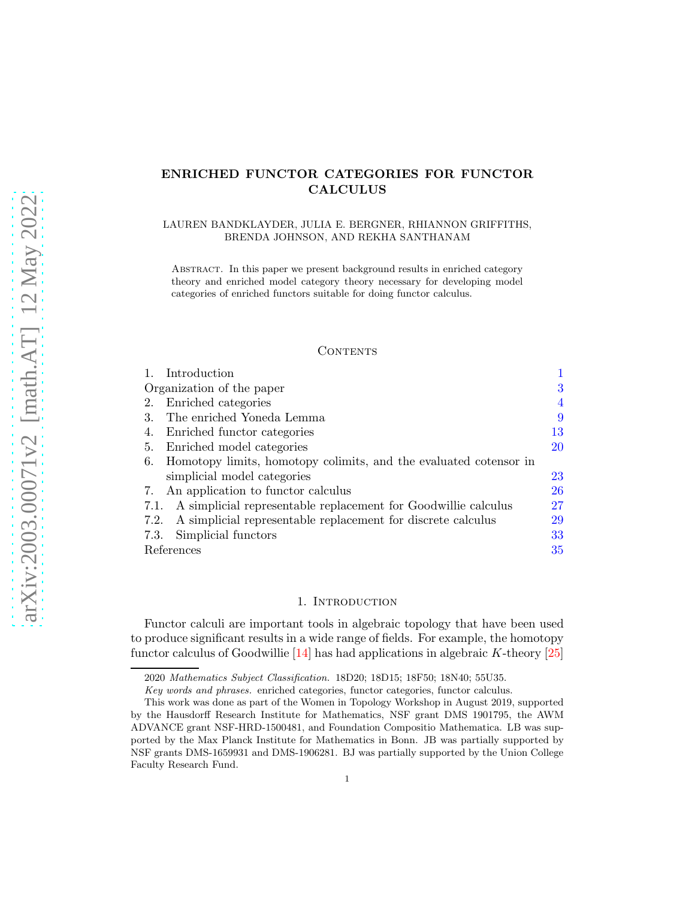# ENRICHED FUNCTOR CATEGORIES FOR FUNCTOR CALCULUS

LAUREN BANDKLAYDER, JULIA E. BERGNER, RHIANNON GRIFFITHS, BRENDA JOHNSON, AND REKHA SANTHANAM

Abstract. In this paper we present background results in enriched category theory and enriched model category theory necessary for developing model categories of enriched functors suitable for doing functor calculus.

## Contents

| | |
|---|---|
| 1. Introduction | 1 |
| Organization of the paper | 3 |
| 2. Enriched categories | 4 |
| 3. The enriched Yoneda Lemma | 9 |
| 4. Enriched functor categories | 13 |
| 5. Enriched model categories | 20 |
| 6. Homotopy limits, homotopy colimits, and the evaluated cotensor in simplicial model categories | 23 |
| 7. An application to functor calculus | 26 |
| 7.1. A simplicial representable replacement for Goodwillie calculus | 27 |
| 7.2. A simplicial representable replacement for discrete calculus | 29 |
| 7.3. Simplicial functors | 33 |
| References | 35 |

## 1. Introduction

Functor calculi are important tools in algebraic topology that have been used to produce significant results in a wide range of fields. For example, the homotopy functor calculus of Goodwillie [14] has had applications in algebraic $K$-theory [25]

---

2020 *Mathematics Subject Classification.* 18D20; 18D15; 18F50; 18N40; 55U35.

*Key words and phrases.* enriched categories, functor categories, functor calculus.

This work was done as part of the Women in Topology Workshop in August 2019, supported by the Hausdorff Research Institute for Mathematics, NSF grant DMS 1901795, the AWM ADVANCE grant NSF-HRD-1500481, and Foundation Compositio Mathematica. LB was supported by the Max Planck Institute for Mathematics in Bonn. JB was partially supported by NSF grants DMS-1659931 and DMS-1906281. BJ was partially supported by the Union College Faculty Research Fund.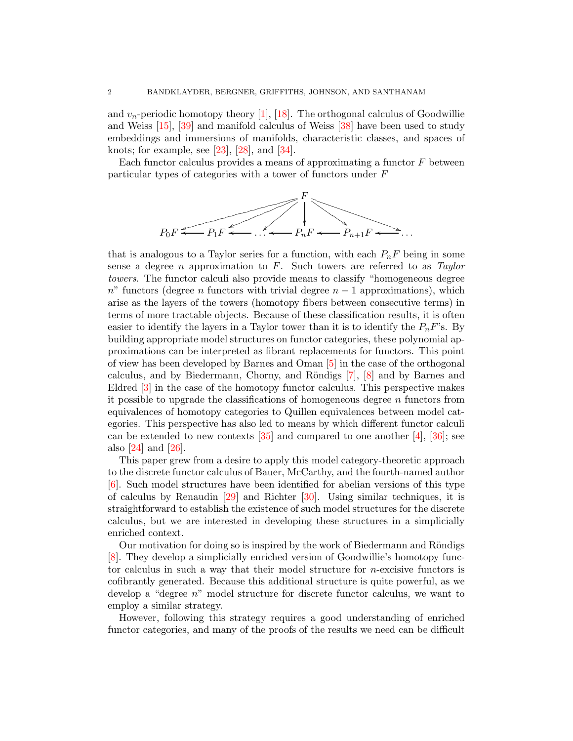and $v_n$-periodic homotopy theory [1], [18]. The orthogonal calculus of Goodwillie and Weiss [15], [39] and manifold calculus of Weiss [38] have been used to study embeddings and immersions of manifolds, characteristic classes, and spaces of knots; for example, see [23], [28], and [34].

Each functor calculus provides a means of approximating a functor $F$ between particular types of categories with a tower of functors under $F$

$$\begin{array}{c} F \\ \swarrow \quad \swarrow \quad \swarrow \quad \downarrow \quad \searrow \quad \searrow \\ P_0F \longleftarrow P_1F \longleftarrow \cdots \longleftarrow P_nF \longleftarrow P_{n+1}F \longleftarrow \cdots \end{array}$$

that is analogous to a Taylor series for a function, with each $P_nF$ being in some sense a degree $n$ approximation to $F$. Such towers are referred to as *Taylor towers*. The functor calculi also provide means to classify "homogeneous degree $n$" functors (degree $n$ functors with trivial degree $n-1$ approximations), which arise as the layers of the towers (homotopy fibers between consecutive terms) in terms of more tractable objects. Because of these classification results, it is often easier to identify the layers in a Taylor tower than it is to identify the $P_nF$'s. By building appropriate model structures on functor categories, these polynomial approximations can be interpreted as fibrant replacements for functors. This point of view has been developed by Barnes and Oman [5] in the case of the orthogonal calculus, and by Biedermann, Chorny, and Röndigs [7], [8] and by Barnes and Eldred [3] in the case of the homotopy functor calculus. This perspective makes it possible to upgrade the classifications of homogeneous degree $n$ functors from equivalences of homotopy categories to Quillen equivalences between model categories. This perspective has also led to means by which different functor calculi can be extended to new contexts [35] and compared to one another [4], [36]; see also [24] and [26].

This paper grew from a desire to apply this model category-theoretic approach to the discrete functor calculus of Bauer, McCarthy, and the fourth-named author [6]. Such model structures have been identified for abelian versions of this type of calculus by Renaudin [29] and Richter [30]. Using similar techniques, it is straightforward to establish the existence of such model structures for the discrete calculus, but we are interested in developing these structures in a simplicially enriched context.

Our motivation for doing so is inspired by the work of Biedermann and Röndigs [8]. They develop a simplicially enriched version of Goodwillie's homotopy functor calculus in such a way that their model structure for $n$-excisive functors is cofibrantly generated. Because this additional structure is quite powerful, as we develop a "degree $n$" model structure for discrete functor calculus, we want to employ a similar strategy.

However, following this strategy requires a good understanding of enriched functor categories, and many of the proofs of the results we need can be difficult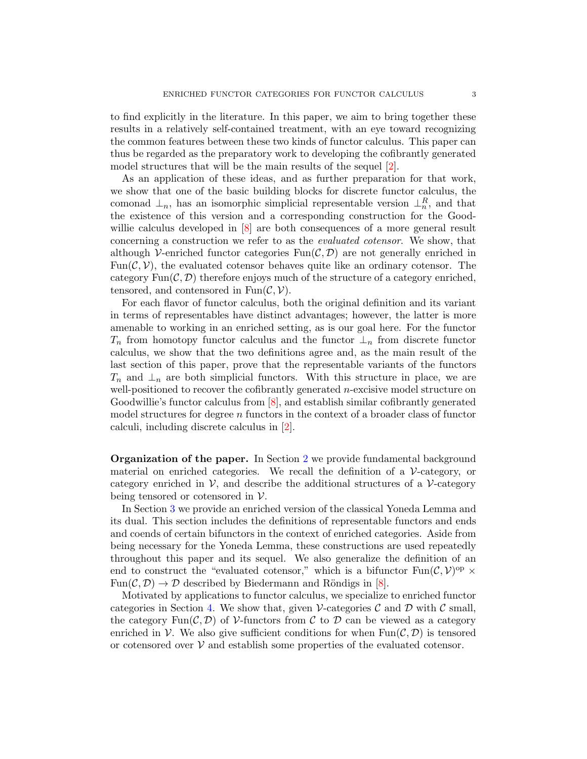to find explicitly in the literature. In this paper, we aim to bring together these results in a relatively self-contained treatment, with an eye toward recognizing the common features between these two kinds of functor calculus. This paper can thus be regarded as the preparatory work to developing the cofibrantly generated model structures that will be the main results of the sequel [2].

As an application of these ideas, and as further preparation for that work, we show that one of the basic building blocks for discrete functor calculus, the comonad $\perp_n$, has an isomorphic simplicial representable version $\perp_n^R$, and that the existence of this version and a corresponding construction for the Goodwillie calculus developed in [8] are both consequences of a more general result concerning a construction we refer to as the *evaluated cotensor*. We show, that although $\mathcal{V}$-enriched functor categories $\mathrm{Fun}(\mathcal{C},\mathcal{D})$ are not generally enriched in $\mathrm{Fun}(\mathcal{C},\mathcal{V})$, the evaluated cotensor behaves quite like an ordinary cotensor. The category $\mathrm{Fun}(\mathcal{C},\mathcal{D})$ therefore enjoys much of the structure of a category enriched, tensored, and contensored in $\mathrm{Fun}(\mathcal{C},\mathcal{V})$.

For each flavor of functor calculus, both the original definition and its variant in terms of representables have distinct advantages; however, the latter is more amenable to working in an enriched setting, as is our goal here. For the functor $T_n$ from homotopy functor calculus and the functor $\perp_n$ from discrete functor calculus, we show that the two definitions agree and, as the main result of the last section of this paper, prove that the representable variants of the functors $T_n$ and $\perp_n$ are both simplicial functors. With this structure in place, we are well-positioned to recover the cofibrantly generated $n$-excisive model structure on Goodwillie's functor calculus from [8], and establish similar cofibrantly generated model structures for degree $n$ functors in the context of a broader class of functor calculi, including discrete calculus in [2].

**Organization of the paper.** In Section 2 we provide fundamental background material on enriched categories. We recall the definition of a $\mathcal{V}$-category, or category enriched in $\mathcal{V}$, and describe the additional structures of a $\mathcal{V}$-category being tensored or cotensored in $\mathcal{V}$.

In Section 3 we provide an enriched version of the classical Yoneda Lemma and its dual. This section includes the definitions of representable functors and ends and coends of certain bifunctors in the context of enriched categories. Aside from being necessary for the Yoneda Lemma, these constructions are used repeatedly throughout this paper and its sequel. We also generalize the definition of an end to construct the "evaluated cotensor," which is a bifunctor $\mathrm{Fun}(\mathcal{C},\mathcal{V})^{\mathrm{op}} \times \mathrm{Fun}(\mathcal{C},\mathcal{D}) \to \mathcal{D}$ described by Biedermann and Röndigs in [8].

Motivated by applications to functor calculus, we specialize to enriched functor categories in Section 4. We show that, given $\mathcal{V}$-categories $\mathcal{C}$ and $\mathcal{D}$ with $\mathcal{C}$ small, the category $\mathrm{Fun}(\mathcal{C},\mathcal{D})$ of $\mathcal{V}$-functors from $\mathcal{C}$ to $\mathcal{D}$ can be viewed as a category enriched in $\mathcal{V}$. We also give sufficient conditions for when $\mathrm{Fun}(\mathcal{C},\mathcal{D})$ is tensored or cotensored over $\mathcal{V}$ and establish some properties of the evaluated cotensor.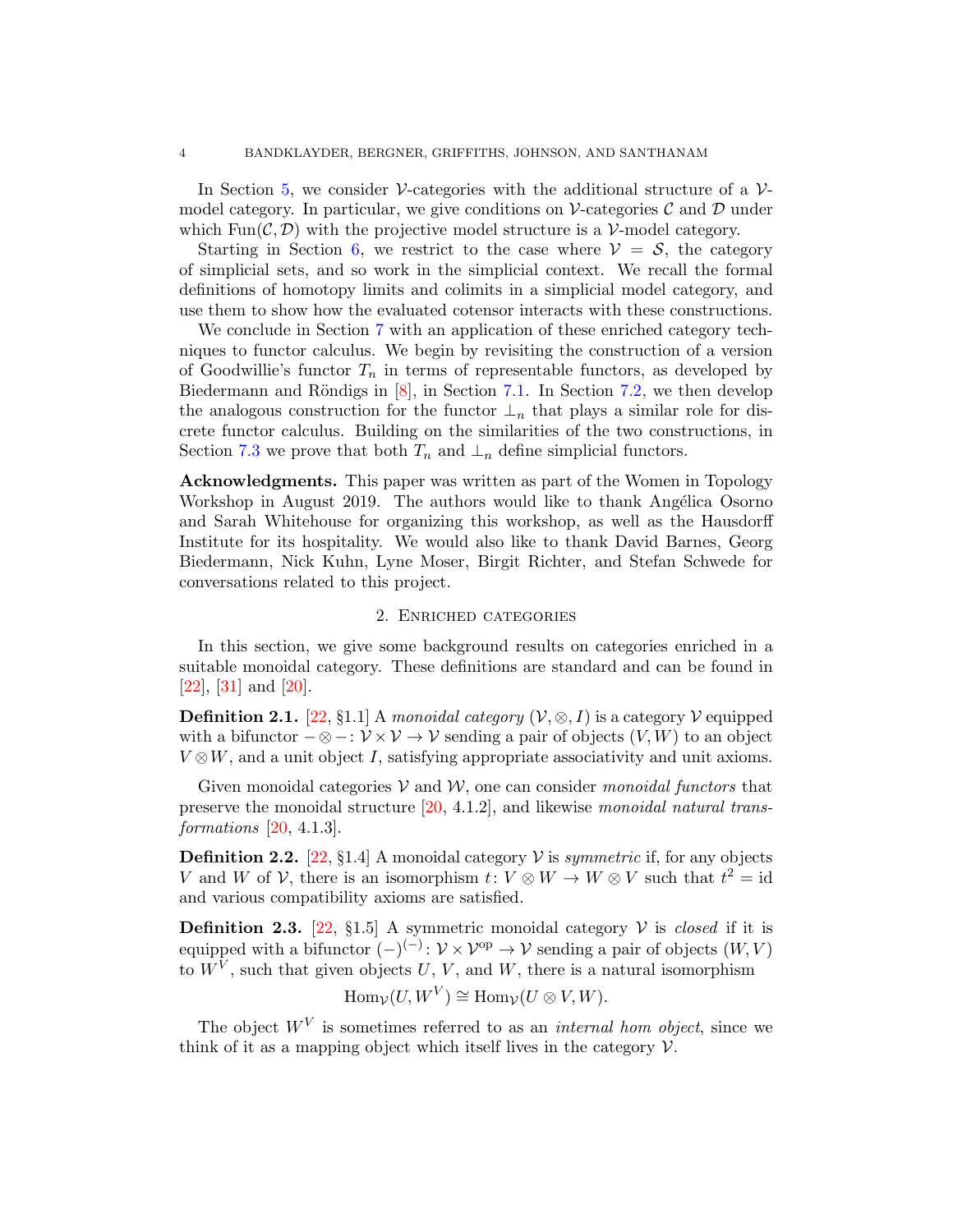In Section 5, we consider $\mathcal{V}$-categories with the additional structure of a $\mathcal{V}$-model category. In particular, we give conditions on $\mathcal{V}$-categories $\mathcal{C}$ and $\mathcal{D}$ under which $\text{Fun}(\mathcal{C}, \mathcal{D})$ with the projective model structure is a $\mathcal{V}$-model category.

Starting in Section 6, we restrict to the case where $\mathcal{V} = \mathcal{S}$, the category of simplicial sets, and so work in the simplicial context. We recall the formal definitions of homotopy limits and colimits in a simplicial model category, and use them to show how the evaluated cotensor interacts with these constructions.

We conclude in Section 7 with an application of these enriched category techniques to functor calculus. We begin by revisiting the construction of a version of Goodwillie's functor $T_n$ in terms of representable functors, as developed by Biedermann and Röndigs in [8], in Section 7.1. In Section 7.2, we then develop the analogous construction for the functor $\perp_n$ that plays a similar role for discrete functor calculus. Building on the similarities of the two constructions, in Section 7.3 we prove that both $T_n$ and $\perp_n$ define simplicial functors.

**Acknowledgments.** This paper was written as part of the Women in Topology Workshop in August 2019. The authors would like to thank Angélica Osorno and Sarah Whitehouse for organizing this workshop, as well as the Hausdorff Institute for its hospitality. We would also like to thank David Barnes, Georg Biedermann, Nick Kuhn, Lyne Moser, Birgit Richter, and Stefan Schwede for conversations related to this project.

## 2. Enriched categories

In this section, we give some background results on categories enriched in a suitable monoidal category. These definitions are standard and can be found in [22], [31] and [20].

**Definition 2.1.** [22, §1.1] A *monoidal category* $(\mathcal{V}, \otimes, I)$ is a category $\mathcal{V}$ equipped with a bifunctor $- \otimes -\colon \mathcal{V} \times \mathcal{V} \to \mathcal{V}$ sending a pair of objects $(V, W)$ to an object $V \otimes W$, and a unit object $I$, satisfying appropriate associativity and unit axioms.

Given monoidal categories $\mathcal{V}$ and $\mathcal{W}$, one can consider *monoidal functors* that preserve the monoidal structure [20, 4.1.2], and likewise *monoidal natural transformations* [20, 4.1.3].

**Definition 2.2.** [22, §1.4] A monoidal category $\mathcal{V}$ is *symmetric* if, for any objects $V$ and $W$ of $\mathcal{V}$, there is an isomorphism $t\colon V \otimes W \to W \otimes V$ such that $t^2 = \text{id}$ and various compatibility axioms are satisfied.

**Definition 2.3.** [22, §1.5] A symmetric monoidal category $\mathcal{V}$ is *closed* if it is equipped with a bifunctor $(-)^{(-)}\colon \mathcal{V} \times \mathcal{V}^{\text{op}} \to \mathcal{V}$ sending a pair of objects $(W, V)$ to $W^V$, such that given objects $U$, $V$, and $W$, there is a natural isomorphism

$$\text{Hom}_{\mathcal{V}}(U, W^V) \cong \text{Hom}_{\mathcal{V}}(U \otimes V, W).$$

The object $W^V$ is sometimes referred to as an *internal hom object*, since we think of it as a mapping object which itself lives in the category $\mathcal{V}$.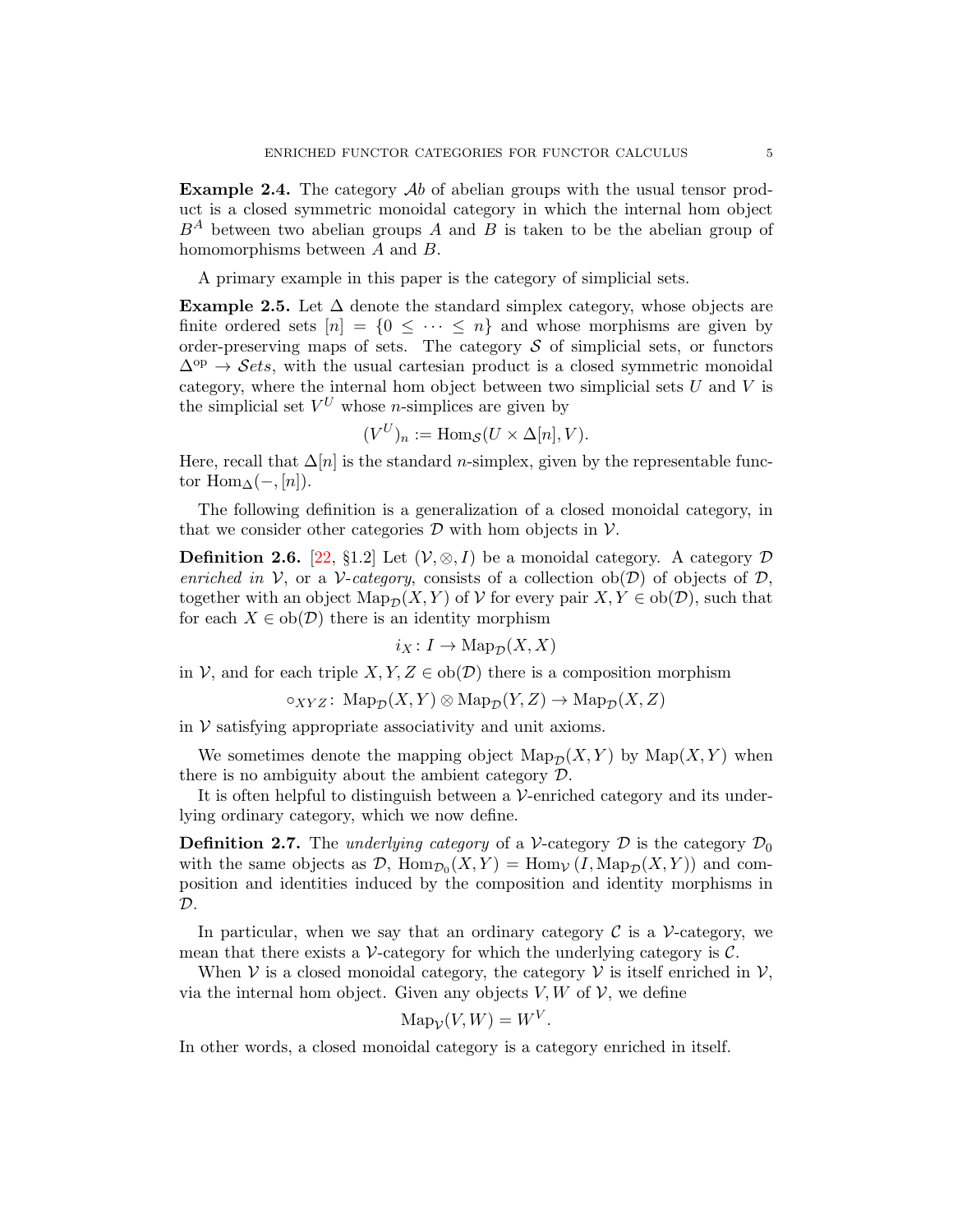**Example 2.4.** The category $\mathcal{A}b$ of abelian groups with the usual tensor product is a closed symmetric monoidal category in which the internal hom object $B^A$ between two abelian groups $A$ and $B$ is taken to be the abelian group of homomorphisms between $A$ and $B$.

A primary example in this paper is the category of simplicial sets.

**Example 2.5.** Let $\Delta$ denote the standard simplex category, whose objects are finite ordered sets $[n] = \{0 \leq \cdots \leq n\}$ and whose morphisms are given by order-preserving maps of sets. The category $\mathcal{S}$ of simplicial sets, or functors $\Delta^{\mathrm{op}} \to \mathcal{S}ets$, with the usual cartesian product is a closed symmetric monoidal category, where the internal hom object between two simplicial sets $U$ and $V$ is the simplicial set $V^U$ whose $n$-simplices are given by

$$(V^U)_n := \mathrm{Hom}_{\mathcal{S}}(U \times \Delta[n], V).$$

Here, recall that $\Delta[n]$ is the standard $n$-simplex, given by the representable functor $\mathrm{Hom}_\Delta(-, [n])$.

The following definition is a generalization of a closed monoidal category, in that we consider other categories $\mathcal{D}$ with hom objects in $\mathcal{V}$.

**Definition 2.6.** [22, §1.2] Let $(\mathcal{V}, \otimes, I)$ be a monoidal category. A category $\mathcal{D}$ *enriched in* $\mathcal{V}$, or a $\mathcal{V}$*-category*, consists of a collection $\mathrm{ob}(\mathcal{D})$ of objects of $\mathcal{D}$, together with an object $\mathrm{Map}_{\mathcal{D}}(X, Y)$ of $\mathcal{V}$ for every pair $X, Y \in \mathrm{ob}(\mathcal{D})$, such that for each $X \in \mathrm{ob}(\mathcal{D})$ there is an identity morphism

$$i_X : I \to \mathrm{Map}_{\mathcal{D}}(X, X)$$

in $\mathcal{V}$, and for each triple $X, Y, Z \in \mathrm{ob}(\mathcal{D})$ there is a composition morphism

$$\circ_{XYZ} : \mathrm{Map}_{\mathcal{D}}(X, Y) \otimes \mathrm{Map}_{\mathcal{D}}(Y, Z) \to \mathrm{Map}_{\mathcal{D}}(X, Z)$$

in $\mathcal{V}$ satisfying appropriate associativity and unit axioms.

We sometimes denote the mapping object $\mathrm{Map}_{\mathcal{D}}(X, Y)$ by $\mathrm{Map}(X, Y)$ when there is no ambiguity about the ambient category $\mathcal{D}$.

It is often helpful to distinguish between a $\mathcal{V}$-enriched category and its underlying ordinary category, which we now define.

**Definition 2.7.** The *underlying category* of a $\mathcal{V}$-category $\mathcal{D}$ is the category $\mathcal{D}_0$ with the same objects as $\mathcal{D}$, $\mathrm{Hom}_{\mathcal{D}_0}(X, Y) = \mathrm{Hom}_{\mathcal{V}}\left(I, \mathrm{Map}_{\mathcal{D}}(X, Y)\right)$ and composition and identities induced by the composition and identity morphisms in $\mathcal{D}$.

In particular, when we say that an ordinary category $\mathcal{C}$ is a $\mathcal{V}$-category, we mean that there exists a $\mathcal{V}$-category for which the underlying category is $\mathcal{C}$.

When $\mathcal{V}$ is a closed monoidal category, the category $\mathcal{V}$ is itself enriched in $\mathcal{V}$, via the internal hom object. Given any objects $V, W$ of $\mathcal{V}$, we define

$$\mathrm{Map}_{\mathcal{V}}(V, W) = W^V.$$

In other words, a closed monoidal category is a category enriched in itself.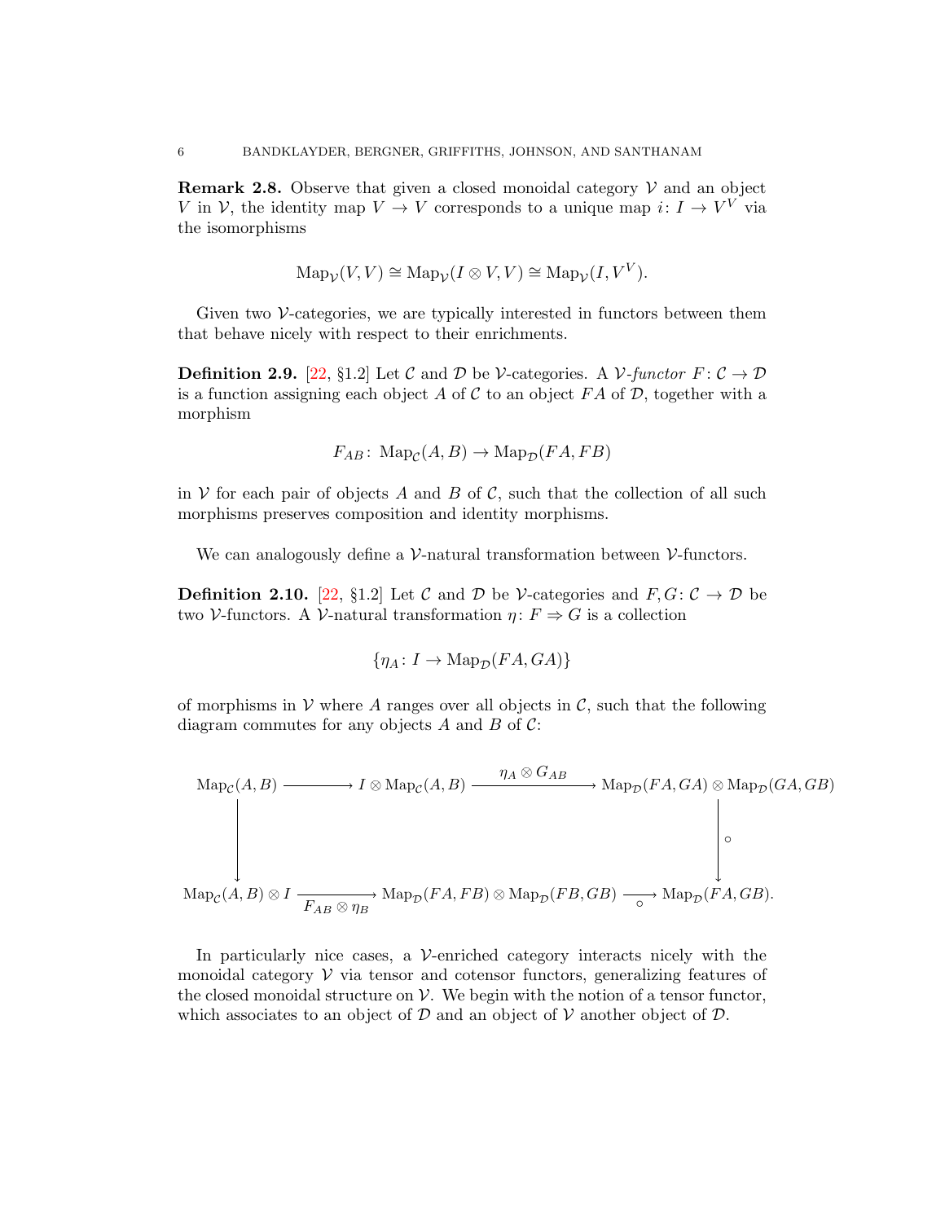**Remark 2.8.** Observe that given a closed monoidal category $\mathcal{V}$ and an object $V$ in $\mathcal{V}$, the identity map $V \to V$ corresponds to a unique map $i\colon I \to V^V$ via the isomorphisms

$$\mathrm{Map}_{\mathcal{V}}(V,V) \cong \mathrm{Map}_{\mathcal{V}}(I \otimes V, V) \cong \mathrm{Map}_{\mathcal{V}}(I, V^V).$$

Given two $\mathcal{V}$-categories, we are typically interested in functors between them that behave nicely with respect to their enrichments.

**Definition 2.9.** [22, §1.2] Let $\mathcal{C}$ and $\mathcal{D}$ be $\mathcal{V}$-categories. A *$\mathcal{V}$-functor* $F\colon \mathcal{C} \to \mathcal{D}$ is a function assigning each object $A$ of $\mathcal{C}$ to an object $FA$ of $\mathcal{D}$, together with a morphism

$$F_{AB}\colon \mathrm{Map}_{\mathcal{C}}(A,B) \to \mathrm{Map}_{\mathcal{D}}(FA, FB)$$

in $\mathcal{V}$ for each pair of objects $A$ and $B$ of $\mathcal{C}$, such that the collection of all such morphisms preserves composition and identity morphisms.

We can analogously define a $\mathcal{V}$-natural transformation between $\mathcal{V}$-functors.

**Definition 2.10.** [22, §1.2] Let $\mathcal{C}$ and $\mathcal{D}$ be $\mathcal{V}$-categories and $F, G\colon \mathcal{C} \to \mathcal{D}$ be two $\mathcal{V}$-functors. A $\mathcal{V}$-natural transformation $\eta\colon F \Rightarrow G$ is a collection

$$\{\eta_A\colon I \to \mathrm{Map}_{\mathcal{D}}(FA, GA)\}$$

of morphisms in $\mathcal{V}$ where $A$ ranges over all objects in $\mathcal{C}$, such that the following diagram commutes for any objects $A$ and $B$ of $\mathcal{C}$:

$$\begin{array}{ccccc}
\mathrm{Map}_{\mathcal{C}}(A,B) & \longrightarrow & I \otimes \mathrm{Map}_{\mathcal{C}}(A,B) & \xrightarrow{\eta_A \otimes G_{AB}} & \mathrm{Map}_{\mathcal{D}}(FA,GA) \otimes \mathrm{Map}_{\mathcal{D}}(GA,GB) \\
\downarrow & & & & \downarrow \circ \\
\mathrm{Map}_{\mathcal{C}}(A,B) \otimes I & \xrightarrow[F_{AB} \otimes \eta_B]{} & \mathrm{Map}_{\mathcal{D}}(FA,FB) \otimes \mathrm{Map}_{\mathcal{D}}(FB,GB) & \xrightarrow[\circ]{} & \mathrm{Map}_{\mathcal{D}}(FA,GB).
\end{array}$$

In particularly nice cases, a $\mathcal{V}$-enriched category interacts nicely with the monoidal category $\mathcal{V}$ via tensor and cotensor functors, generalizing features of the closed monoidal structure on $\mathcal{V}$. We begin with the notion of a tensor functor, which associates to an object of $\mathcal{D}$ and an object of $\mathcal{V}$ another object of $\mathcal{D}$.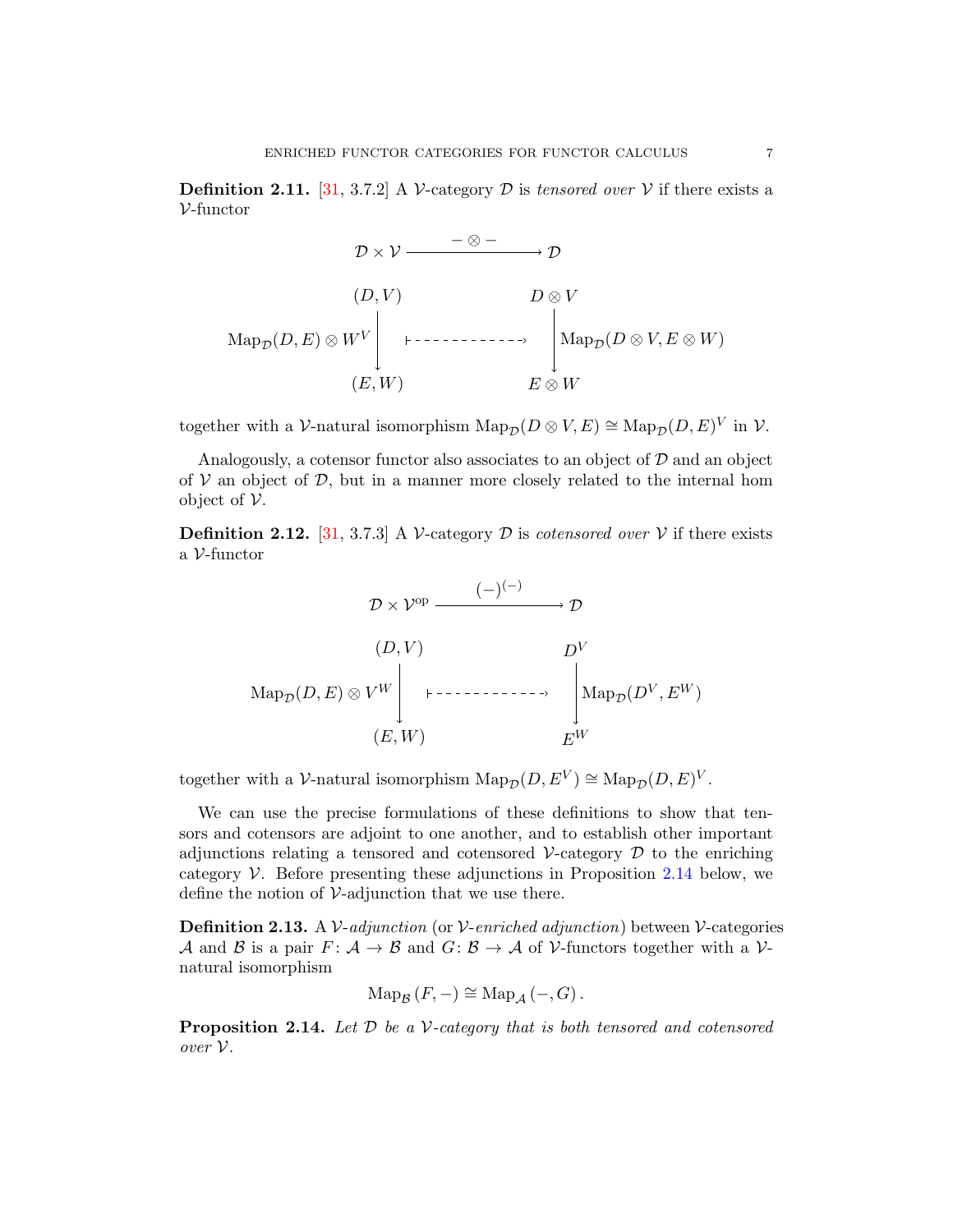**Definition 2.11.** [31, 3.7.2] A $\mathcal{V}$-category $\mathcal{D}$ is *tensored over* $\mathcal{V}$ if there exists a $\mathcal{V}$-functor

$$\mathcal{D} \times \mathcal{V} \xrightarrow{\quad - \otimes - \quad} \mathcal{D}$$

$$\operatorname{Map}_{\mathcal{D}}(D,E) \otimes W^V \left\downarrow \begin{matrix} (D,V) \\ \\ (E,W) \end{matrix} \right. \quad \longmapsto \quad \begin{matrix} D \otimes V \\ \\ E \otimes W \end{matrix} \left\downarrow \operatorname{Map}_{\mathcal{D}}(D \otimes V, E \otimes W) \right.$$

together with a $\mathcal{V}$-natural isomorphism $\operatorname{Map}_{\mathcal{D}}(D \otimes V, E) \cong \operatorname{Map}_{\mathcal{D}}(D,E)^V$ in $\mathcal{V}$.

Analogously, a cotensor functor also associates to an object of $\mathcal{D}$ and an object of $\mathcal{V}$ an object of $\mathcal{D}$, but in a manner more closely related to the internal hom object of $\mathcal{V}$.

**Definition 2.12.** [31, 3.7.3] A $\mathcal{V}$-category $\mathcal{D}$ is *cotensored over* $\mathcal{V}$ if there exists a $\mathcal{V}$-functor

$$\mathcal{D} \times \mathcal{V}^{\mathrm{op}} \xrightarrow{\quad (-)^{(-)} \quad} \mathcal{D}$$

$$\operatorname{Map}_{\mathcal{D}}(D,E) \otimes V^W \left\downarrow \begin{matrix} (D,V) \\ \\ (E,W) \end{matrix} \right. \quad \longmapsto \quad \begin{matrix} D^V \\ \\ E^W \end{matrix} \left\downarrow \operatorname{Map}_{\mathcal{D}}(D^V, E^W) \right.$$

together with a $\mathcal{V}$-natural isomorphism $\operatorname{Map}_{\mathcal{D}}(D, E^V) \cong \operatorname{Map}_{\mathcal{D}}(D,E)^V$.

We can use the precise formulations of these definitions to show that tensors and cotensors are adjoint to one another, and to establish other important adjunctions relating a tensored and cotensored $\mathcal{V}$-category $\mathcal{D}$ to the enriching category $\mathcal{V}$. Before presenting these adjunctions in Proposition 2.14 below, we define the notion of $\mathcal{V}$-adjunction that we use there.

**Definition 2.13.** A *$\mathcal{V}$-adjunction* (or *$\mathcal{V}$-enriched adjunction*) between $\mathcal{V}$-categories $\mathcal{A}$ and $\mathcal{B}$ is a pair $F\colon \mathcal{A} \to \mathcal{B}$ and $G\colon \mathcal{B} \to \mathcal{A}$ of $\mathcal{V}$-functors together with a $\mathcal{V}$-natural isomorphism

$$\operatorname{Map}_{\mathcal{B}}(F, -) \cong \operatorname{Map}_{\mathcal{A}}(-, G).$$

**Proposition 2.14.** *Let $\mathcal{D}$ be a $\mathcal{V}$-category that is both tensored and cotensored over $\mathcal{V}$.*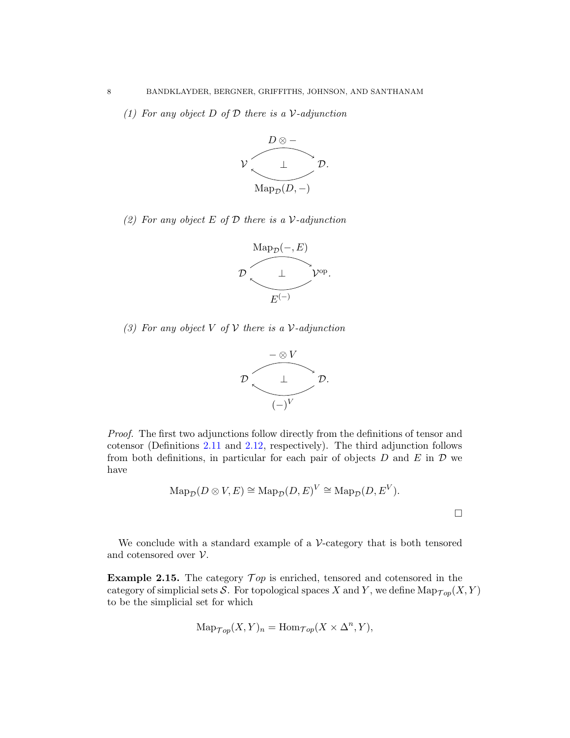*(1) For any object $D$ of $\mathcal{D}$ there is a $\mathcal{V}$-adjunction*

$$\mathcal{V} \underset{\mathrm{Map}_{\mathcal{D}}(D,-)}{\overset{D \otimes -}{\rightleftarrows}} \mathcal{D}. \quad (\perp)$$

*(2) For any object $E$ of $\mathcal{D}$ there is a $\mathcal{V}$-adjunction*

$$\mathcal{D} \underset{E^{(-)}}{\overset{\mathrm{Map}_{\mathcal{D}}(-,E)}{\rightleftarrows}} \mathcal{V}^{\mathrm{op}}. \quad (\perp)$$

*(3) For any object $V$ of $\mathcal{V}$ there is a $\mathcal{V}$-adjunction*

$$\mathcal{D} \underset{(-)^V}{\overset{-\otimes V}{\rightleftarrows}} \mathcal{D}. \quad (\perp)$$

*Proof.* The first two adjunctions follow directly from the definitions of tensor and cotensor (Definitions 2.11 and 2.12, respectively). The third adjunction follows from both definitions, in particular for each pair of objects $D$ and $E$ in $\mathcal{D}$ we have

$$\mathrm{Map}_{\mathcal{D}}(D \otimes V, E) \cong \mathrm{Map}_{\mathcal{D}}(D, E)^V \cong \mathrm{Map}_{\mathcal{D}}(D, E^V).$$

□

We conclude with a standard example of a $\mathcal{V}$-category that is both tensored and cotensored over $\mathcal{V}$.

**Example 2.15.** The category $\mathcal{T}op$ is enriched, tensored and cotensored in the category of simplicial sets $\mathcal{S}$. For topological spaces $X$ and $Y$, we define $\mathrm{Map}_{\mathcal{T}op}(X, Y)$ to be the simplicial set for which

$$\mathrm{Map}_{\mathcal{T}op}(X, Y)_n = \mathrm{Hom}_{\mathcal{T}op}(X \times \Delta^n, Y),$$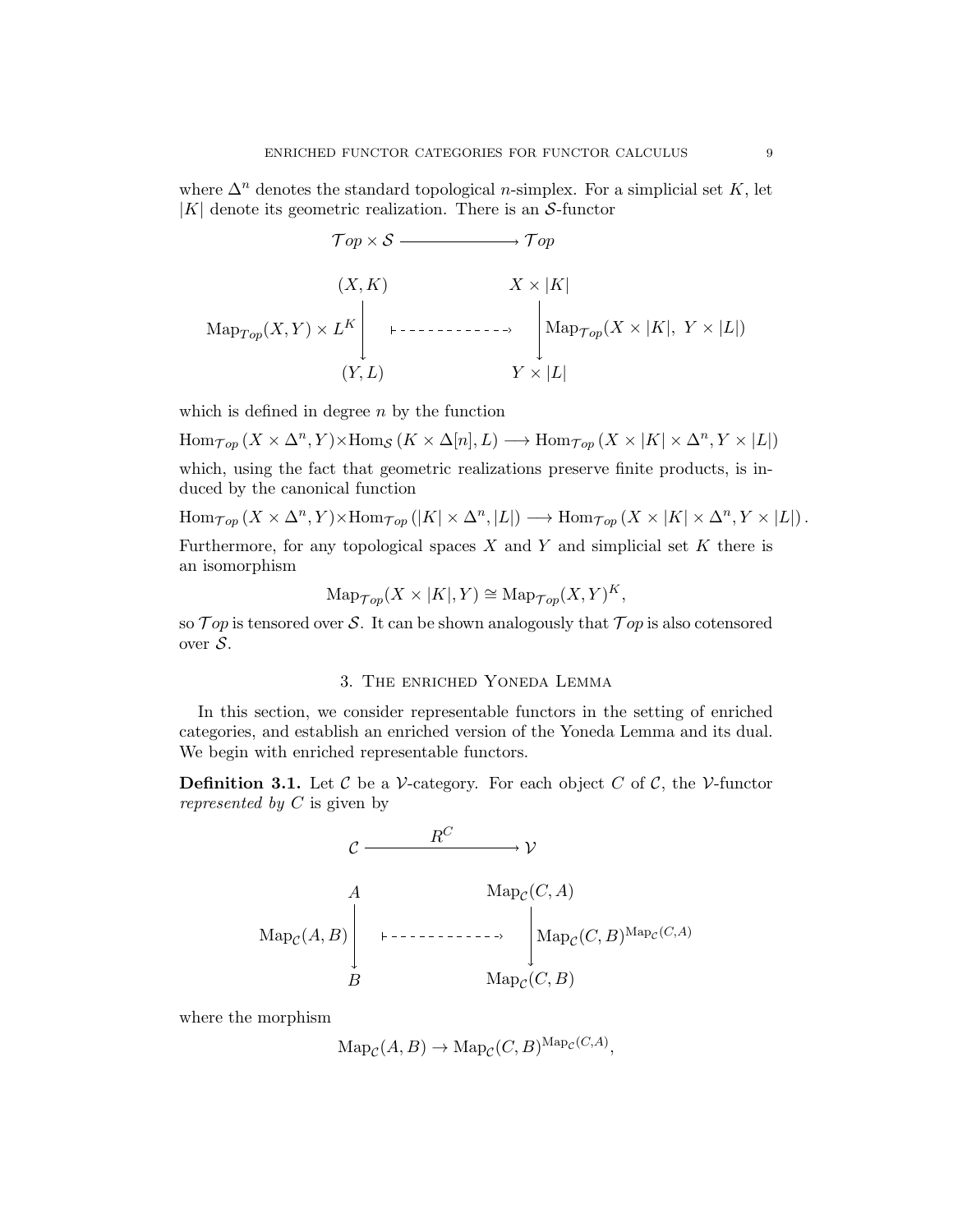where $\Delta^n$ denotes the standard topological $n$-simplex. For a simplicial set $K$, let $|K|$ denote its geometric realization. There is an $\mathcal{S}$-functor

$$
\begin{array}{ccc}
\mathcal{T}op \times \mathcal{S} & \longrightarrow & \mathcal{T}op \\[1em]
(X,K) & & X \times |K| \\
\mathrm{Map}_{Top}(X,Y) \times L^K \Big\downarrow & \longmapsto & \Big\downarrow \mathrm{Map}_{\mathcal{T}op}(X \times |K|,\ Y \times |L|) \\
(Y,L) & & Y \times |L|
\end{array}
$$

which is defined in degree $n$ by the function

$$\mathrm{Hom}_{\mathcal{T}op}\left(X \times \Delta^n, Y\right) \times \mathrm{Hom}_{\mathcal{S}}\left(K \times \Delta[n], L\right) \longrightarrow \mathrm{Hom}_{\mathcal{T}op}\left(X \times |K| \times \Delta^n, Y \times |L|\right)$$

which, using the fact that geometric realizations preserve finite products, is induced by the canonical function

$$\mathrm{Hom}_{\mathcal{T}op}\left(X \times \Delta^n, Y\right) \times \mathrm{Hom}_{\mathcal{T}op}\left(|K| \times \Delta^n, |L|\right) \longrightarrow \mathrm{Hom}_{\mathcal{T}op}\left(X \times |K| \times \Delta^n, Y \times |L|\right).$$

Furthermore, for any topological spaces $X$ and $Y$ and simplicial set $K$ there is an isomorphism

$$\mathrm{Map}_{\mathcal{T}op}(X \times |K|, Y) \cong \mathrm{Map}_{\mathcal{T}op}(X,Y)^K,$$

so $\mathcal{T}op$ is tensored over $\mathcal{S}$. It can be shown analogously that $\mathcal{T}op$ is also cotensored over $\mathcal{S}$.

## 3. The enriched Yoneda Lemma

In this section, we consider representable functors in the setting of enriched categories, and establish an enriched version of the Yoneda Lemma and its dual. We begin with enriched representable functors.

**Definition 3.1.** Let $\mathcal{C}$ be a $\mathcal{V}$-category. For each object $C$ of $\mathcal{C}$, the $\mathcal{V}$-functor *represented by* $C$ is given by

$$
\begin{array}{ccc}
\mathcal{C} & \xrightarrow{\quad R^C \quad} & \mathcal{V} \\[1em]
A & & \mathrm{Map}_{\mathcal{C}}(C,A) \\
\mathrm{Map}_{\mathcal{C}}(A,B) \Big\downarrow & \longmapsto & \Big\downarrow \mathrm{Map}_{\mathcal{C}}(C,B)^{\mathrm{Map}_{\mathcal{C}}(C,A)} \\
B & & \mathrm{Map}_{\mathcal{C}}(C,B)
\end{array}
$$

where the morphism

$$\mathrm{Map}_{\mathcal{C}}(A,B) \to \mathrm{Map}_{\mathcal{C}}(C,B)^{\mathrm{Map}_{\mathcal{C}}(C,A)},$$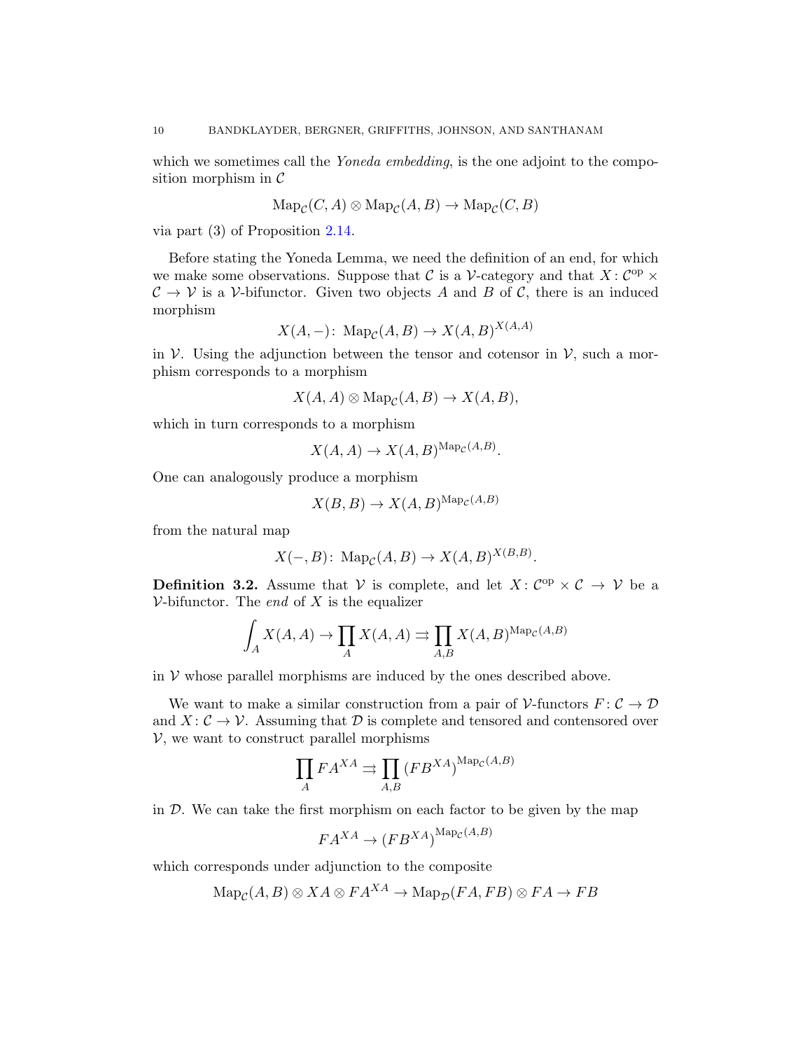which we sometimes call the *Yoneda embedding*, is the one adjoint to the composition morphism in $\mathcal{C}$

$$\mathrm{Map}_{\mathcal{C}}(C, A) \otimes \mathrm{Map}_{\mathcal{C}}(A, B) \to \mathrm{Map}_{\mathcal{C}}(C, B)$$

via part (3) of Proposition 2.14.

Before stating the Yoneda Lemma, we need the definition of an end, for which we make some observations. Suppose that $\mathcal{C}$ is a $\mathcal{V}$-category and that $X\colon \mathcal{C}^{\mathrm{op}} \times \mathcal{C} \to \mathcal{V}$ is a $\mathcal{V}$-bifunctor. Given two objects $A$ and $B$ of $\mathcal{C}$, there is an induced morphism

$$X(A, -)\colon\ \mathrm{Map}_{\mathcal{C}}(A, B) \to X(A, B)^{X(A,A)}$$

in $\mathcal{V}$. Using the adjunction between the tensor and cotensor in $\mathcal{V}$, such a morphism corresponds to a morphism

$$X(A, A) \otimes \mathrm{Map}_{\mathcal{C}}(A, B) \to X(A, B),$$

which in turn corresponds to a morphism

$$X(A, A) \to X(A, B)^{\mathrm{Map}_{\mathcal{C}}(A,B)}.$$

One can analogously produce a morphism

$$X(B, B) \to X(A, B)^{\mathrm{Map}_{\mathcal{C}}(A,B)}$$

from the natural map

$$X(-, B)\colon\ \mathrm{Map}_{\mathcal{C}}(A, B) \to X(A, B)^{X(B,B)}.$$

**Definition 3.2.** Assume that $\mathcal{V}$ is complete, and let $X\colon \mathcal{C}^{\mathrm{op}} \times \mathcal{C} \to \mathcal{V}$ be a $\mathcal{V}$-bifunctor. The *end* of $X$ is the equalizer

$$\int_A X(A, A) \to \prod_A X(A, A) \rightrightarrows \prod_{A,B} X(A, B)^{\mathrm{Map}_{\mathcal{C}}(A,B)}$$

in $\mathcal{V}$ whose parallel morphisms are induced by the ones described above.

We want to make a similar construction from a pair of $\mathcal{V}$-functors $F\colon \mathcal{C} \to \mathcal{D}$ and $X\colon \mathcal{C} \to \mathcal{V}$. Assuming that $\mathcal{D}$ is complete and tensored and contensored over $\mathcal{V}$, we want to construct parallel morphisms

$$\prod_A FA^{XA} \rightrightarrows \prod_{A,B} \left(FB^{XA}\right)^{\mathrm{Map}_{\mathcal{C}}(A,B)}$$

in $\mathcal{D}$. We can take the first morphism on each factor to be given by the map

$$FA^{XA} \to \left(FB^{XA}\right)^{\mathrm{Map}_{\mathcal{C}}(A,B)}$$

which corresponds under adjunction to the composite

$$\mathrm{Map}_{\mathcal{C}}(A, B) \otimes XA \otimes FA^{XA} \to \mathrm{Map}_{\mathcal{D}}(FA, FB) \otimes FA \to FB$$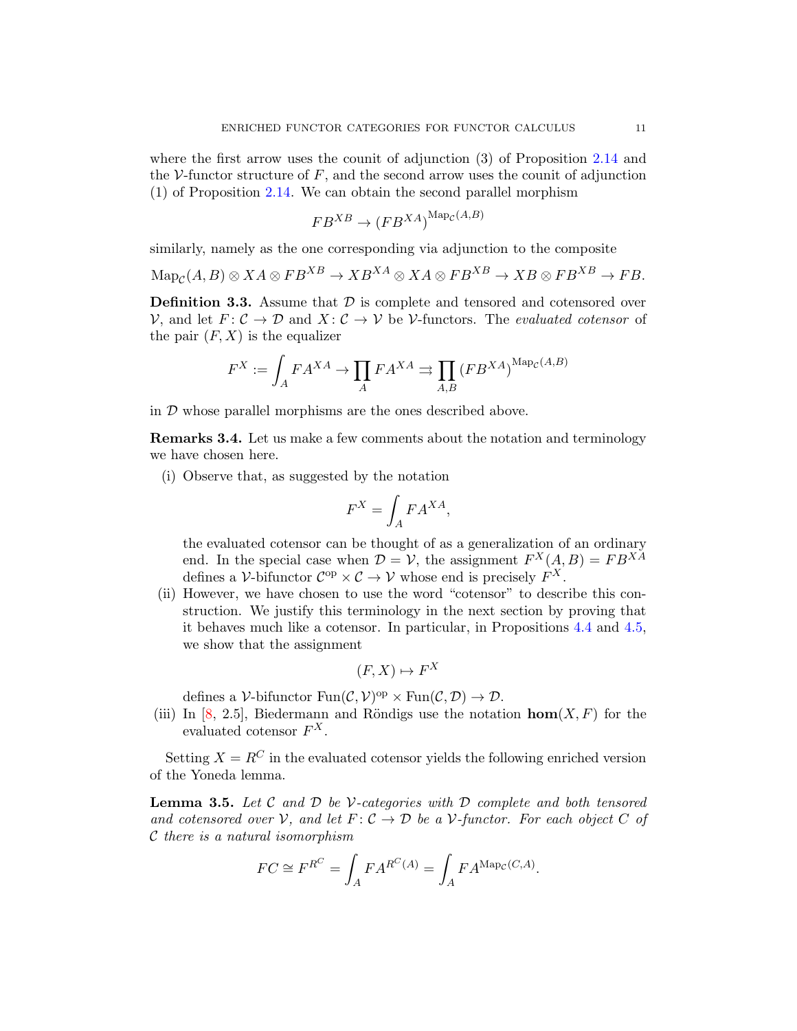where the first arrow uses the counit of adjunction (3) of Proposition 2.14 and the $\mathcal{V}$-functor structure of $F$, and the second arrow uses the counit of adjunction (1) of Proposition 2.14. We can obtain the second parallel morphism

$$FB^{XB} \to (FB^{XA})^{\mathrm{Map}_{\mathcal{C}}(A,B)}$$

similarly, namely as the one corresponding via adjunction to the composite

$$\mathrm{Map}_{\mathcal{C}}(A,B) \otimes XA \otimes FB^{XB} \to XB^{XA} \otimes XA \otimes FB^{XB} \to XB \otimes FB^{XB} \to FB.$$

**Definition 3.3.** Assume that $\mathcal{D}$ is complete and tensored and cotensored over $\mathcal{V}$, and let $F \colon \mathcal{C} \to \mathcal{D}$ and $X \colon \mathcal{C} \to \mathcal{V}$ be $\mathcal{V}$-functors. The *evaluated cotensor* of the pair $(F, X)$ is the equalizer

$$F^X := \int_A FA^{XA} \to \prod_A FA^{XA} \rightrightarrows \prod_{A,B} (FB^{XA})^{\mathrm{Map}_{\mathcal{C}}(A,B)}$$

in $\mathcal{D}$ whose parallel morphisms are the ones described above.

**Remarks 3.4.** Let us make a few comments about the notation and terminology we have chosen here.

(i) Observe that, as suggested by the notation

$$F^X = \int_A FA^{XA},$$

the evaluated cotensor can be thought of as a generalization of an ordinary end. In the special case when $\mathcal{D} = \mathcal{V}$, the assignment $F^X(A,B) = FB^{XA}$ defines a $\mathcal{V}$-bifunctor $\mathcal{C}^{\mathrm{op}} \times \mathcal{C} \to \mathcal{V}$ whose end is precisely $F^X$.

(ii) However, we have chosen to use the word "cotensor" to describe this construction. We justify this terminology in the next section by proving that it behaves much like a cotensor. In particular, in Propositions 4.4 and 4.5, we show that the assignment

$$(F, X) \mapsto F^X$$

defines a $\mathcal{V}$-bifunctor $\mathrm{Fun}(\mathcal{C}, \mathcal{V})^{\mathrm{op}} \times \mathrm{Fun}(\mathcal{C}, \mathcal{D}) \to \mathcal{D}$.

(iii) In [8, 2.5], Biedermann and Röndigs use the notation $\mathbf{hom}(X, F)$ for the evaluated cotensor $F^X$.

Setting $X = R^C$ in the evaluated cotensor yields the following enriched version of the Yoneda lemma.

**Lemma 3.5.** *Let $\mathcal{C}$ and $\mathcal{D}$ be $\mathcal{V}$-categories with $\mathcal{D}$ complete and both tensored and cotensored over $\mathcal{V}$, and let $F \colon \mathcal{C} \to \mathcal{D}$ be a $\mathcal{V}$-functor. For each object $C$ of $\mathcal{C}$ there is a natural isomorphism*

$$FC \cong F^{R^C} = \int_A FA^{R^C(A)} = \int_A FA^{\mathrm{Map}_{\mathcal{C}}(C,A)}.$$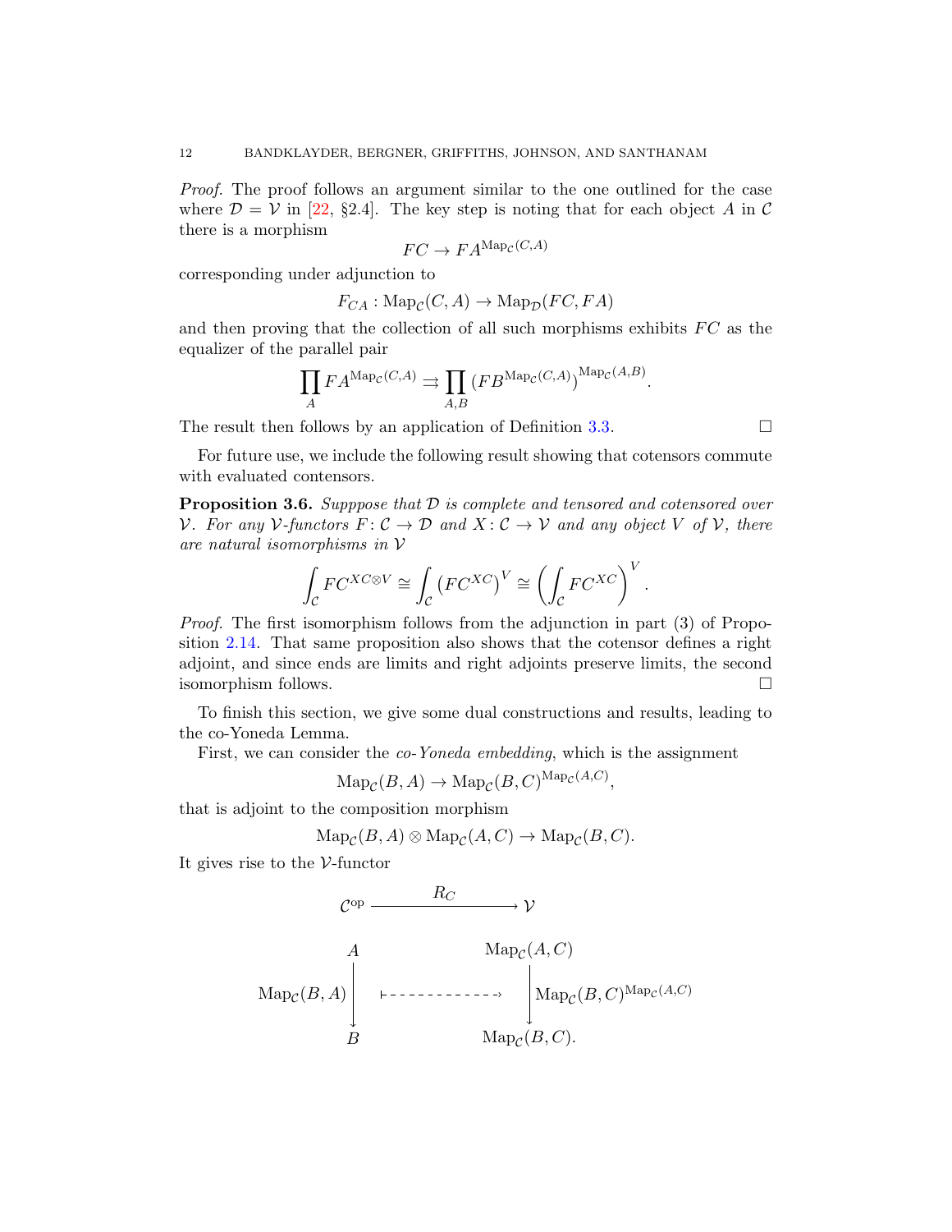*Proof.* The proof follows an argument similar to the one outlined for the case where $\mathcal{D} = \mathcal{V}$ in [22, §2.4]. The key step is noting that for each object $A$ in $\mathcal{C}$ there is a morphism

$$FC \to FA^{\mathrm{Map}_{\mathcal{C}}(C,A)}$$

corresponding under adjunction to

$$F_{CA} : \mathrm{Map}_{\mathcal{C}}(C, A) \to \mathrm{Map}_{\mathcal{D}}(FC, FA)$$

and then proving that the collection of all such morphisms exhibits $FC$ as the equalizer of the parallel pair

$$\prod_A FA^{\mathrm{Map}_{\mathcal{C}}(C,A)} \rightrightarrows \prod_{A,B} \left(FB^{\mathrm{Map}_{\mathcal{C}}(C,A)}\right)^{\mathrm{Map}_{\mathcal{C}}(A,B)}.$$

The result then follows by an application of Definition 3.3. □

For future use, we include the following result showing that cotensors commute with evaluated contensors.

**Proposition 3.6.** *Suppose that $\mathcal{D}$ is complete and tensored and cotensored over $\mathcal{V}$. For any $\mathcal{V}$-functors $F\colon \mathcal{C} \to \mathcal{D}$ and $X\colon \mathcal{C} \to \mathcal{V}$ and any object $V$ of $\mathcal{V}$, there are natural isomorphisms in $\mathcal{V}$*

$$\int_{\mathcal{C}} FC^{XC \otimes V} \cong \int_{\mathcal{C}} \left(FC^{XC}\right)^V \cong \left(\int_{\mathcal{C}} FC^{XC}\right)^V.$$

*Proof.* The first isomorphism follows from the adjunction in part (3) of Proposition 2.14. That same proposition also shows that the cotensor defines a right adjoint, and since ends are limits and right adjoints preserve limits, the second isomorphism follows. □

To finish this section, we give some dual constructions and results, leading to the co-Yoneda Lemma.

First, we can consider the *co-Yoneda embedding*, which is the assignment

$$\mathrm{Map}_{\mathcal{C}}(B, A) \to \mathrm{Map}_{\mathcal{C}}(B, C)^{\mathrm{Map}_{\mathcal{C}}(A,C)},$$

that is adjoint to the composition morphism

$$\mathrm{Map}_{\mathcal{C}}(B, A) \otimes \mathrm{Map}_{\mathcal{C}}(A, C) \to \mathrm{Map}_{\mathcal{C}}(B, C).$$

It gives rise to the $\mathcal{V}$-functor

$$\mathcal{C}^{\mathrm{op}} \xrightarrow{\quad R_C \quad} \mathcal{V}$$

$$\begin{array}{ccc} A & & \mathrm{Map}_{\mathcal{C}}(A, C) \\ \mathrm{Map}_{\mathcal{C}}(B,A) \big\downarrow & \longmapsto & \big\downarrow \mathrm{Map}_{\mathcal{C}}(B,C)^{\mathrm{Map}_{\mathcal{C}}(A,C)} \\ B & & \mathrm{Map}_{\mathcal{C}}(B, C). \end{array}$$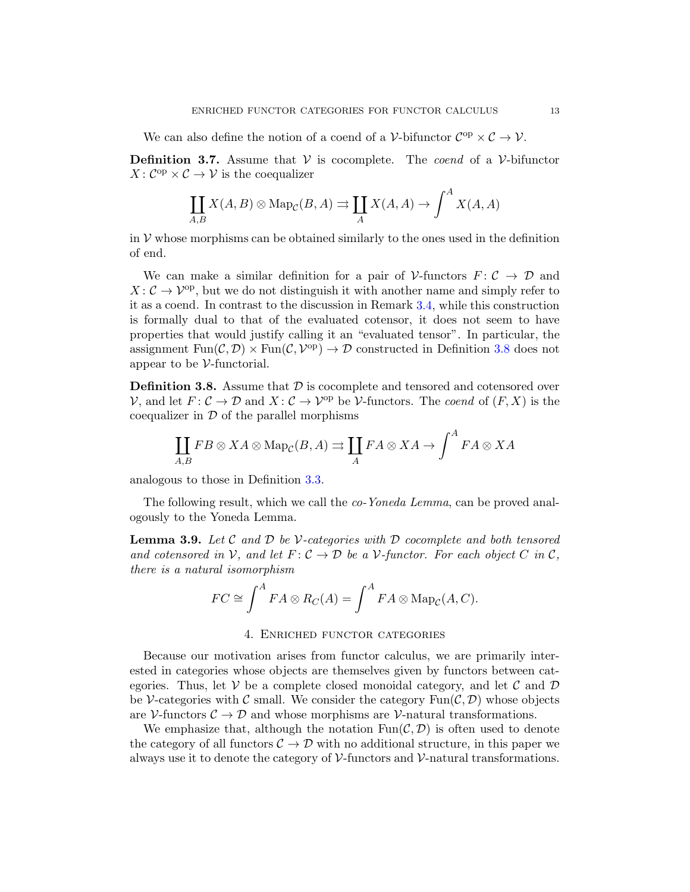We can also define the notion of a coend of a $\mathcal{V}$-bifunctor $\mathcal{C}^{\mathrm{op}} \times \mathcal{C} \to \mathcal{V}$.

**Definition 3.7.** Assume that $\mathcal{V}$ is cocomplete. The *coend* of a $\mathcal{V}$-bifunctor $X \colon \mathcal{C}^{\mathrm{op}} \times \mathcal{C} \to \mathcal{V}$ is the coequalizer

$$\coprod_{A,B} X(A,B) \otimes \mathrm{Map}_{\mathcal{C}}(B,A) \rightrightarrows \coprod_{A} X(A,A) \to \int^{A} X(A,A)$$

in $\mathcal{V}$ whose morphisms can be obtained similarly to the ones used in the definition of end.

We can make a similar definition for a pair of $\mathcal{V}$-functors $F \colon \mathcal{C} \to \mathcal{D}$ and $X \colon \mathcal{C} \to \mathcal{V}^{\mathrm{op}}$, but we do not distinguish it with another name and simply refer to it as a coend. In contrast to the discussion in Remark 3.4, while this construction is formally dual to that of the evaluated cotensor, it does not seem to have properties that would justify calling it an "evaluated tensor". In particular, the assignment $\mathrm{Fun}(\mathcal{C}, \mathcal{D}) \times \mathrm{Fun}(\mathcal{C}, \mathcal{V}^{\mathrm{op}}) \to \mathcal{D}$ constructed in Definition 3.8 does not appear to be $\mathcal{V}$-functorial.

**Definition 3.8.** Assume that $\mathcal{D}$ is cocomplete and tensored and cotensored over $\mathcal{V}$, and let $F \colon \mathcal{C} \to \mathcal{D}$ and $X \colon \mathcal{C} \to \mathcal{V}^{\mathrm{op}}$ be $\mathcal{V}$-functors. The *coend* of $(F, X)$ is the coequalizer in $\mathcal{D}$ of the parallel morphisms

$$\coprod_{A,B} FB \otimes XA \otimes \mathrm{Map}_{\mathcal{C}}(B,A) \rightrightarrows \coprod_{A} FA \otimes XA \to \int^{A} FA \otimes XA$$

analogous to those in Definition 3.3.

The following result, which we call the *co-Yoneda Lemma*, can be proved analogously to the Yoneda Lemma.

**Lemma 3.9.** *Let $\mathcal{C}$ and $\mathcal{D}$ be $\mathcal{V}$-categories with $\mathcal{D}$ cocomplete and both tensored and cotensored in $\mathcal{V}$, and let $F \colon \mathcal{C} \to \mathcal{D}$ be a $\mathcal{V}$-functor. For each object $C$ in $\mathcal{C}$, there is a natural isomorphism*

$$FC \cong \int^{A} FA \otimes R_C(A) = \int^{A} FA \otimes \mathrm{Map}_{\mathcal{C}}(A,C).$$

## 4. Enriched functor categories

Because our motivation arises from functor calculus, we are primarily interested in categories whose objects are themselves given by functors between categories. Thus, let $\mathcal{V}$ be a complete closed monoidal category, and let $\mathcal{C}$ and $\mathcal{D}$ be $\mathcal{V}$-categories with $\mathcal{C}$ small. We consider the category $\mathrm{Fun}(\mathcal{C}, \mathcal{D})$ whose objects are $\mathcal{V}$-functors $\mathcal{C} \to \mathcal{D}$ and whose morphisms are $\mathcal{V}$-natural transformations.

We emphasize that, although the notation $\mathrm{Fun}(\mathcal{C}, \mathcal{D})$ is often used to denote the category of all functors $\mathcal{C} \to \mathcal{D}$ with no additional structure, in this paper we always use it to denote the category of $\mathcal{V}$-functors and $\mathcal{V}$-natural transformations.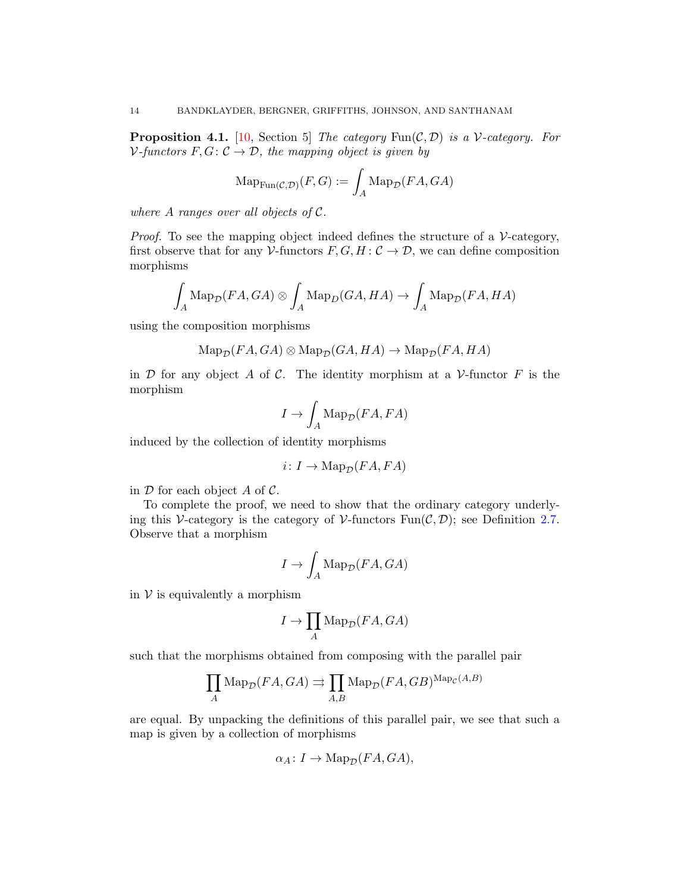**Proposition 4.1.** [10, Section 5] *The category* $\mathrm{Fun}(\mathcal{C}, \mathcal{D})$ *is a* $\mathcal{V}$*-category. For* $\mathcal{V}$*-functors* $F, G \colon \mathcal{C} \to \mathcal{D}$*, the mapping object is given by*

$$\mathrm{Map}_{\mathrm{Fun}(\mathcal{C},\mathcal{D})}(F, G) := \int_A \mathrm{Map}_{\mathcal{D}}(FA, GA)$$

*where* $A$ *ranges over all objects of* $\mathcal{C}$*.*

*Proof.* To see the mapping object indeed defines the structure of a $\mathcal{V}$-category, first observe that for any $\mathcal{V}$-functors $F, G, H \colon \mathcal{C} \to \mathcal{D}$, we can define composition morphisms

$$\int_A \mathrm{Map}_{\mathcal{D}}(FA, GA) \otimes \int_A \mathrm{Map}_{D}(GA, HA) \to \int_A \mathrm{Map}_{\mathcal{D}}(FA, HA)$$

using the composition morphisms

$$\mathrm{Map}_{\mathcal{D}}(FA, GA) \otimes \mathrm{Map}_{\mathcal{D}}(GA, HA) \to \mathrm{Map}_{\mathcal{D}}(FA, HA)$$

in $\mathcal{D}$ for any object $A$ of $\mathcal{C}$. The identity morphism at a $\mathcal{V}$-functor $F$ is the morphism

$$I \to \int_A \mathrm{Map}_{\mathcal{D}}(FA, FA)$$

induced by the collection of identity morphisms

$$i \colon I \to \mathrm{Map}_{\mathcal{D}}(FA, FA)$$

in $\mathcal{D}$ for each object $A$ of $\mathcal{C}$.

To complete the proof, we need to show that the ordinary category underlying this $\mathcal{V}$-category is the category of $\mathcal{V}$-functors $\mathrm{Fun}(\mathcal{C}, \mathcal{D})$; see Definition 2.7. Observe that a morphism

$$I \to \int_A \mathrm{Map}_{\mathcal{D}}(FA, GA)$$

in $\mathcal{V}$ is equivalently a morphism

$$I \to \prod_A \mathrm{Map}_{\mathcal{D}}(FA, GA)$$

such that the morphisms obtained from composing with the parallel pair

$$\prod_A \mathrm{Map}_{\mathcal{D}}(FA, GA) \rightrightarrows \prod_{A,B} \mathrm{Map}_{\mathcal{D}}(FA, GB)^{\mathrm{Map}_{\mathcal{C}}(A,B)}$$

are equal. By unpacking the definitions of this parallel pair, we see that such a map is given by a collection of morphisms

$$\alpha_A \colon I \to \mathrm{Map}_{\mathcal{D}}(FA, GA),$$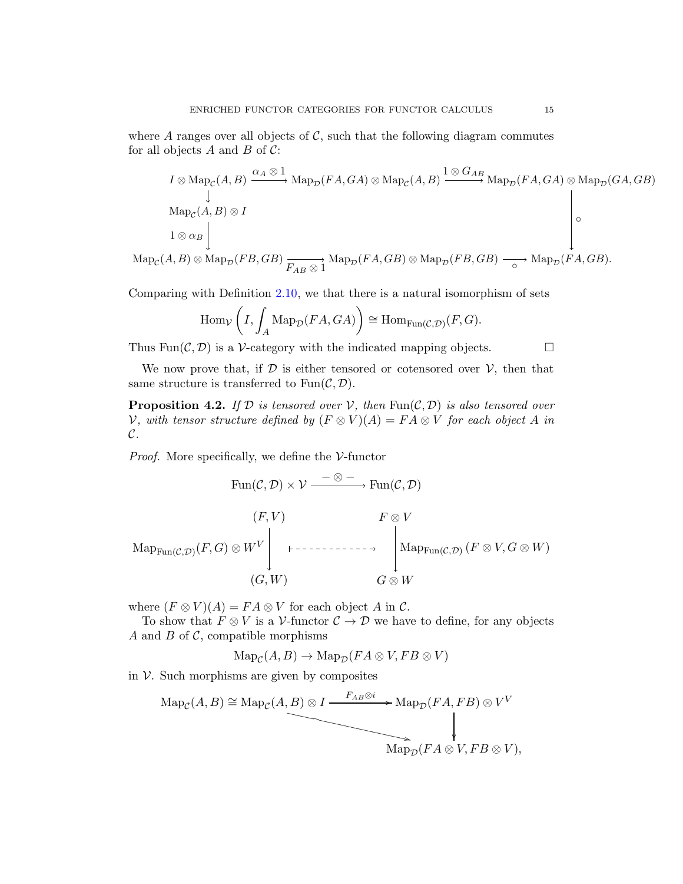where $A$ ranges over all objects of $\mathcal{C}$, such that the following diagram commutes for all objects $A$ and $B$ of $\mathcal{C}$:

$$\begin{array}{ccccc}
I \otimes \mathrm{Map}_{\mathcal{C}}(A,B) & \xrightarrow{\alpha_A \otimes 1} & \mathrm{Map}_{\mathcal{D}}(FA,GA) \otimes \mathrm{Map}_{\mathcal{C}}(A,B) & \xrightarrow{1 \otimes G_{AB}} & \mathrm{Map}_{\mathcal{D}}(FA,GA) \otimes \mathrm{Map}_{\mathcal{D}}(GA,GB) \\
\downarrow & & & & \\
\mathrm{Map}_{\mathcal{C}}(A,B) \otimes I & & & & \downarrow \circ \\
\downarrow 1 \otimes \alpha_B & & & & \\
\mathrm{Map}_{\mathcal{C}}(A,B) \otimes \mathrm{Map}_{\mathcal{D}}(FB,GB) & \xrightarrow[F_{AB} \otimes 1]{} & \mathrm{Map}_{\mathcal{D}}(FA,GB) \otimes \mathrm{Map}_{\mathcal{D}}(FB,GB) & \xrightarrow[\circ]{} & \mathrm{Map}_{\mathcal{D}}(FA,GB).
\end{array}$$

Comparing with Definition 2.10, we that there is a natural isomorphism of sets

$$\mathrm{Hom}_{\mathcal{V}}\left(I, \int_A \mathrm{Map}_{\mathcal{D}}(FA,GA)\right) \cong \mathrm{Hom}_{\mathrm{Fun}(\mathcal{C},\mathcal{D})}(F,G).$$

Thus $\mathrm{Fun}(\mathcal{C},\mathcal{D})$ is a $\mathcal{V}$-category with the indicated mapping objects. □

We now prove that, if $\mathcal{D}$ is either tensored or cotensored over $\mathcal{V}$, then that same structure is transferred to $\mathrm{Fun}(\mathcal{C},\mathcal{D})$.

**Proposition 4.2.** *If $\mathcal{D}$ is tensored over $\mathcal{V}$, then $\mathrm{Fun}(\mathcal{C},\mathcal{D})$ is also tensored over $\mathcal{V}$, with tensor structure defined by $(F \otimes V)(A) = FA \otimes V$ for each object $A$ in $\mathcal{C}$.*

*Proof.* More specifically, we define the $\mathcal{V}$-functor

$$\mathrm{Fun}(\mathcal{C},\mathcal{D}) \times \mathcal{V} \xrightarrow{- \otimes -} \mathrm{Fun}(\mathcal{C},\mathcal{D})$$

$$\begin{array}{ccc}
(F,V) & & F \otimes V \\
\mathrm{Map}_{\mathrm{Fun}(\mathcal{C},\mathcal{D})}(F,G) \otimes W^V \Big\downarrow & \longmapsto & \Big\downarrow \mathrm{Map}_{\mathrm{Fun}(\mathcal{C},\mathcal{D})}(F \otimes V, G \otimes W) \\
(G,W) & & G \otimes W
\end{array}$$

where $(F \otimes V)(A) = FA \otimes V$ for each object $A$ in $\mathcal{C}$.

To show that $F \otimes V$ is a $\mathcal{V}$-functor $\mathcal{C} \to \mathcal{D}$ we have to define, for any objects $A$ and $B$ of $\mathcal{C}$, compatible morphisms

$$\mathrm{Map}_{\mathcal{C}}(A,B) \to \mathrm{Map}_{\mathcal{D}}(FA \otimes V, FB \otimes V)$$

in $\mathcal{V}$. Such morphisms are given by composites

$$\begin{array}{ccc}
\mathrm{Map}_{\mathcal{C}}(A,B) \cong \mathrm{Map}_{\mathcal{C}}(A,B) \otimes I & \xrightarrow{F_{AB} \otimes i} & \mathrm{Map}_{\mathcal{D}}(FA,FB) \otimes V^V \\
& \searrow & \downarrow \\
& & \mathrm{Map}_{\mathcal{D}}(FA \otimes V, FB \otimes V),
\end{array}$$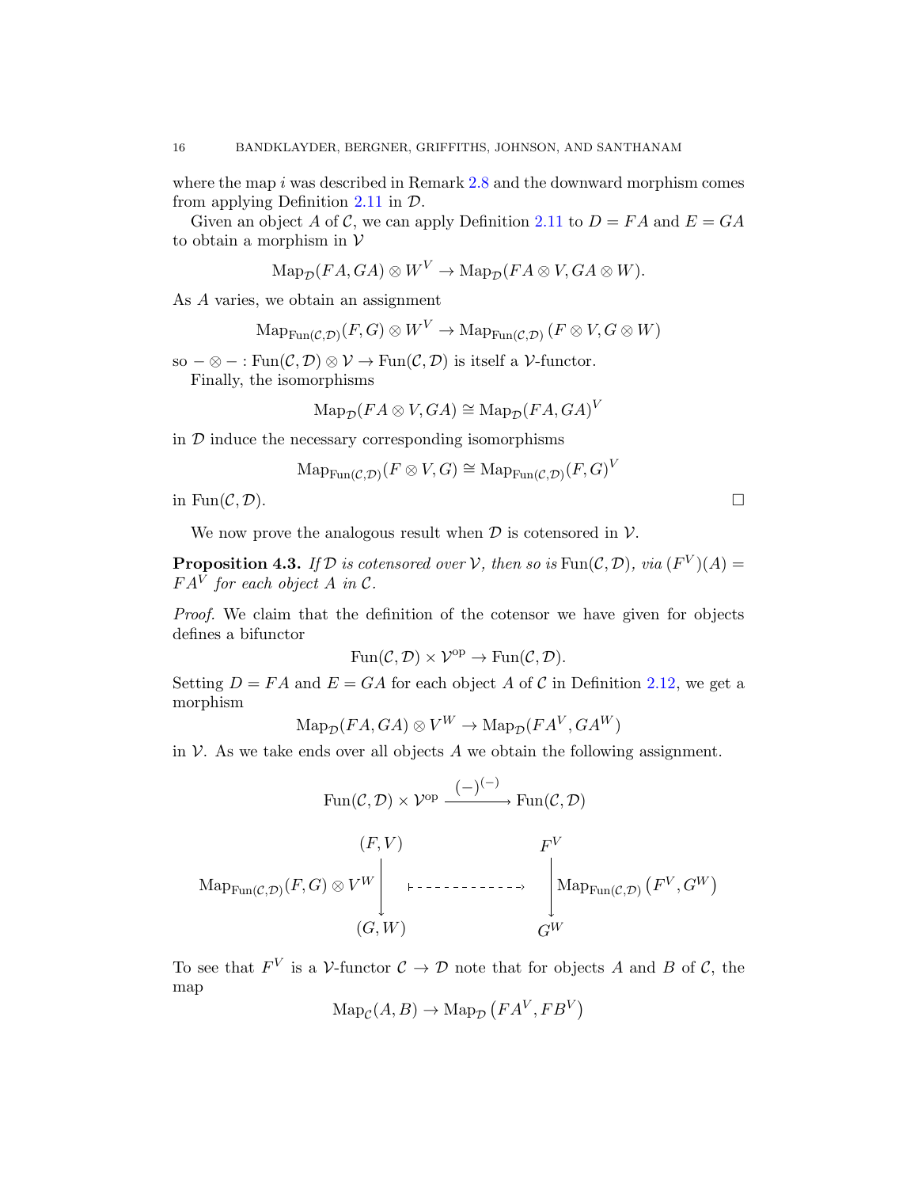where the map $i$ was described in Remark 2.8 and the downward morphism comes from applying Definition 2.11 in $\mathcal{D}$.

Given an object $A$ of $\mathcal{C}$, we can apply Definition 2.11 to $D = FA$ and $E = GA$ to obtain a morphism in $\mathcal{V}$

$$\mathrm{Map}_{\mathcal{D}}(FA, GA) \otimes W^V \to \mathrm{Map}_{\mathcal{D}}(FA \otimes V, GA \otimes W).$$

As $A$ varies, we obtain an assignment

$$\mathrm{Map}_{\mathrm{Fun}(\mathcal{C},\mathcal{D})}(F, G) \otimes W^V \to \mathrm{Map}_{\mathrm{Fun}(\mathcal{C},\mathcal{D})}(F \otimes V, G \otimes W)$$

so $- \otimes - : \mathrm{Fun}(\mathcal{C}, \mathcal{D}) \otimes \mathcal{V} \to \mathrm{Fun}(\mathcal{C}, \mathcal{D})$ is itself a $\mathcal{V}$-functor.

Finally, the isomorphisms

$$\mathrm{Map}_{\mathcal{D}}(FA \otimes V, GA) \cong \mathrm{Map}_{\mathcal{D}}(FA, GA)^V$$

in $\mathcal{D}$ induce the necessary corresponding isomorphisms

$$\mathrm{Map}_{\mathrm{Fun}(\mathcal{C},\mathcal{D})}(F \otimes V, G) \cong \mathrm{Map}_{\mathrm{Fun}(\mathcal{C},\mathcal{D})}(F, G)^V$$

in $\mathrm{Fun}(\mathcal{C}, \mathcal{D})$. □

We now prove the analogous result when $\mathcal{D}$ is cotensored in $\mathcal{V}$.

**Proposition 4.3.** *If $\mathcal{D}$ is cotensored over $\mathcal{V}$, then so is $\mathrm{Fun}(\mathcal{C}, \mathcal{D})$, via $(F^V)(A) = FA^V$ for each object $A$ in $\mathcal{C}$.*

*Proof.* We claim that the definition of the cotensor we have given for objects defines a bifunctor

$$\mathrm{Fun}(\mathcal{C}, \mathcal{D}) \times \mathcal{V}^{\mathrm{op}} \to \mathrm{Fun}(\mathcal{C}, \mathcal{D}).$$

Setting $D = FA$ and $E = GA$ for each object $A$ of $\mathcal{C}$ in Definition 2.12, we get a morphism

$$\mathrm{Map}_{\mathcal{D}}(FA, GA) \otimes V^W \to \mathrm{Map}_{\mathcal{D}}(FA^V, GA^W)$$

in $\mathcal{V}$. As we take ends over all objects $A$ we obtain the following assignment.

$$\mathrm{Fun}(\mathcal{C}, \mathcal{D}) \times \mathcal{V}^{\mathrm{op}} \xrightarrow{(-)^{(-)}} \mathrm{Fun}(\mathcal{C}, \mathcal{D})$$

$$\begin{array}{ccc} (F, V) & & F^V \\ \mathrm{Map}_{\mathrm{Fun}(\mathcal{C},\mathcal{D})}(F, G) \otimes V^W \big\downarrow & \longmapsto & \big\downarrow \mathrm{Map}_{\mathrm{Fun}(\mathcal{C},\mathcal{D})}\left(F^V, G^W\right) \\ (G, W) & & G^W \end{array}$$

To see that $F^V$ is a $\mathcal{V}$-functor $\mathcal{C} \to \mathcal{D}$ note that for objects $A$ and $B$ of $\mathcal{C}$, the map

$$\mathrm{Map}_{\mathcal{C}}(A, B) \to \mathrm{Map}_{\mathcal{D}}\left(FA^V, FB^V\right)$$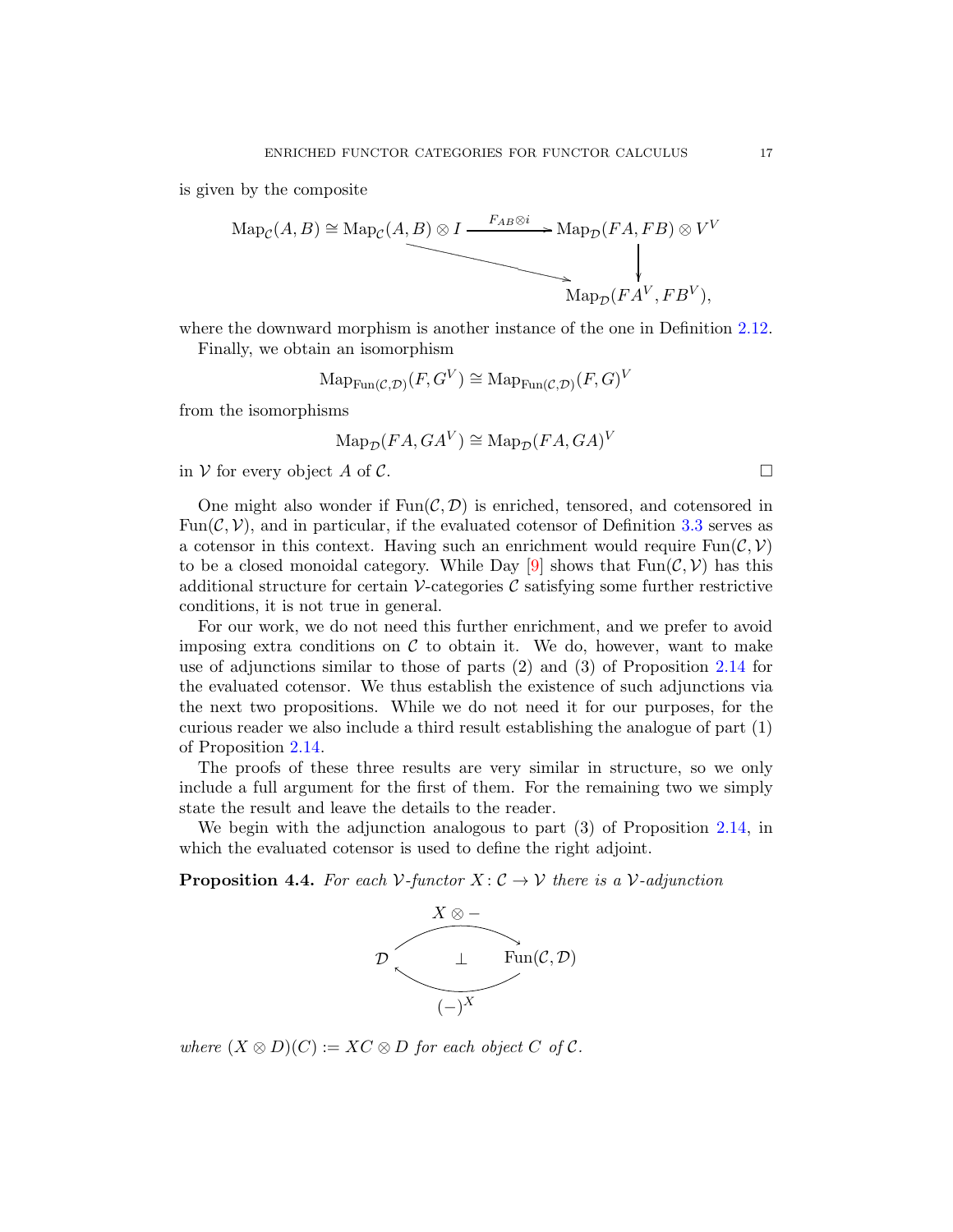is given by the composite

$$\begin{array}{ccc} \mathrm{Map}_{\mathcal{C}}(A,B) \cong \mathrm{Map}_{\mathcal{C}}(A,B) \otimes I & \xrightarrow{F_{AB} \otimes i} & \mathrm{Map}_{\mathcal{D}}(FA,FB) \otimes V^V \\ & \searrow & \downarrow \\ & & \mathrm{Map}_{\mathcal{D}}(FA^V, FB^V), \end{array}$$

where the downward morphism is another instance of the one in Definition 2.12.

Finally, we obtain an isomorphism

$$\mathrm{Map}_{\mathrm{Fun}(\mathcal{C},\mathcal{D})}(F, G^V) \cong \mathrm{Map}_{\mathrm{Fun}(\mathcal{C},\mathcal{D})}(F,G)^V$$

from the isomorphisms

$$\mathrm{Map}_{\mathcal{D}}(FA, GA^V) \cong \mathrm{Map}_{\mathcal{D}}(FA, GA)^V$$

in $\mathcal{V}$ for every object $A$ of $\mathcal{C}$. □

One might also wonder if $\mathrm{Fun}(\mathcal{C},\mathcal{D})$ is enriched, tensored, and cotensored in $\mathrm{Fun}(\mathcal{C},\mathcal{V})$, and in particular, if the evaluated cotensor of Definition 3.3 serves as a cotensor in this context. Having such an enrichment would require $\mathrm{Fun}(\mathcal{C},\mathcal{V})$ to be a closed monoidal category. While Day [9] shows that $\mathrm{Fun}(\mathcal{C},\mathcal{V})$ has this additional structure for certain $\mathcal{V}$-categories $\mathcal{C}$ satisfying some further restrictive conditions, it is not true in general.

For our work, we do not need this further enrichment, and we prefer to avoid imposing extra conditions on $\mathcal{C}$ to obtain it. We do, however, want to make use of adjunctions similar to those of parts (2) and (3) of Proposition 2.14 for the evaluated cotensor. We thus establish the existence of such adjunctions via the next two propositions. While we do not need it for our purposes, for the curious reader we also include a third result establishing the analogue of part (1) of Proposition 2.14.

The proofs of these three results are very similar in structure, so we only include a full argument for the first of them. For the remaining two we simply state the result and leave the details to the reader.

We begin with the adjunction analogous to part (3) of Proposition 2.14, in which the evaluated cotensor is used to define the right adjoint.

**Proposition 4.4.** *For each $\mathcal{V}$-functor $X\colon \mathcal{C} \to \mathcal{V}$ there is a $\mathcal{V}$-adjunction*

$$\mathcal{D} \underset{(-)^X}{\overset{X \otimes -}{\rightleftarrows}} \mathrm{Fun}(\mathcal{C},\mathcal{D}) \quad (\bot)$$

*where $(X \otimes D)(C) := XC \otimes D$ for each object $C$ of $\mathcal{C}$.*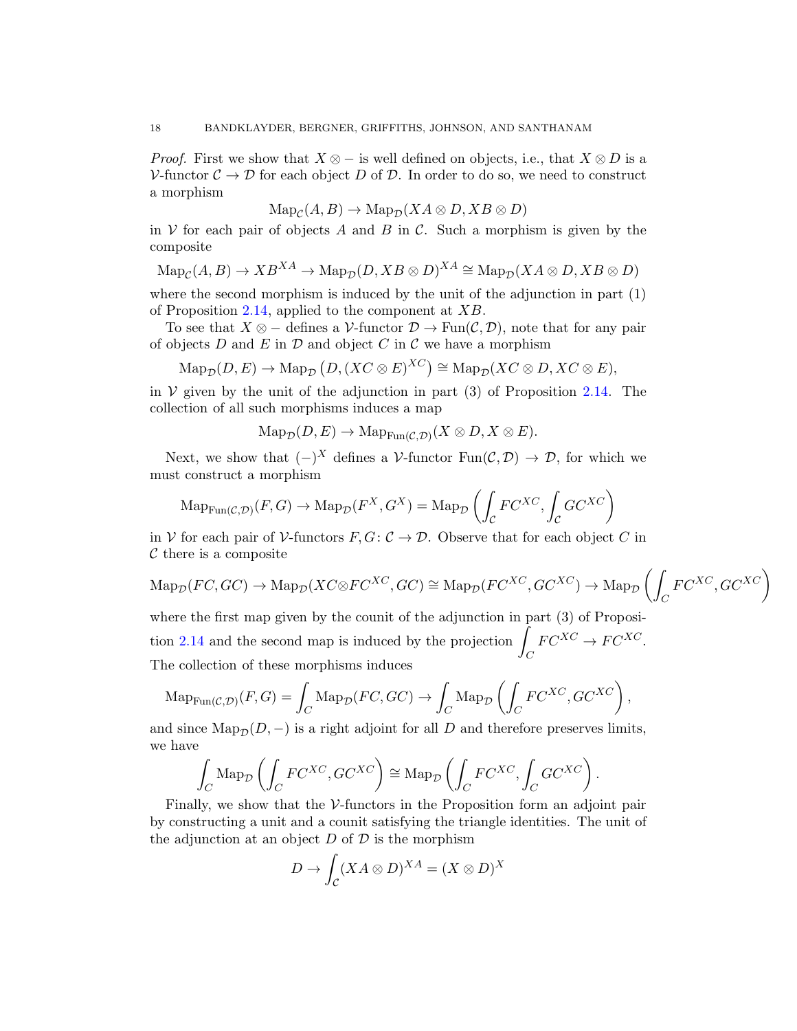*Proof.* First we show that $X \otimes -$ is well defined on objects, i.e., that $X \otimes D$ is a $\mathcal{V}$-functor $\mathcal{C} \to \mathcal{D}$ for each object $D$ of $\mathcal{D}$. In order to do so, we need to construct a morphism

$$\operatorname{Map}_{\mathcal{C}}(A, B) \to \operatorname{Map}_{\mathcal{D}}(XA \otimes D, XB \otimes D)$$

in $\mathcal{V}$ for each pair of objects $A$ and $B$ in $\mathcal{C}$. Such a morphism is given by the composite

$$\operatorname{Map}_{\mathcal{C}}(A, B) \to XB^{XA} \to \operatorname{Map}_{\mathcal{D}}(D, XB \otimes D)^{XA} \cong \operatorname{Map}_{\mathcal{D}}(XA \otimes D, XB \otimes D)$$

where the second morphism is induced by the unit of the adjunction in part (1) of Proposition 2.14, applied to the component at $XB$.

To see that $X \otimes -$ defines a $\mathcal{V}$-functor $\mathcal{D} \to \operatorname{Fun}(\mathcal{C}, \mathcal{D})$, note that for any pair of objects $D$ and $E$ in $\mathcal{D}$ and object $C$ in $\mathcal{C}$ we have a morphism

$$\operatorname{Map}_{\mathcal{D}}(D, E) \to \operatorname{Map}_{\mathcal{D}}\left(D, (XC \otimes E)^{XC}\right) \cong \operatorname{Map}_{\mathcal{D}}(XC \otimes D, XC \otimes E),$$

in $\mathcal{V}$ given by the unit of the adjunction in part (3) of Proposition 2.14. The collection of all such morphisms induces a map

$$\operatorname{Map}_{\mathcal{D}}(D, E) \to \operatorname{Map}_{\operatorname{Fun}(\mathcal{C},\mathcal{D})}(X \otimes D, X \otimes E).$$

Next, we show that $(-)^X$ defines a $\mathcal{V}$-functor $\operatorname{Fun}(\mathcal{C}, \mathcal{D}) \to \mathcal{D}$, for which we must construct a morphism

$$\operatorname{Map}_{\operatorname{Fun}(\mathcal{C},\mathcal{D})}(F, G) \to \operatorname{Map}_{\mathcal{D}}(F^X, G^X) = \operatorname{Map}_{\mathcal{D}}\left(\int_{\mathcal{C}} FC^{XC}, \int_{\mathcal{C}} GC^{XC}\right)$$

in $\mathcal{V}$ for each pair of $\mathcal{V}$-functors $F, G \colon \mathcal{C} \to \mathcal{D}$. Observe that for each object $C$ in $\mathcal{C}$ there is a composite

$$\operatorname{Map}_{\mathcal{D}}(FC, GC) \to \operatorname{Map}_{\mathcal{D}}(XC \otimes FC^{XC}, GC) \cong \operatorname{Map}_{\mathcal{D}}(FC^{XC}, GC^{XC}) \to \operatorname{Map}_{\mathcal{D}}\left(\int_C FC^{XC}, GC^{XC}\right)$$

where the first map given by the counit of the adjunction in part (3) of Proposition 2.14 and the second map is induced by the projection $\displaystyle\int_C FC^{XC} \to FC^{XC}$. The collection of these morphisms induces

$$\operatorname{Map}_{\operatorname{Fun}(\mathcal{C},\mathcal{D})}(F, G) = \int_C \operatorname{Map}_{\mathcal{D}}(FC, GC) \to \int_C \operatorname{Map}_{\mathcal{D}}\left(\int_C FC^{XC}, GC^{XC}\right),$$

and since $\operatorname{Map}_{\mathcal{D}}(D, -)$ is a right adjoint for all $D$ and therefore preserves limits, we have

$$\int_C \operatorname{Map}_{\mathcal{D}}\left(\int_C FC^{XC}, GC^{XC}\right) \cong \operatorname{Map}_{\mathcal{D}}\left(\int_C FC^{XC}, \int_C GC^{XC}\right).$$

Finally, we show that the $\mathcal{V}$-functors in the Proposition form an adjoint pair by constructing a unit and a counit satisfying the triangle identities. The unit of the adjunction at an object $D$ of $\mathcal{D}$ is the morphism

$$D \to \int_{\mathcal{C}} (XA \otimes D)^{XA} = (X \otimes D)^X$$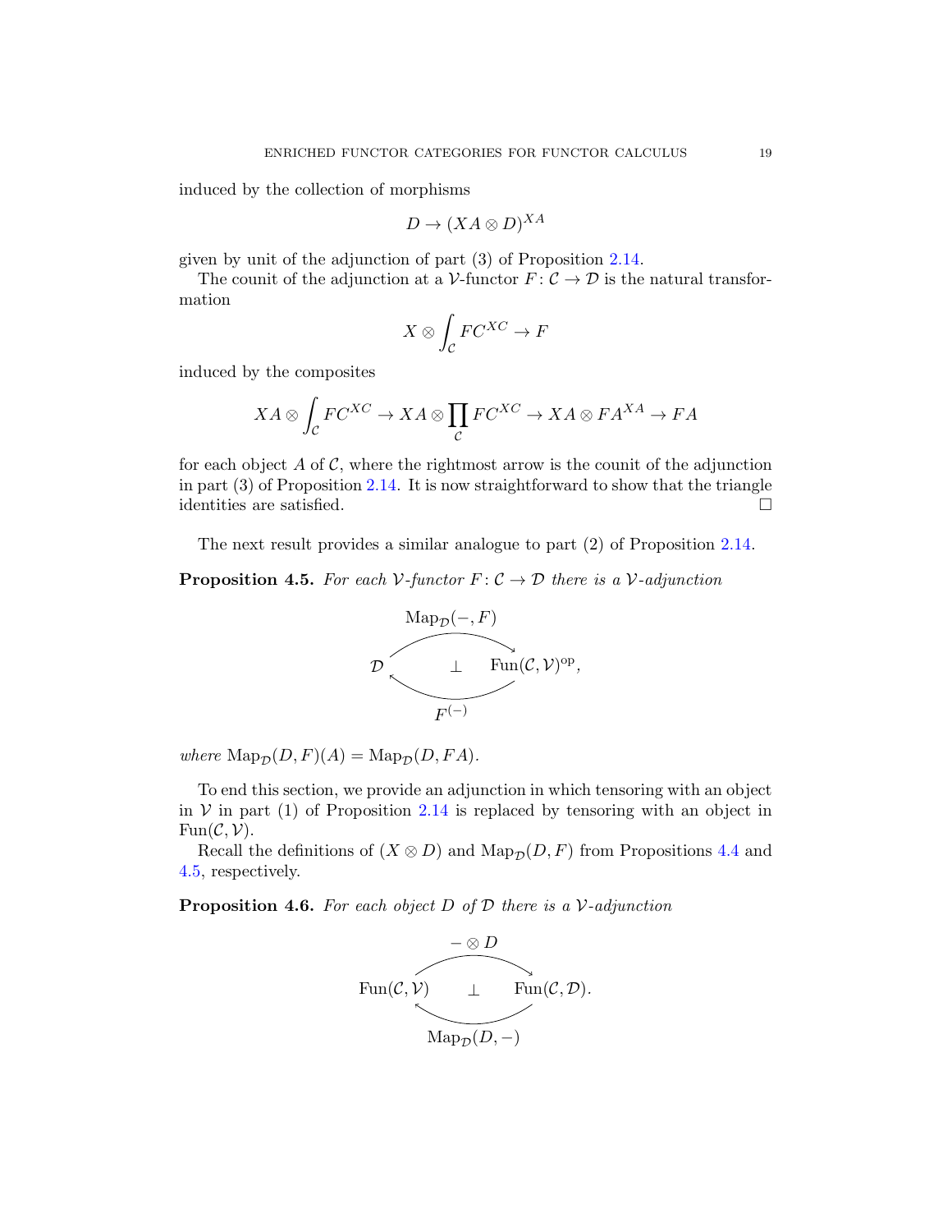induced by the collection of morphisms

$$D \to (XA \otimes D)^{XA}$$

given by unit of the adjunction of part (3) of Proposition 2.14.

The counit of the adjunction at a $\mathcal{V}$-functor $F\colon \mathcal{C} \to \mathcal{D}$ is the natural transformation

$$X \otimes \int_{\mathcal{C}} FC^{XC} \to F$$

induced by the composites

$$XA \otimes \int_{\mathcal{C}} FC^{XC} \to XA \otimes \prod_{\mathcal{C}} FC^{XC} \to XA \otimes FA^{XA} \to FA$$

for each object $A$ of $\mathcal{C}$, where the rightmost arrow is the counit of the adjunction in part (3) of Proposition 2.14. It is now straightforward to show that the triangle identities are satisfied. □

The next result provides a similar analogue to part (2) of Proposition 2.14.

**Proposition 4.5.** *For each $\mathcal{V}$-functor $F\colon \mathcal{C} \to \mathcal{D}$ there is a $\mathcal{V}$-adjunction*

$$\mathcal{D} \underset{F^{(-)}}{\overset{\mathrm{Map}_{\mathcal{D}}(-,F)}{\rightleftarrows}} \mathrm{Fun}(\mathcal{C},\mathcal{V})^{\mathrm{op}},$$

*where $\mathrm{Map}_{\mathcal{D}}(D,F)(A) = \mathrm{Map}_{\mathcal{D}}(D,FA)$.*

To end this section, we provide an adjunction in which tensoring with an object in $\mathcal{V}$ in part (1) of Proposition 2.14 is replaced by tensoring with an object in $\mathrm{Fun}(\mathcal{C},\mathcal{V})$.

Recall the definitions of $(X \otimes D)$ and $\mathrm{Map}_{\mathcal{D}}(D,F)$ from Propositions 4.4 and 4.5, respectively.

**Proposition 4.6.** *For each object $D$ of $\mathcal{D}$ there is a $\mathcal{V}$-adjunction*

$$\mathrm{Fun}(\mathcal{C},\mathcal{V}) \underset{\mathrm{Map}_{\mathcal{D}}(D,-)}{\overset{-\otimes D}{\rightleftarrows}} \mathrm{Fun}(\mathcal{C},\mathcal{D}).$$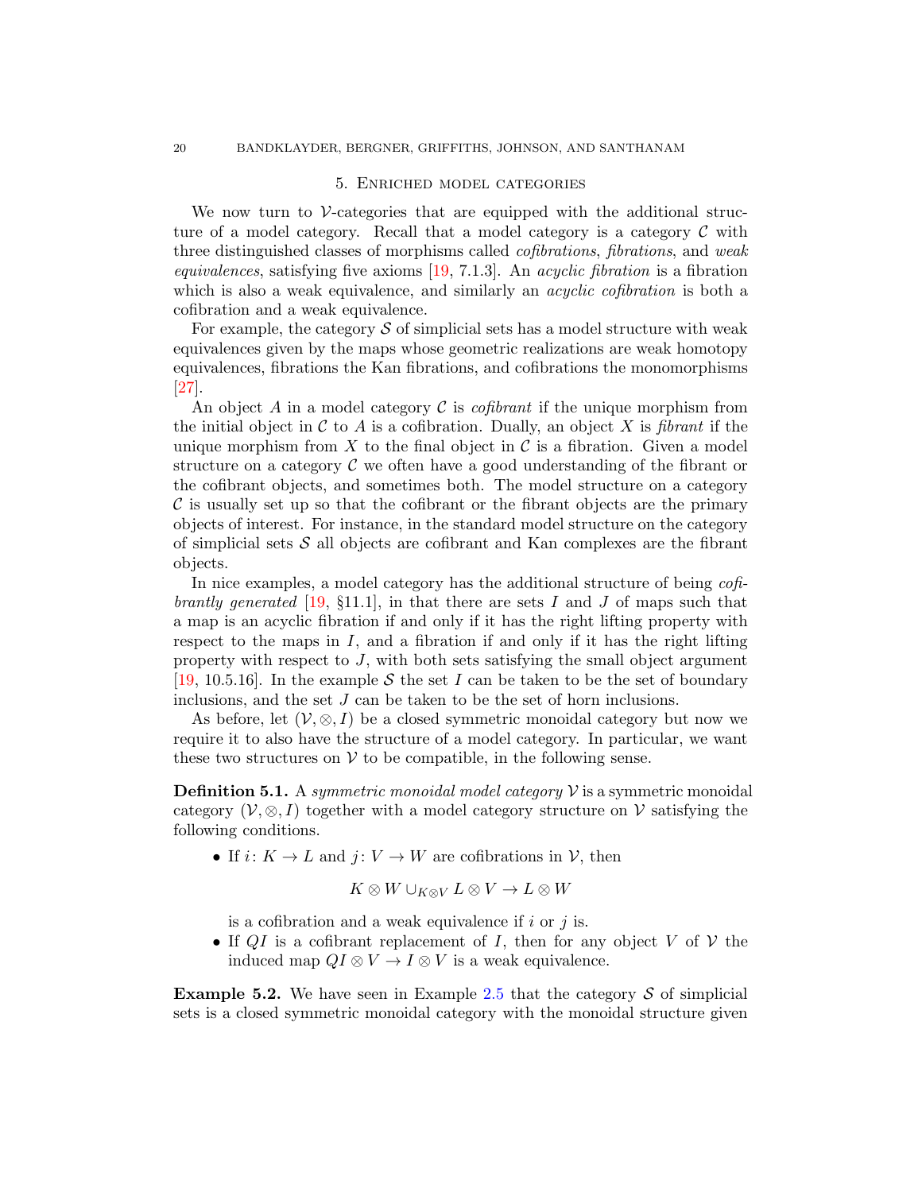## 5. Enriched model categories

We now turn to $\mathcal{V}$-categories that are equipped with the additional structure of a model category. Recall that a model category is a category $\mathcal{C}$ with three distinguished classes of morphisms called *cofibrations*, *fibrations*, and *weak equivalences*, satisfying five axioms [19, 7.1.3]. An *acyclic fibration* is a fibration which is also a weak equivalence, and similarly an *acyclic cofibration* is both a cofibration and a weak equivalence.

For example, the category $\mathcal{S}$ of simplicial sets has a model structure with weak equivalences given by the maps whose geometric realizations are weak homotopy equivalences, fibrations the Kan fibrations, and cofibrations the monomorphisms [27].

An object $A$ in a model category $\mathcal{C}$ is *cofibrant* if the unique morphism from the initial object in $\mathcal{C}$ to $A$ is a cofibration. Dually, an object $X$ is *fibrant* if the unique morphism from $X$ to the final object in $\mathcal{C}$ is a fibration. Given a model structure on a category $\mathcal{C}$ we often have a good understanding of the fibrant or the cofibrant objects, and sometimes both. The model structure on a category $\mathcal{C}$ is usually set up so that the cofibrant or the fibrant objects are the primary objects of interest. For instance, in the standard model structure on the category of simplicial sets $\mathcal{S}$ all objects are cofibrant and Kan complexes are the fibrant objects.

In nice examples, a model category has the additional structure of being *cofibrantly generated* [19, §11.1], in that there are sets $I$ and $J$ of maps such that a map is an acyclic fibration if and only if it has the right lifting property with respect to the maps in $I$, and a fibration if and only if it has the right lifting property with respect to $J$, with both sets satisfying the small object argument [19, 10.5.16]. In the example $\mathcal{S}$ the set $I$ can be taken to be the set of boundary inclusions, and the set $J$ can be taken to be the set of horn inclusions.

As before, let $(\mathcal{V}, \otimes, I)$ be a closed symmetric monoidal category but now we require it to also have the structure of a model category. In particular, we want these two structures on $\mathcal{V}$ to be compatible, in the following sense.

**Definition 5.1.** A *symmetric monoidal model category* $\mathcal{V}$ is a symmetric monoidal category $(\mathcal{V}, \otimes, I)$ together with a model category structure on $\mathcal{V}$ satisfying the following conditions.

- If $i\colon K \to L$ and $j\colon V \to W$ are cofibrations in $\mathcal{V}$, then
$$K \otimes W \cup_{K \otimes V} L \otimes V \to L \otimes W$$
is a cofibration and a weak equivalence if $i$ or $j$ is.
- If $QI$ is a cofibrant replacement of $I$, then for any object $V$ of $\mathcal{V}$ the induced map $QI \otimes V \to I \otimes V$ is a weak equivalence.

**Example 5.2.** We have seen in Example 2.5 that the category $\mathcal{S}$ of simplicial sets is a closed symmetric monoidal category with the monoidal structure given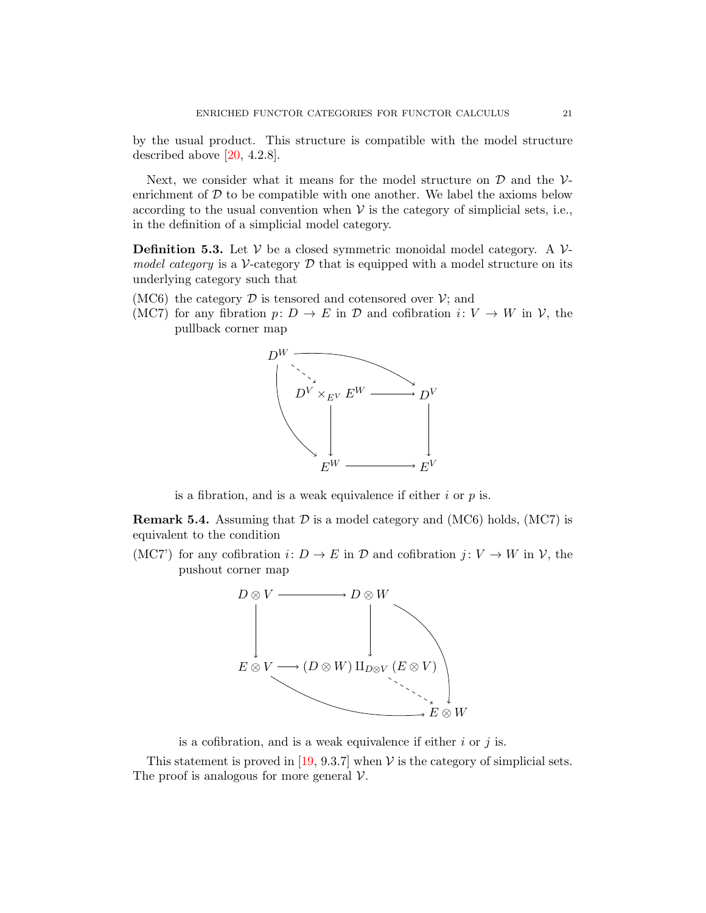by the usual product. This structure is compatible with the model structure described above [20, 4.2.8].

Next, we consider what it means for the model structure on $\mathcal{D}$ and the $\mathcal{V}$-enrichment of $\mathcal{D}$ to be compatible with one another. We label the axioms below according to the usual convention when $\mathcal{V}$ is the category of simplicial sets, i.e., in the definition of a simplicial model category.

**Definition 5.3.** Let $\mathcal{V}$ be a closed symmetric monoidal model category. A $\mathcal{V}$-*model category* is a $\mathcal{V}$-category $\mathcal{D}$ that is equipped with a model structure on its underlying category such that

(MC6) the category $\mathcal{D}$ is tensored and cotensored over $\mathcal{V}$; and

(MC7) for any fibration $p\colon D \to E$ in $\mathcal{D}$ and cofibration $i\colon V \to W$ in $\mathcal{V}$, the pullback corner map

$$\begin{array}{ccc} D^W & \dashrightarrow & D^V \times_{E^V} E^W \longrightarrow D^V \\ & & \downarrow \qquad\qquad \downarrow \\ & & E^W \longrightarrow E^V \end{array}$$

is a fibration, and is a weak equivalence if either $i$ or $p$ is.

**Remark 5.4.** Assuming that $\mathcal{D}$ is a model category and (MC6) holds, (MC7) is equivalent to the condition

(MC7') for any cofibration $i\colon D \to E$ in $\mathcal{D}$ and cofibration $j\colon V \to W$ in $\mathcal{V}$, the pushout corner map

$$\begin{array}{ccc} D \otimes V & \longrightarrow & D \otimes W \\ \downarrow & & \downarrow \\ E \otimes V & \longrightarrow & (D \otimes W) \amalg_{D \otimes V} (E \otimes V) \dashrightarrow E \otimes W \end{array}$$

is a cofibration, and is a weak equivalence if either $i$ or $j$ is.

This statement is proved in [19, 9.3.7] when $\mathcal{V}$ is the category of simplicial sets. The proof is analogous for more general $\mathcal{V}$.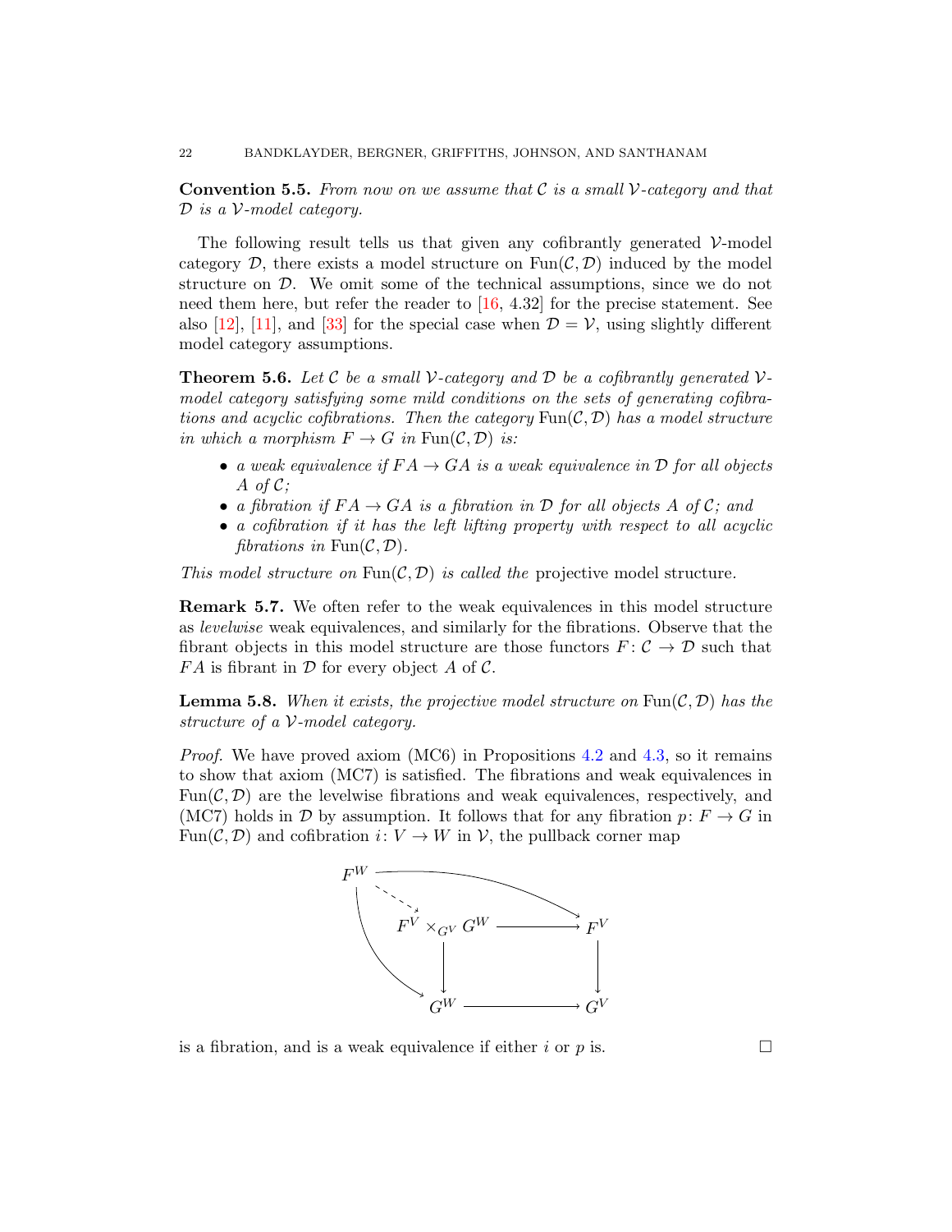**Convention 5.5.** *From now on we assume that $\mathcal{C}$ is a small $\mathcal{V}$-category and that $\mathcal{D}$ is a $\mathcal{V}$-model category.*

The following result tells us that given any cofibrantly generated $\mathcal{V}$-model category $\mathcal{D}$, there exists a model structure on $\mathrm{Fun}(\mathcal{C}, \mathcal{D})$ induced by the model structure on $\mathcal{D}$. We omit some of the technical assumptions, since we do not need them here, but refer the reader to [16, 4.32] for the precise statement. See also [12], [11], and [33] for the special case when $\mathcal{D} = \mathcal{V}$, using slightly different model category assumptions.

**Theorem 5.6.** *Let $\mathcal{C}$ be a small $\mathcal{V}$-category and $\mathcal{D}$ be a cofibrantly generated $\mathcal{V}$-model category satisfying some mild conditions on the sets of generating cofibrations and acyclic cofibrations. Then the category $\mathrm{Fun}(\mathcal{C}, \mathcal{D})$ has a model structure in which a morphism $F \to G$ in $\mathrm{Fun}(\mathcal{C}, \mathcal{D})$ is:*

- *a weak equivalence if $FA \to GA$ is a weak equivalence in $\mathcal{D}$ for all objects $A$ of $\mathcal{C}$;*
- *a fibration if $FA \to GA$ is a fibration in $\mathcal{D}$ for all objects $A$ of $\mathcal{C}$; and*
- *a cofibration if it has the left lifting property with respect to all acyclic fibrations in $\mathrm{Fun}(\mathcal{C}, \mathcal{D})$.*

*This model structure on $\mathrm{Fun}(\mathcal{C}, \mathcal{D})$ is called the* projective model structure.

**Remark 5.7.** We often refer to the weak equivalences in this model structure as *levelwise* weak equivalences, and similarly for the fibrations. Observe that the fibrant objects in this model structure are those functors $F \colon \mathcal{C} \to \mathcal{D}$ such that $FA$ is fibrant in $\mathcal{D}$ for every object $A$ of $\mathcal{C}$.

**Lemma 5.8.** *When it exists, the projective model structure on $\mathrm{Fun}(\mathcal{C}, \mathcal{D})$ has the structure of a $\mathcal{V}$-model category.*

*Proof.* We have proved axiom (MC6) in Propositions 4.2 and 4.3, so it remains to show that axiom (MC7) is satisfied. The fibrations and weak equivalences in $\mathrm{Fun}(\mathcal{C}, \mathcal{D})$ are the levelwise fibrations and weak equivalences, respectively, and (MC7) holds in $\mathcal{D}$ by assumption. It follows that for any fibration $p \colon F \to G$ in $\mathrm{Fun}(\mathcal{C}, \mathcal{D})$ and cofibration $i \colon V \to W$ in $\mathcal{V}$, the pullback corner map

$$
\begin{array}{ccc}
F^W & \dashrightarrow & F^V \times_{G^V} G^W \longrightarrow F^V \\
 & & \downarrow \qquad\qquad\quad \downarrow \\
 & & G^W \longrightarrow G^V
\end{array}
$$

is a fibration, and is a weak equivalence if either $i$ or $p$ is. $\square$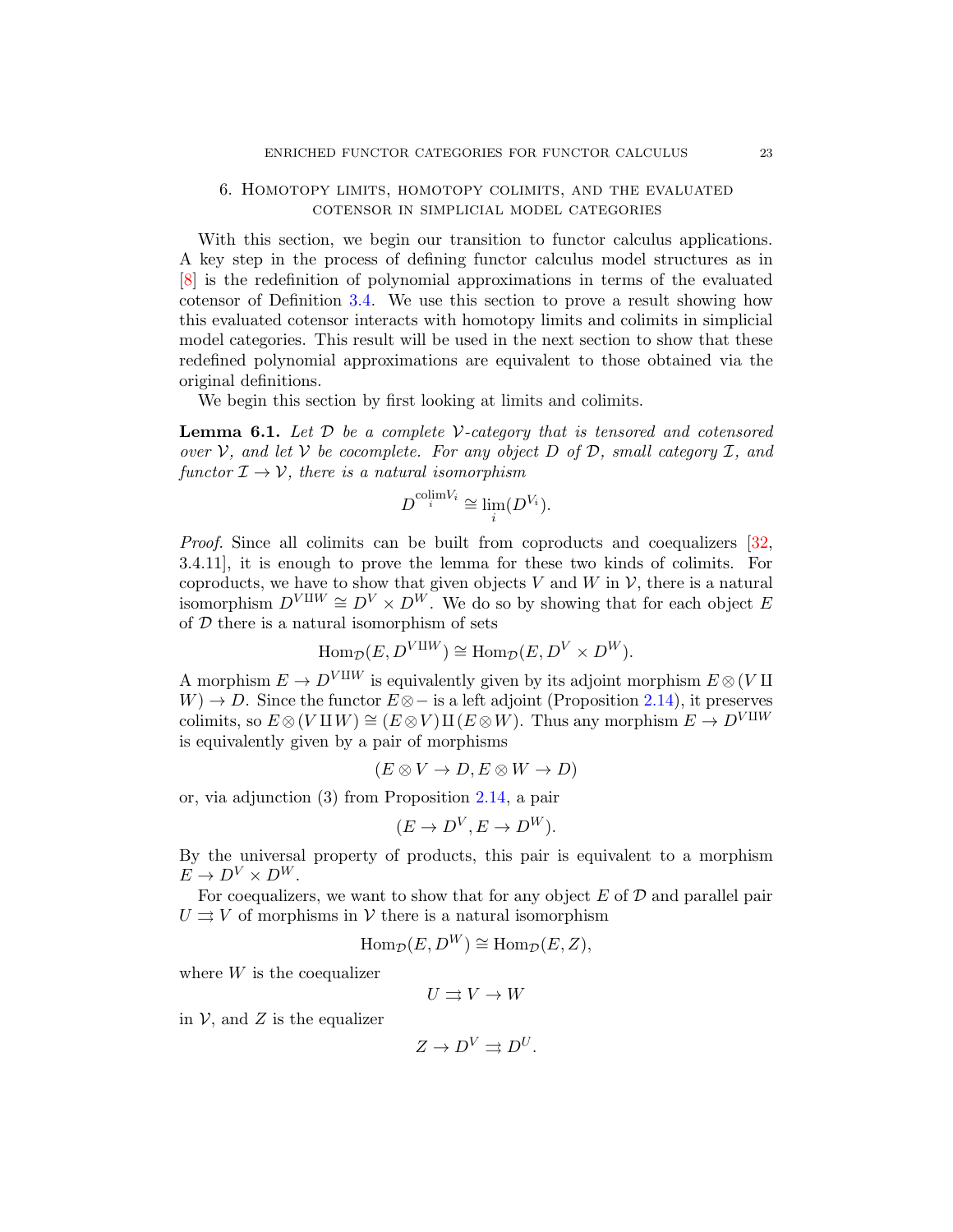## 6. Homotopy limits, homotopy colimits, and the evaluated cotensor in simplicial model categories

With this section, we begin our transition to functor calculus applications. A key step in the process of defining functor calculus model structures as in [8] is the redefinition of polynomial approximations in terms of the evaluated cotensor of Definition 3.4. We use this section to prove a result showing how this evaluated cotensor interacts with homotopy limits and colimits in simplicial model categories. This result will be used in the next section to show that these redefined polynomial approximations are equivalent to those obtained via the original definitions.

We begin this section by first looking at limits and colimits.

**Lemma 6.1.** *Let $\mathcal{D}$ be a complete $\mathcal{V}$-category that is tensored and cotensored over $\mathcal{V}$, and let $\mathcal{V}$ be cocomplete. For any object $D$ of $\mathcal{D}$, small category $\mathcal{I}$, and functor $\mathcal{I} \to \mathcal{V}$, there is a natural isomorphism*

$$D^{\operatorname{colim}_i V_i} \cong \lim_i (D^{V_i}).$$

*Proof.* Since all colimits can be built from coproducts and coequalizers [32, 3.4.11], it is enough to prove the lemma for these two kinds of colimits. For coproducts, we have to show that given objects $V$ and $W$ in $\mathcal{V}$, there is a natural isomorphism $D^{V \amalg W} \cong D^V \times D^W$. We do so by showing that for each object $E$ of $\mathcal{D}$ there is a natural isomorphism of sets

$$\operatorname{Hom}_{\mathcal{D}}(E, D^{V \amalg W}) \cong \operatorname{Hom}_{\mathcal{D}}(E, D^V \times D^W).$$

A morphism $E \to D^{V \amalg W}$ is equivalently given by its adjoint morphism $E \otimes (V \amalg W) \to D$. Since the functor $E \otimes -$ is a left adjoint (Proposition 2.14), it preserves colimits, so $E \otimes (V \amalg W) \cong (E \otimes V) \amalg (E \otimes W)$. Thus any morphism $E \to D^{V \amalg W}$ is equivalently given by a pair of morphisms

$$(E \otimes V \to D, E \otimes W \to D)$$

or, via adjunction (3) from Proposition 2.14, a pair

$$(E \to D^V, E \to D^W).$$

By the universal property of products, this pair is equivalent to a morphism $E \to D^V \times D^W$.

For coequalizers, we want to show that for any object $E$ of $\mathcal{D}$ and parallel pair $U \rightrightarrows V$ of morphisms in $\mathcal{V}$ there is a natural isomorphism

$$\operatorname{Hom}_{\mathcal{D}}(E, D^W) \cong \operatorname{Hom}_{\mathcal{D}}(E, Z),$$

where $W$ is the coequalizer

$$U \rightrightarrows V \to W$$

in $\mathcal{V}$, and $Z$ is the equalizer

$$Z \to D^V \rightrightarrows D^U.$$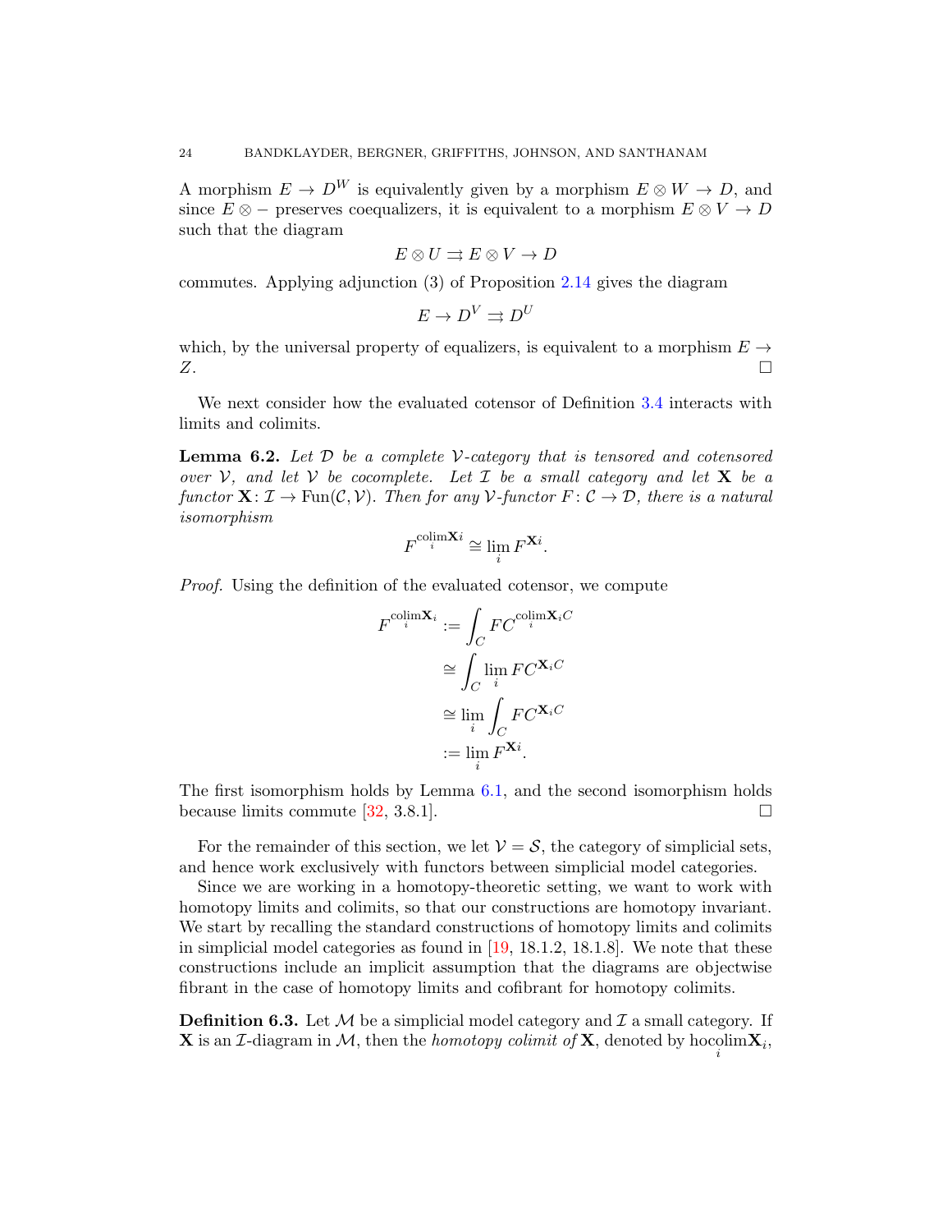A morphism $E \to D^W$ is equivalently given by a morphism $E \otimes W \to D$, and since $E \otimes -$ preserves coequalizers, it is equivalent to a morphism $E \otimes V \to D$ such that the diagram

$$E \otimes U \rightrightarrows E \otimes V \to D$$

commutes. Applying adjunction (3) of Proposition 2.14 gives the diagram

$$E \to D^V \rightrightarrows D^U$$

which, by the universal property of equalizers, is equivalent to a morphism $E \to Z$. □

We next consider how the evaluated cotensor of Definition 3.4 interacts with limits and colimits.

**Lemma 6.2.** *Let $\mathcal{D}$ be a complete $\mathcal{V}$-category that is tensored and cotensored over $\mathcal{V}$, and let $\mathcal{V}$ be cocomplete. Let $\mathcal{I}$ be a small category and let $\mathbf{X}$ be a functor $\mathbf{X}\colon \mathcal{I} \to \operatorname{Fun}(\mathcal{C}, \mathcal{V})$. Then for any $\mathcal{V}$-functor $F\colon \mathcal{C} \to \mathcal{D}$, there is a natural isomorphism*

$$F^{\operatorname{colim}_i \mathbf{X}_i} \cong \lim_i F^{\mathbf{X}_i}.$$

*Proof.* Using the definition of the evaluated cotensor, we compute

$$\begin{aligned}
F^{\operatorname{colim}_i \mathbf{X}_i} &:= \int_C FC^{\operatorname{colim}_i \mathbf{X}_i C} \\
&\cong \int_C \lim_i FC^{\mathbf{X}_i C} \\
&\cong \lim_i \int_C FC^{\mathbf{X}_i C} \\
&:= \lim_i F^{\mathbf{X}_i}.
\end{aligned}$$

The first isomorphism holds by Lemma 6.1, and the second isomorphism holds because limits commute [32, 3.8.1]. □

For the remainder of this section, we let $\mathcal{V} = \mathcal{S}$, the category of simplicial sets, and hence work exclusively with functors between simplicial model categories.

Since we are working in a homotopy-theoretic setting, we want to work with homotopy limits and colimits, so that our constructions are homotopy invariant. We start by recalling the standard constructions of homotopy limits and colimits in simplicial model categories as found in [19, 18.1.2, 18.1.8]. We note that these constructions include an implicit assumption that the diagrams are objectwise fibrant in the case of homotopy limits and cofibrant for homotopy colimits.

**Definition 6.3.** Let $\mathcal{M}$ be a simplicial model category and $\mathcal{I}$ a small category. If $\mathbf{X}$ is an $\mathcal{I}$-diagram in $\mathcal{M}$, then the *homotopy colimit of* $\mathbf{X}$, denoted by $\operatorname{hocolim}_i \mathbf{X}_i$,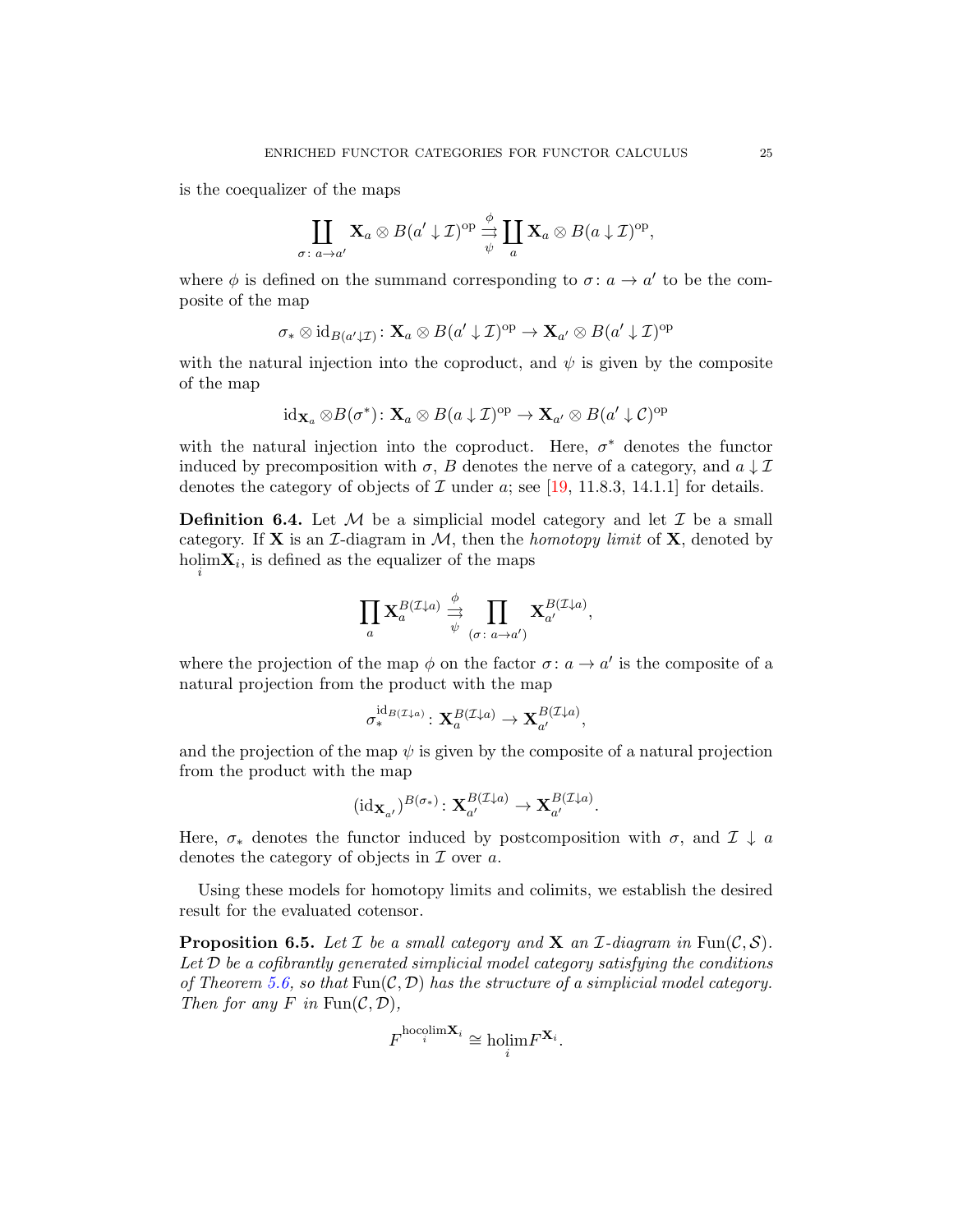is the coequalizer of the maps

$$\coprod_{\sigma\colon a\to a'} \mathbf{X}_a \otimes B(a' \downarrow \mathcal{I})^{\mathrm{op}} \overset{\phi}{\underset{\psi}{\rightrightarrows}} \coprod_a \mathbf{X}_a \otimes B(a \downarrow \mathcal{I})^{\mathrm{op}},$$

where $\phi$ is defined on the summand corresponding to $\sigma\colon a \to a'$ to be the composite of the map

$$\sigma_* \otimes \mathrm{id}_{B(a'\downarrow\mathcal{I})}\colon \mathbf{X}_a \otimes B(a' \downarrow \mathcal{I})^{\mathrm{op}} \to \mathbf{X}_{a'} \otimes B(a' \downarrow \mathcal{I})^{\mathrm{op}}$$

with the natural injection into the coproduct, and $\psi$ is given by the composite of the map

$$\mathrm{id}_{\mathbf{X}_a} \otimes B(\sigma^*)\colon \mathbf{X}_a \otimes B(a \downarrow \mathcal{I})^{\mathrm{op}} \to \mathbf{X}_{a'} \otimes B(a' \downarrow \mathcal{C})^{\mathrm{op}}$$

with the natural injection into the coproduct. Here, $\sigma^*$ denotes the functor induced by precomposition with $\sigma$, $B$ denotes the nerve of a category, and $a \downarrow \mathcal{I}$ denotes the category of objects of $\mathcal{I}$ under $a$; see [19, 11.8.3, 14.1.1] for details.

**Definition 6.4.** Let $\mathcal{M}$ be a simplicial model category and let $\mathcal{I}$ be a small category. If $\mathbf{X}$ is an $\mathcal{I}$-diagram in $\mathcal{M}$, then the *homotopy limit* of $\mathbf{X}$, denoted by $\underset{i}{\mathrm{holim}}\mathbf{X}_i$, is defined as the equalizer of the maps

$$\prod_a \mathbf{X}_a^{B(\mathcal{I}\downarrow a)} \overset{\phi}{\underset{\psi}{\rightrightarrows}} \prod_{(\sigma\colon a\to a')} \mathbf{X}_{a'}^{B(\mathcal{I}\downarrow a)},$$

where the projection of the map $\phi$ on the factor $\sigma\colon a \to a'$ is the composite of a natural projection from the product with the map

$$\sigma_*^{\mathrm{id}_{B(\mathcal{I}\downarrow a)}}\colon \mathbf{X}_a^{B(\mathcal{I}\downarrow a)} \to \mathbf{X}_{a'}^{B(\mathcal{I}\downarrow a)},$$

and the projection of the map $\psi$ is given by the composite of a natural projection from the product with the map

$$(\mathrm{id}_{\mathbf{X}_{a'}})^{B(\sigma_*)}\colon \mathbf{X}_{a'}^{B(\mathcal{I}\downarrow a)} \to \mathbf{X}_{a'}^{B(\mathcal{I}\downarrow a)}.$$

Here, $\sigma_*$ denotes the functor induced by postcomposition with $\sigma$, and $\mathcal{I} \downarrow a$ denotes the category of objects in $\mathcal{I}$ over $a$.

Using these models for homotopy limits and colimits, we establish the desired result for the evaluated cotensor.

**Proposition 6.5.** *Let $\mathcal{I}$ be a small category and $\mathbf{X}$ an $\mathcal{I}$-diagram in $\mathrm{Fun}(\mathcal{C}, \mathcal{S})$. Let $\mathcal{D}$ be a cofibrantly generated simplicial model category satisfying the conditions of Theorem 5.6, so that $\mathrm{Fun}(\mathcal{C}, \mathcal{D})$ has the structure of a simplicial model category. Then for any $F$ in $\mathrm{Fun}(\mathcal{C}, \mathcal{D})$,*

$$F^{\underset{i}{\mathrm{hocolim}}\mathbf{X}_i} \cong \underset{i}{\mathrm{holim}} F^{\mathbf{X}_i}.$$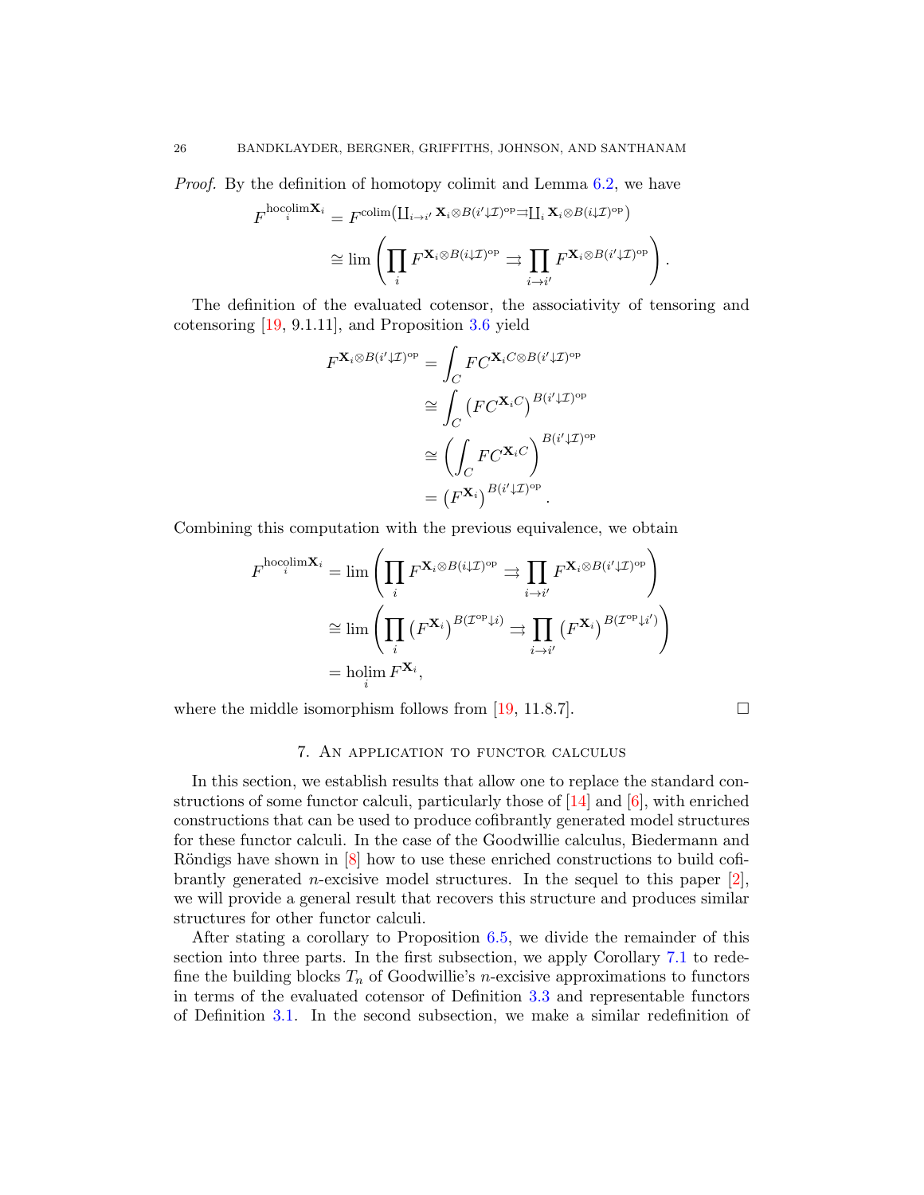*Proof.* By the definition of homotopy colimit and Lemma 6.2, we have

$$
\begin{aligned}
F^{\operatorname{hocolim}_i \mathbf{X}_i} &= F^{\operatorname{colim}\left(\coprod_{i\to i'} \mathbf{X}_i \otimes B(i'\downarrow \mathcal{I})^{\mathrm{op}} \rightrightarrows \coprod_i \mathbf{X}_i \otimes B(i\downarrow \mathcal{I})^{\mathrm{op}}\right)} \\
&\cong \lim \left( \prod_i F^{\mathbf{X}_i \otimes B(i\downarrow \mathcal{I})^{\mathrm{op}}} \rightrightarrows \prod_{i\to i'} F^{\mathbf{X}_i \otimes B(i'\downarrow \mathcal{I})^{\mathrm{op}}} \right).
\end{aligned}
$$

The definition of the evaluated cotensor, the associativity of tensoring and cotensoring [19, 9.1.11], and Proposition 3.6 yield

$$
\begin{aligned}
F^{\mathbf{X}_i \otimes B(i'\downarrow \mathcal{I})^{\mathrm{op}}} &= \int_C FC^{\mathbf{X}_i C \otimes B(i'\downarrow \mathcal{I})^{\mathrm{op}}} \\
&\cong \int_C \left(FC^{\mathbf{X}_i C}\right)^{B(i'\downarrow \mathcal{I})^{\mathrm{op}}} \\
&\cong \left( \int_C FC^{\mathbf{X}_i C} \right)^{B(i'\downarrow \mathcal{I})^{\mathrm{op}}} \\
&= \left(F^{\mathbf{X}_i}\right)^{B(i'\downarrow \mathcal{I})^{\mathrm{op}}}.
\end{aligned}
$$

Combining this computation with the previous equivalence, we obtain

$$
\begin{aligned}
F^{\operatorname{hocolim}_i \mathbf{X}_i} &= \lim \left( \prod_i F^{\mathbf{X}_i \otimes B(i\downarrow \mathcal{I})^{\mathrm{op}}} \rightrightarrows \prod_{i\to i'} F^{\mathbf{X}_i \otimes B(i'\downarrow \mathcal{I})^{\mathrm{op}}} \right) \\
&\cong \lim \left( \prod_i \left(F^{\mathbf{X}_i}\right)^{B(\mathcal{I}^{\mathrm{op}}\downarrow i)} \rightrightarrows \prod_{i\to i'} \left(F^{\mathbf{X}_i}\right)^{B(\mathcal{I}^{\mathrm{op}}\downarrow i')} \right) \\
&= \operatorname{holim}_i F^{\mathbf{X}_i},
\end{aligned}
$$

where the middle isomorphism follows from [19, 11.8.7]. □

## 7. An application to functor calculus

In this section, we establish results that allow one to replace the standard constructions of some functor calculi, particularly those of [14] and [6], with enriched constructions that can be used to produce cofibrantly generated model structures for these functor calculi. In the case of the Goodwillie calculus, Biedermann and Röndigs have shown in [8] how to use these enriched constructions to build cofibrantly generated $n$-excisive model structures. In the sequel to this paper [2], we will provide a general result that recovers this structure and produces similar structures for other functor calculi.

After stating a corollary to Proposition 6.5, we divide the remainder of this section into three parts. In the first subsection, we apply Corollary 7.1 to redefine the building blocks $T_n$ of Goodwillie's $n$-excisive approximations to functors in terms of the evaluated cotensor of Definition 3.3 and representable functors of Definition 3.1. In the second subsection, we make a similar redefinition of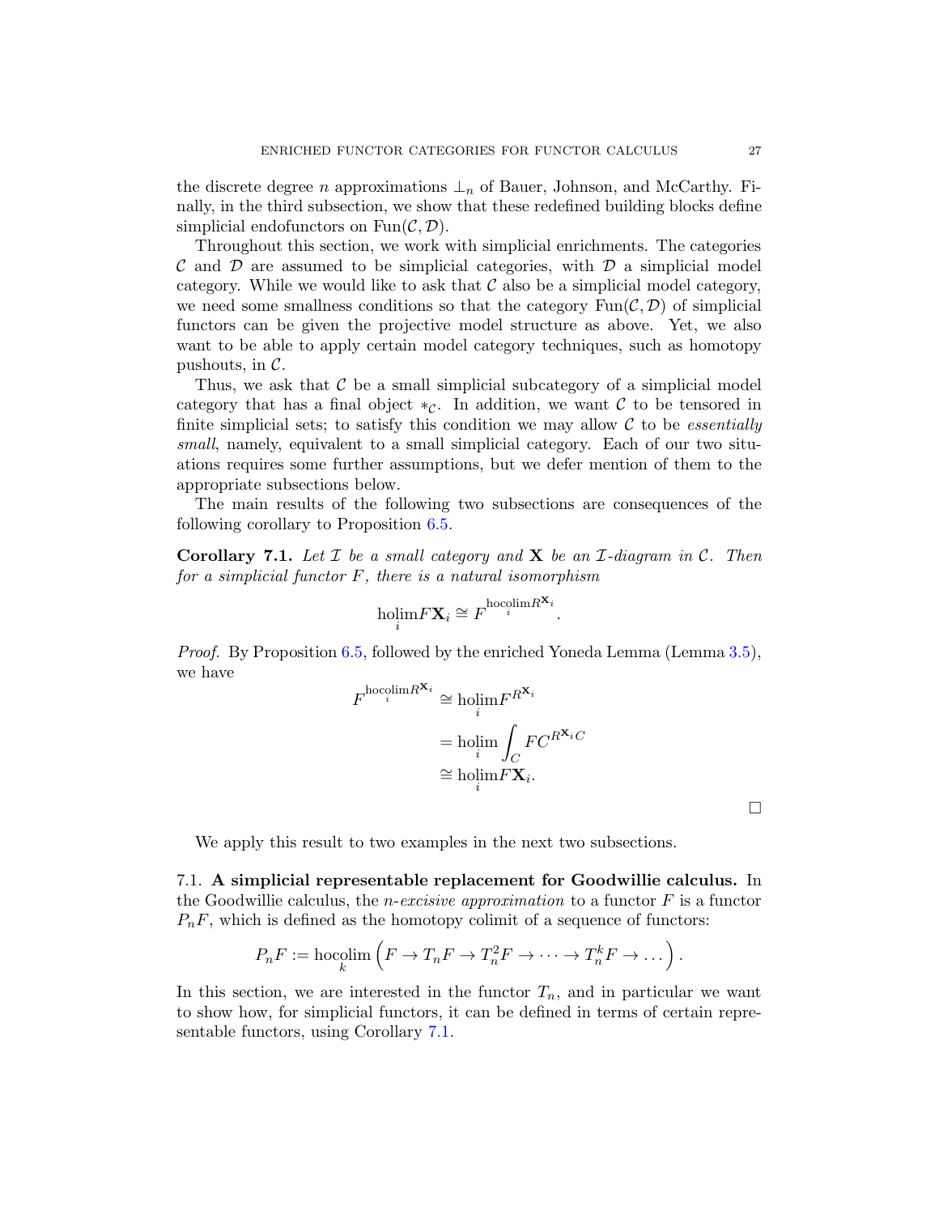the discrete degree $n$ approximations $\perp_n$ of Bauer, Johnson, and McCarthy. Finally, in the third subsection, we show that these redefined building blocks define simplicial endofunctors on $\mathrm{Fun}(\mathcal{C}, \mathcal{D})$.

Throughout this section, we work with simplicial enrichments. The categories $\mathcal{C}$ and $\mathcal{D}$ are assumed to be simplicial categories, with $\mathcal{D}$ a simplicial model category. While we would like to ask that $\mathcal{C}$ also be a simplicial model category, we need some smallness conditions so that the category $\mathrm{Fun}(\mathcal{C}, \mathcal{D})$ of simplicial functors can be given the projective model structure as above. Yet, we also want to be able to apply certain model category techniques, such as homotopy pushouts, in $\mathcal{C}$.

Thus, we ask that $\mathcal{C}$ be a small simplicial subcategory of a simplicial model category that has a final object $*_{\mathcal{C}}$. In addition, we want $\mathcal{C}$ to be tensored in finite simplicial sets; to satisfy this condition we may allow $\mathcal{C}$ to be *essentially small*, namely, equivalent to a small simplicial category. Each of our two situations requires some further assumptions, but we defer mention of them to the appropriate subsections below.

The main results of the following two subsections are consequences of the following corollary to Proposition 6.5.

**Corollary 7.1.** *Let $\mathcal{I}$ be a small category and $\mathbf{X}$ be an $\mathcal{I}$-diagram in $\mathcal{C}$. Then for a simplicial functor $F$, there is a natural isomorphism*

$$\operatorname*{holim}_i F\mathbf{X}_i \cong F^{\operatorname*{hocolim}_i R^{\mathbf{X}_i}}.$$

*Proof.* By Proposition 6.5, followed by the enriched Yoneda Lemma (Lemma 3.5), we have

$$\begin{aligned} F^{\operatorname*{hocolim}_i R^{\mathbf{X}_i}} &\cong \operatorname*{holim}_i F^{R^{\mathbf{X}_i}} \\ &= \operatorname*{holim}_i \int_C FC^{R^{\mathbf{X}_i}C} \\ &\cong \operatorname*{holim}_i F\mathbf{X}_i. \end{aligned}$$

□

We apply this result to two examples in the next two subsections.

7.1. **A simplicial representable replacement for Goodwillie calculus.** In the Goodwillie calculus, the *n-excisive approximation* to a functor $F$ is a functor $P_nF$, which is defined as the homotopy colimit of a sequence of functors:

$$P_nF := \operatorname*{hocolim}_k \left( F \to T_nF \to T_n^2F \to \cdots \to T_n^kF \to \dots \right).$$

In this section, we are interested in the functor $T_n$, and in particular we want to show how, for simplicial functors, it can be defined in terms of certain representable functors, using Corollary 7.1.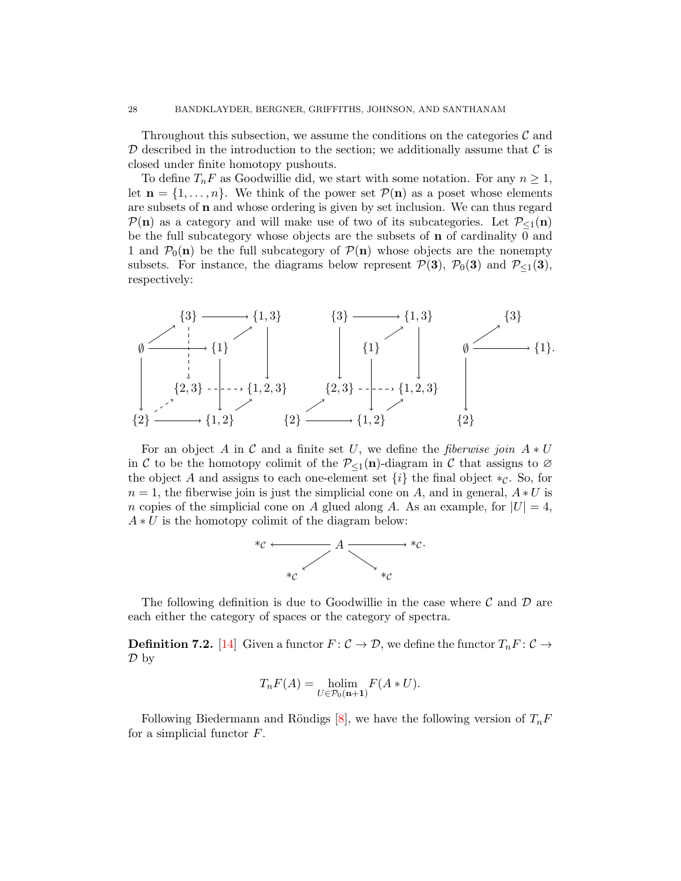Throughout this subsection, we assume the conditions on the categories $\mathcal{C}$ and $\mathcal{D}$ described in the introduction to the section; we additionally assume that $\mathcal{C}$ is closed under finite homotopy pushouts.

To define $T_nF$ as Goodwillie did, we start with some notation. For any $n \geq 1$, let $\mathbf{n} = \{1, \ldots, n\}$. We think of the power set $\mathcal{P}(\mathbf{n})$ as a poset whose elements are subsets of $\mathbf{n}$ and whose ordering is given by set inclusion. We can thus regard $\mathcal{P}(\mathbf{n})$ as a category and will make use of two of its subcategories. Let $\mathcal{P}_{\leq 1}(\mathbf{n})$ be the full subcategory whose objects are the subsets of $\mathbf{n}$ of cardinality 0 and 1 and $\mathcal{P}_0(\mathbf{n})$ be the full subcategory of $\mathcal{P}(\mathbf{n})$ whose objects are the nonempty subsets. For instance, the diagrams below represent $\mathcal{P}(\mathbf{3})$, $\mathcal{P}_0(\mathbf{3})$ and $\mathcal{P}_{\leq 1}(\mathbf{3})$, respectively:

$$
\begin{array}{ccc}
\begin{array}{ccccc}
 & \{3\} & \longrightarrow & \{1,3\} & \\
\emptyset & \longrightarrow & \{1\} & & \\
 & \{2,3\} & \dashrightarrow & \{1,2,3\} & \\
\{2\} & \longrightarrow & \{1,2\} & &
\end{array}
&
\begin{array}{ccccc}
\{3\} & \longrightarrow & \{1,3\} \\
 & \{1\} & \\
\{2,3\} & \dashrightarrow & \{1,2,3\} \\
\{2\} & \longrightarrow & \{1,2\}
\end{array}
&
\begin{array}{ccc}
 & \{3\} & \\
\emptyset & \longrightarrow & \{1\}. \\
\downarrow & & \\
\{2\} & &
\end{array}
\end{array}
$$

For an object $A$ in $\mathcal{C}$ and a finite set $U$, we define the *fiberwise join* $A * U$ in $\mathcal{C}$ to be the homotopy colimit of the $\mathcal{P}_{\leq 1}(\mathbf{n})$-diagram in $\mathcal{C}$ that assigns to $\varnothing$ the object $A$ and assigns to each one-element set $\{i\}$ the final object $*_{\mathcal{C}}$. So, for $n = 1$, the fiberwise join is just the simplicial cone on $A$, and in general, $A * U$ is $n$ copies of the simplicial cone on $A$ glued along $A$. As an example, for $|U| = 4$, $A * U$ is the homotopy colimit of the diagram below:

$$
\begin{array}{ccccc}
*_{\mathcal{C}} & \longleftarrow & A & \longrightarrow & *_{\mathcal{C}}. \\
 & \swarrow & & \searrow & \\
*_{\mathcal{C}} & & & & *_{\mathcal{C}}
\end{array}
$$

The following definition is due to Goodwillie in the case where $\mathcal{C}$ and $\mathcal{D}$ are each either the category of spaces or the category of spectra.

**Definition 7.2.** [14] Given a functor $F \colon \mathcal{C} \to \mathcal{D}$, we define the functor $T_nF \colon \mathcal{C} \to \mathcal{D}$ by

$$T_nF(A) = \operatorname*{holim}_{U \in \mathcal{P}_0(\mathbf{n+1})} F(A * U).$$

Following Biedermann and Röndigs [8], we have the following version of $T_nF$ for a simplicial functor $F$.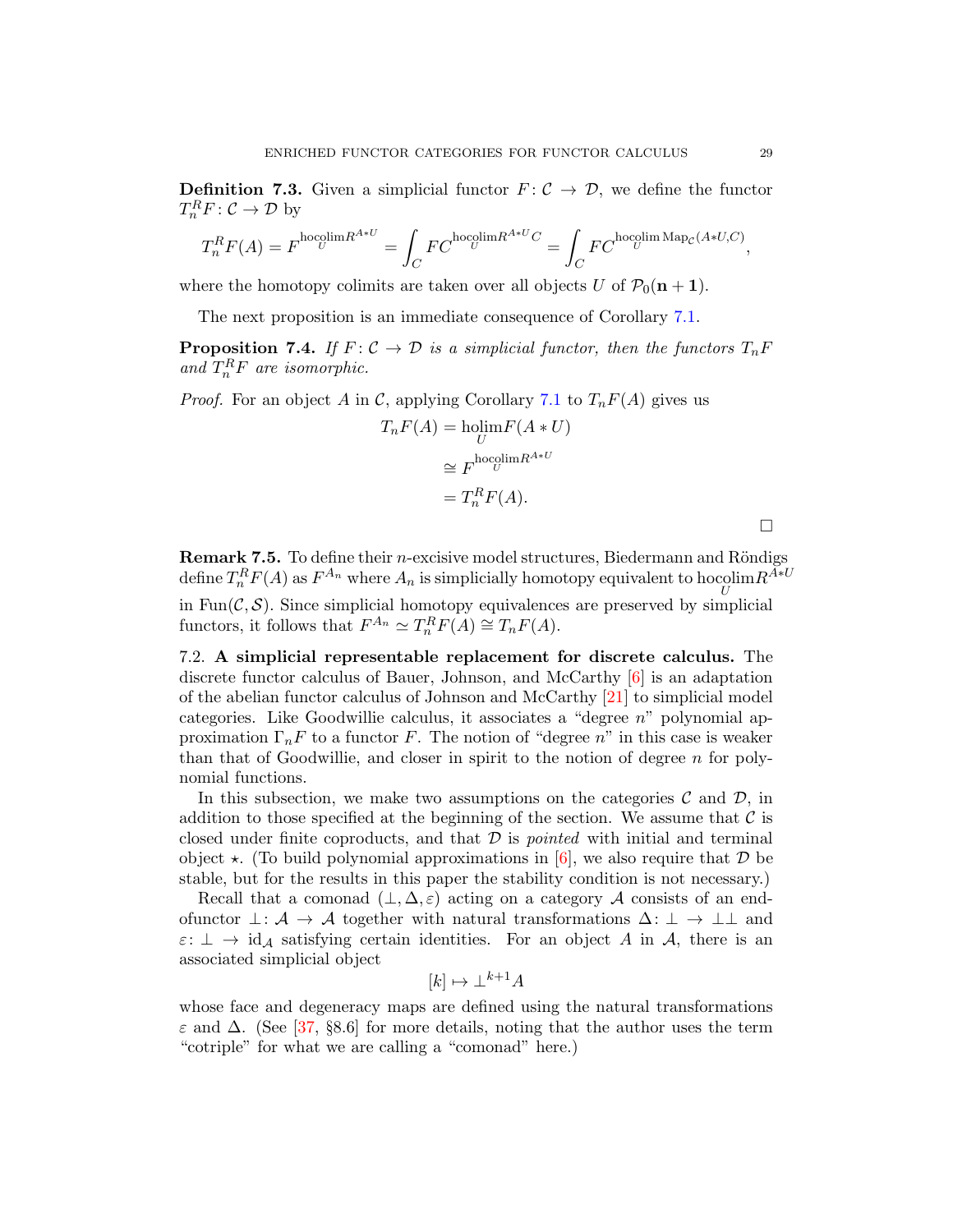**Definition 7.3.** Given a simplicial functor $F\colon \mathcal{C} \to \mathcal{D}$, we define the functor $T_n^R F\colon \mathcal{C} \to \mathcal{D}$ by

$$T_n^R F(A) = F^{\operatorname{hocolim}_U R^{A*U}} = \int_C FC^{\operatorname{hocolim}_U R^{A*U} C} = \int_C FC^{\operatorname{hocolim}_U \operatorname{Map}_{\mathcal{C}}(A*U,C)},$$

where the homotopy colimits are taken over all objects $U$ of $\mathcal{P}_0(\mathbf{n+1})$.

The next proposition is an immediate consequence of Corollary 7.1.

**Proposition 7.4.** *If $F\colon \mathcal{C} \to \mathcal{D}$ is a simplicial functor, then the functors $T_n F$ and $T_n^R F$ are isomorphic.*

*Proof.* For an object $A$ in $\mathcal{C}$, applying Corollary 7.1 to $T_n F(A)$ gives us

$$\begin{aligned} T_n F(A) &= \operatorname{holim}_U F(A * U) \\ &\cong F^{\operatorname{hocolim}_U R^{A*U}} \\ &= T_n^R F(A). \end{aligned}$$

$\square$

**Remark 7.5.** To define their $n$-excisive model structures, Biedermann and Röndigs define $T_n^R F(A)$ as $F^{A_n}$ where $A_n$ is simplicially homotopy equivalent to $\operatorname{hocolim}_U R^{A*U}$ in $\operatorname{Fun}(\mathcal{C}, \mathcal{S})$. Since simplicial homotopy equivalences are preserved by simplicial functors, it follows that $F^{A_n} \simeq T_n^R F(A) \cong T_n F(A)$.

7.2. **A simplicial representable replacement for discrete calculus.** The discrete functor calculus of Bauer, Johnson, and McCarthy [6] is an adaptation of the abelian functor calculus of Johnson and McCarthy [21] to simplicial model categories. Like Goodwillie calculus, it associates a "degree $n$" polynomial approximation $\Gamma_n F$ to a functor $F$. The notion of "degree $n$" in this case is weaker than that of Goodwillie, and closer in spirit to the notion of degree $n$ for polynomial functions.

In this subsection, we make two assumptions on the categories $\mathcal{C}$ and $\mathcal{D}$, in addition to those specified at the beginning of the section. We assume that $\mathcal{C}$ is closed under finite coproducts, and that $\mathcal{D}$ is *pointed* with initial and terminal object $\star$. (To build polynomial approximations in [6], we also require that $\mathcal{D}$ be stable, but for the results in this paper the stability condition is not necessary.)

Recall that a comonad $(\perp, \Delta, \varepsilon)$ acting on a category $\mathcal{A}$ consists of an endofunctor $\perp\colon \mathcal{A} \to \mathcal{A}$ together with natural transformations $\Delta\colon \perp \to \perp\perp$ and $\varepsilon\colon \perp \to \mathrm{id}_{\mathcal{A}}$ satisfying certain identities. For an object $A$ in $\mathcal{A}$, there is an associated simplicial object

$$[k] \mapsto \perp^{k+1} A$$

whose face and degeneracy maps are defined using the natural transformations $\varepsilon$ and $\Delta$. (See [37, §8.6] for more details, noting that the author uses the term "cotriple" for what we are calling a "comonad" here.)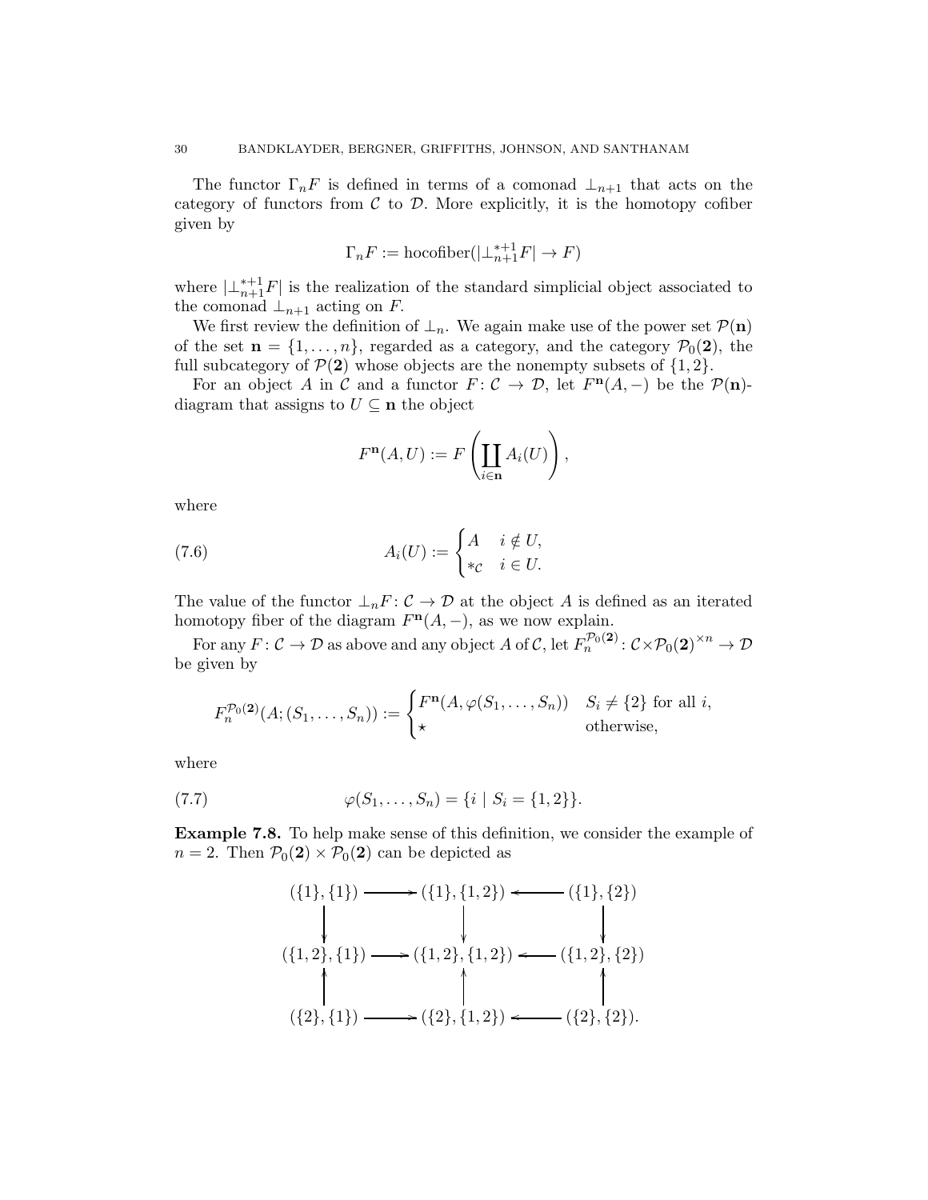The functor $\Gamma_n F$ is defined in terms of a comonad $\perp_{n+1}$ that acts on the category of functors from $\mathcal{C}$ to $\mathcal{D}$. More explicitly, it is the homotopy cofiber given by

$$\Gamma_n F := \text{hocofiber}(|\perp_{n+1}^{*+1} F| \to F)$$

where $|\perp_{n+1}^{*+1} F|$ is the realization of the standard simplicial object associated to the comonad $\perp_{n+1}$ acting on $F$.

We first review the definition of $\perp_n$. We again make use of the power set $\mathcal{P}(\mathbf{n})$ of the set $\mathbf{n} = \{1, \ldots, n\}$, regarded as a category, and the category $\mathcal{P}_0(\mathbf{2})$, the full subcategory of $\mathcal{P}(\mathbf{2})$ whose objects are the nonempty subsets of $\{1, 2\}$.

For an object $A$ in $\mathcal{C}$ and a functor $F \colon \mathcal{C} \to \mathcal{D}$, let $F^{\mathbf{n}}(A, -)$ be the $\mathcal{P}(\mathbf{n})$-diagram that assigns to $U \subseteq \mathbf{n}$ the object

$$F^{\mathbf{n}}(A, U) := F\left(\coprod_{i \in \mathbf{n}} A_i(U)\right),$$

where

$$A_i(U) := \begin{cases} A & i \notin U, \\ *_{\mathcal{C}} & i \in U. \end{cases} \tag{7.6}$$

The value of the functor $\perp_n F \colon \mathcal{C} \to \mathcal{D}$ at the object $A$ is defined as an iterated homotopy fiber of the diagram $F^{\mathbf{n}}(A, -)$, as we now explain.

For any $F \colon \mathcal{C} \to \mathcal{D}$ as above and any object $A$ of $\mathcal{C}$, let $F_n^{\mathcal{P}_0(\mathbf{2})} \colon \mathcal{C} \times \mathcal{P}_0(\mathbf{2})^{\times n} \to \mathcal{D}$ be given by

$$F_n^{\mathcal{P}_0(\mathbf{2})}(A; (S_1, \ldots, S_n)) := \begin{cases} F^{\mathbf{n}}(A, \varphi(S_1, \ldots, S_n)) & S_i \neq \{2\} \text{ for all } i, \\ \star & \text{otherwise,} \end{cases}$$

where

$$\varphi(S_1, \ldots, S_n) = \{i \mid S_i = \{1, 2\}\}. \tag{7.7}$$

**Example 7.8.** To help make sense of this definition, we consider the example of $n = 2$. Then $\mathcal{P}_0(\mathbf{2}) \times \mathcal{P}_0(\mathbf{2})$ can be depicted as

$$\begin{array}{ccccc}
(\{1\},\{1\}) & \longrightarrow & (\{1\},\{1,2\}) & \longleftarrow & (\{1\},\{2\}) \\
\downarrow & & \downarrow & & \downarrow \\
(\{1,2\},\{1\}) & \longrightarrow & (\{1,2\},\{1,2\}) & \longleftarrow & (\{1,2\},\{2\}) \\
\uparrow & & \uparrow & & \uparrow \\
(\{2\},\{1\}) & \longrightarrow & (\{2\},\{1,2\}) & \longleftarrow & (\{2\},\{2\}).
\end{array}$$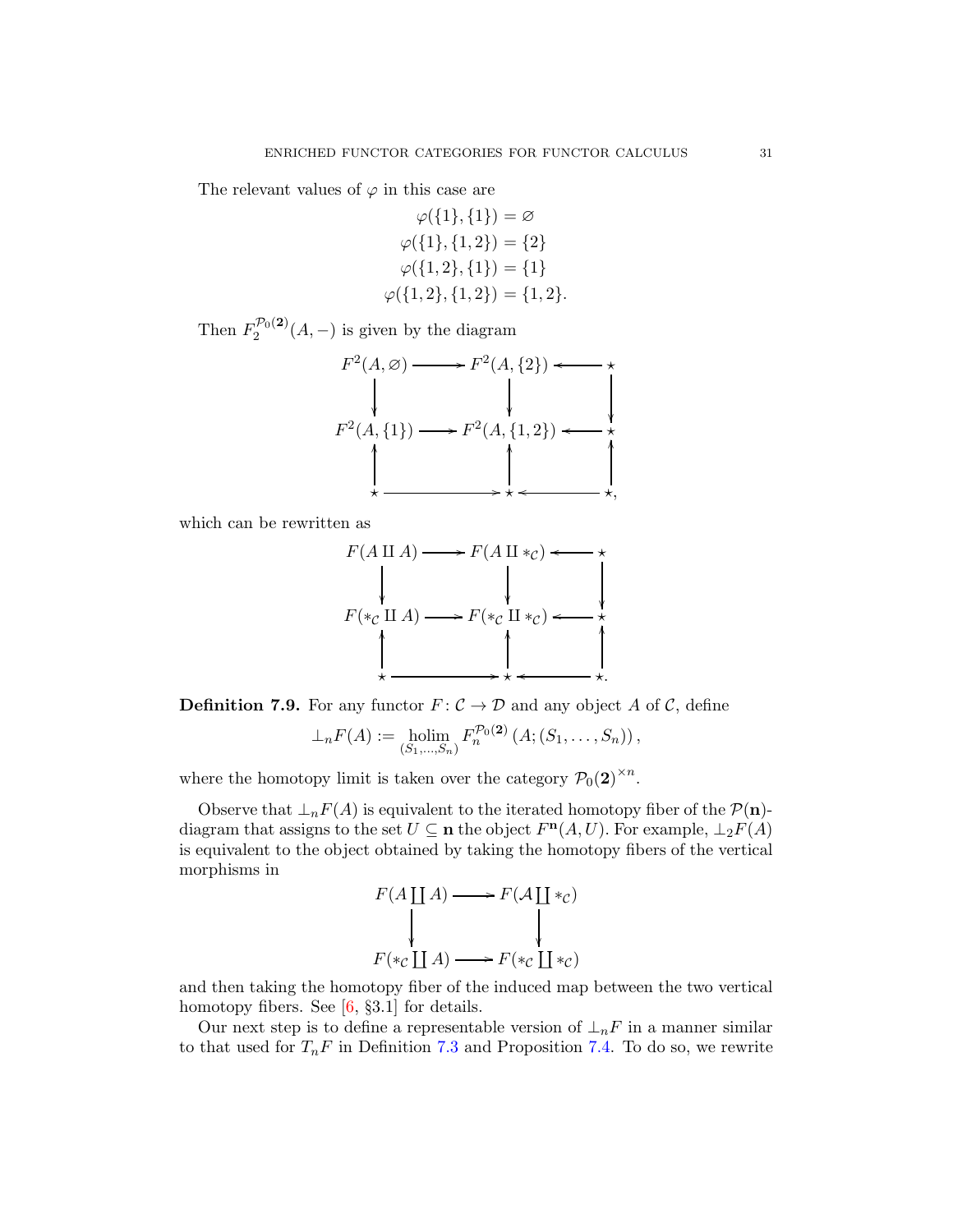The relevant values of $\varphi$ in this case are

$$
\begin{aligned}
\varphi(\{1\},\{1\}) &= \varnothing \\
\varphi(\{1\},\{1,2\}) &= \{2\} \\
\varphi(\{1,2\},\{1\}) &= \{1\} \\
\varphi(\{1,2\},\{1,2\}) &= \{1,2\}.
\end{aligned}
$$

Then $F_2^{\mathcal{P}_0(\mathbf{2})}(A,-)$ is given by the diagram

$$
\begin{array}{ccccc}
F^2(A,\varnothing) & \longrightarrow & F^2(A,\{2\}) & \longleftarrow & \star \\
\downarrow & & \downarrow & & \downarrow \\
F^2(A,\{1\}) & \longrightarrow & F^2(A,\{1,2\}) & \longleftarrow & \star \\
\uparrow & & \uparrow & & \uparrow \\
\star & \longrightarrow & \star & \longleftarrow & \star,
\end{array}
$$

which can be rewritten as

$$
\begin{array}{ccccc}
F(A \amalg A) & \longrightarrow & F(A \amalg *_{\mathcal{C}}) & \longleftarrow & \star \\
\downarrow & & \downarrow & & \downarrow \\
F(*_{\mathcal{C}} \amalg A) & \longrightarrow & F(*_{\mathcal{C}} \amalg *_{\mathcal{C}}) & \longleftarrow & \star \\
\uparrow & & \uparrow & & \uparrow \\
\star & \longrightarrow & \star & \longleftarrow & \star.
\end{array}
$$

**Definition 7.9.** For any functor $F\colon \mathcal{C} \to \mathcal{D}$ and any object $A$ of $\mathcal{C}$, define

$$
\perp_n F(A) := \underset{(S_1,\ldots,S_n)}{\operatorname{holim}} F_n^{\mathcal{P}_0(\mathbf{2})}\left(A;(S_1,\ldots,S_n)\right),
$$

where the homotopy limit is taken over the category $\mathcal{P}_0(\mathbf{2})^{\times n}$.

Observe that $\perp_n F(A)$ is equivalent to the iterated homotopy fiber of the $\mathcal{P}(\mathbf{n})$-diagram that assigns to the set $U \subseteq \mathbf{n}$ the object $F^{\mathbf{n}}(A,U)$. For example, $\perp_2 F(A)$ is equivalent to the object obtained by taking the homotopy fibers of the vertical morphisms in

$$
\begin{array}{ccc}
F(A \coprod A) & \longrightarrow & F(\mathcal{A} \coprod *_{\mathcal{C}}) \\
\downarrow & & \downarrow \\
F(*_{\mathcal{C}} \coprod A) & \longrightarrow & F(*_{\mathcal{C}} \coprod *_{\mathcal{C}})
\end{array}
$$

and then taking the homotopy fiber of the induced map between the two vertical homotopy fibers. See [6, §3.1] for details.

Our next step is to define a representable version of $\perp_n F$ in a manner similar to that used for $T_n F$ in Definition 7.3 and Proposition 7.4. To do so, we rewrite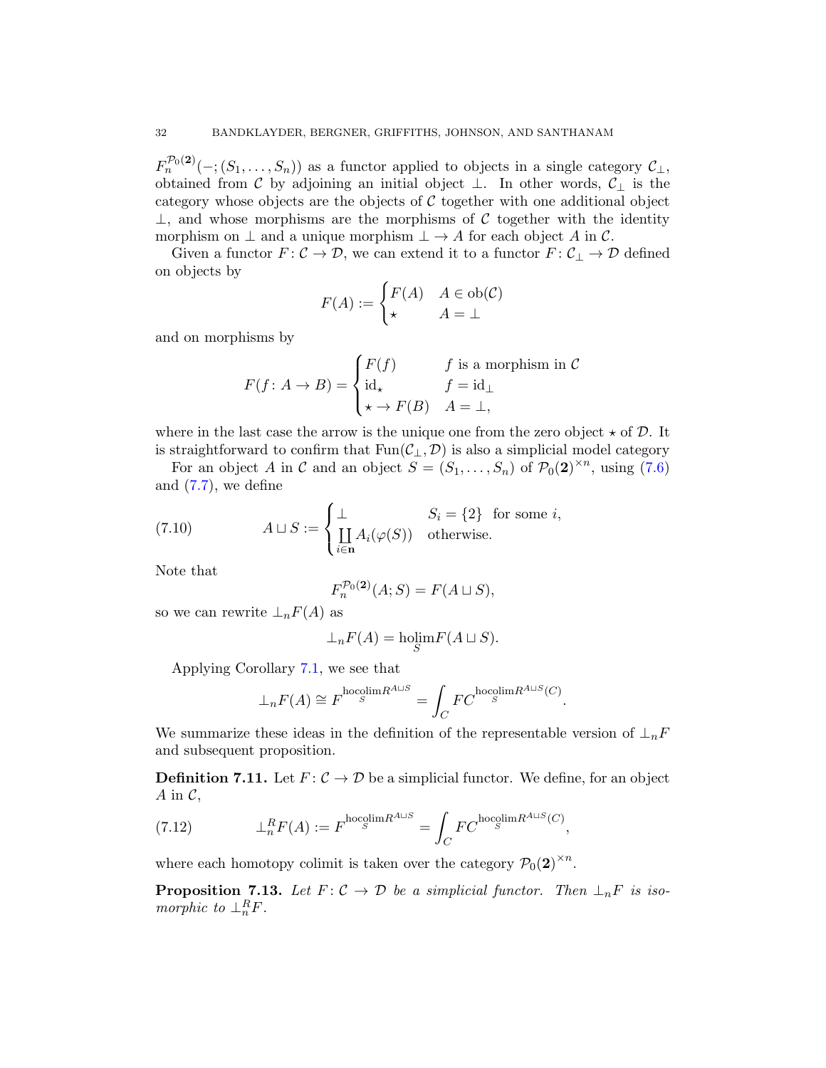$F_n^{\mathcal{P}_0(\mathbf{2})}(-;(S_1,\dots,S_n))$ as a functor applied to objects in a single category $\mathcal{C}_\perp$, obtained from $\mathcal{C}$ by adjoining an initial object $\perp$. In other words, $\mathcal{C}_\perp$ is the category whose objects are the objects of $\mathcal{C}$ together with one additional object $\perp$, and whose morphisms are the morphisms of $\mathcal{C}$ together with the identity morphism on $\perp$ and a unique morphism $\perp \to A$ for each object $A$ in $\mathcal{C}$.

Given a functor $F\colon \mathcal{C} \to \mathcal{D}$, we can extend it to a functor $F\colon \mathcal{C}_\perp \to \mathcal{D}$ defined on objects by

$$F(A) := \begin{cases} F(A) & A \in \operatorname{ob}(\mathcal{C}) \\ \star & A = \perp \end{cases}$$

and on morphisms by

$$F(f\colon A \to B) = \begin{cases} F(f) & f \text{ is a morphism in } \mathcal{C} \\ \operatorname{id}_\star & f = \operatorname{id}_\perp \\ \star \to F(B) & A = \perp, \end{cases}$$

where in the last case the arrow is the unique one from the zero object $\star$ of $\mathcal{D}$. It is straightforward to confirm that $\operatorname{Fun}(\mathcal{C}_\perp, \mathcal{D})$ is also a simplicial model category

For an object $A$ in $\mathcal{C}$ and an object $S = (S_1, \dots, S_n)$ of $\mathcal{P}_0(\mathbf{2})^{\times n}$, using (7.6) and (7.7), we define

$$A \sqcup S := \begin{cases} \perp & S_i = \{2\} \text{ for some } i, \\ \coprod\limits_{i \in \mathbf{n}} A_i(\varphi(S)) & \text{otherwise.} \end{cases} \tag{7.10}$$

Note that

$$F_n^{\mathcal{P}_0(\mathbf{2})}(A; S) = F(A \sqcup S),$$

so we can rewrite $\perp_n F(A)$ as

$$\perp_n F(A) = \operatorname*{holim}_S F(A \sqcup S).$$

Applying Corollary 7.1, we see that

$$\perp_n F(A) \cong F^{\operatorname*{hocolim}_S R^{A \sqcup S}} = \int_C FC^{\operatorname*{hocolim}_S R^{A\sqcup S}(C)}.$$

We summarize these ideas in the definition of the representable version of $\perp_n F$ and subsequent proposition.

**Definition 7.11.** Let $F\colon \mathcal{C} \to \mathcal{D}$ be a simplicial functor. We define, for an object $A$ in $\mathcal{C}$,

$$\perp_n^R F(A) := F^{\operatorname*{hocolim}_S R^{A \sqcup S}} = \int_C FC^{\operatorname*{hocolim}_S R^{A\sqcup S}(C)}, \tag{7.12}$$

where each homotopy colimit is taken over the category $\mathcal{P}_0(\mathbf{2})^{\times n}$.

**Proposition 7.13.** *Let $F\colon \mathcal{C} \to \mathcal{D}$ be a simplicial functor. Then $\perp_n F$ is isomorphic to $\perp_n^R F$.*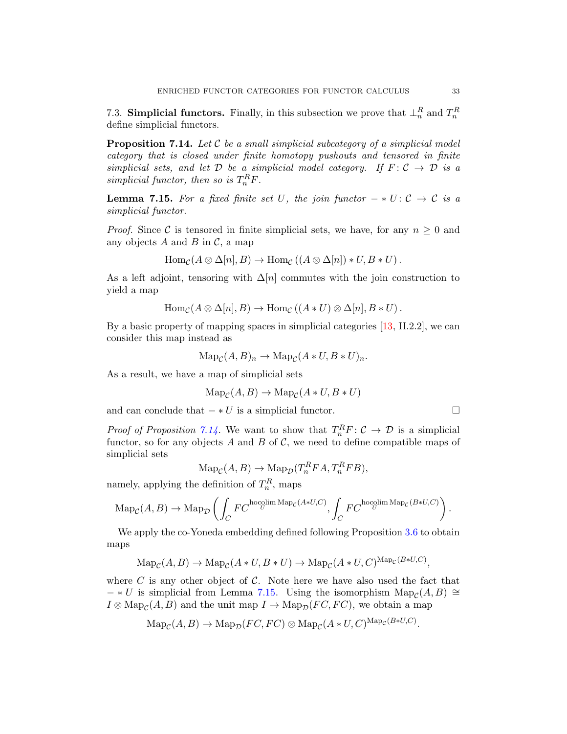7.3. **Simplicial functors.** Finally, in this subsection we prove that $\perp_n^R$ and $T_n^R$ define simplicial functors.

**Proposition 7.14.** *Let $\mathcal{C}$ be a small simplicial subcategory of a simplicial model category that is closed under finite homotopy pushouts and tensored in finite simplicial sets, and let $\mathcal{D}$ be a simplicial model category. If $F\colon \mathcal{C} \to \mathcal{D}$ is a simplicial functor, then so is $T_n^R F$.*

**Lemma 7.15.** *For a fixed finite set $U$, the join functor $- * U\colon \mathcal{C} \to \mathcal{C}$ is a simplicial functor.*

*Proof.* Since $\mathcal{C}$ is tensored in finite simplicial sets, we have, for any $n \geq 0$ and any objects $A$ and $B$ in $\mathcal{C}$, a map

$$\mathrm{Hom}_{\mathcal{C}}(A \otimes \Delta[n], B) \to \mathrm{Hom}_{\mathcal{C}}\left((A \otimes \Delta[n]) * U, B * U\right).$$

As a left adjoint, tensoring with $\Delta[n]$ commutes with the join construction to yield a map

$$\mathrm{Hom}_{\mathcal{C}}(A \otimes \Delta[n], B) \to \mathrm{Hom}_{\mathcal{C}}\left((A * U) \otimes \Delta[n], B * U\right).$$

By a basic property of mapping spaces in simplicial categories [13, II.2.2], we can consider this map instead as

$$\mathrm{Map}_{\mathcal{C}}(A, B)_n \to \mathrm{Map}_{\mathcal{C}}(A * U, B * U)_n.$$

As a result, we have a map of simplicial sets

$$\mathrm{Map}_{\mathcal{C}}(A, B) \to \mathrm{Map}_{\mathcal{C}}(A * U, B * U)$$

and can conclude that $- * U$ is a simplicial functor. □

*Proof of Proposition 7.14.* We want to show that $T_n^R F\colon \mathcal{C} \to \mathcal{D}$ is a simplicial functor, so for any objects $A$ and $B$ of $\mathcal{C}$, we need to define compatible maps of simplicial sets

$$\mathrm{Map}_{\mathcal{C}}(A, B) \to \mathrm{Map}_{\mathcal{D}}(T_n^R FA, T_n^R FB),$$

namely, applying the definition of $T_n^R$, maps

$$\mathrm{Map}_{\mathcal{C}}(A, B) \to \mathrm{Map}_{\mathcal{D}}\left(\int_C FC^{\operatorname{hocolim}_U \mathrm{Map}_{\mathcal{C}}(A*U, C)}, \int_C FC^{\operatorname{hocolim}_U \mathrm{Map}_{\mathcal{C}}(B*U, C)}\right).$$

We apply the co-Yoneda embedding defined following Proposition 3.6 to obtain maps

$$\mathrm{Map}_{\mathcal{C}}(A, B) \to \mathrm{Map}_{\mathcal{C}}(A * U, B * U) \to \mathrm{Map}_{\mathcal{C}}(A * U, C)^{\mathrm{Map}_{\mathcal{C}}(B*U, C)},$$

where $C$ is any other object of $\mathcal{C}$. Note here we have also used the fact that $- * U$ is simplicial from Lemma 7.15. Using the isomorphism $\mathrm{Map}_{\mathcal{C}}(A, B) \cong I \otimes \mathrm{Map}_{\mathcal{C}}(A, B)$ and the unit map $I \to \mathrm{Map}_{\mathcal{D}}(FC, FC)$, we obtain a map

$$\mathrm{Map}_{\mathcal{C}}(A, B) \to \mathrm{Map}_{\mathcal{D}}(FC, FC) \otimes \mathrm{Map}_{\mathcal{C}}(A * U, C)^{\mathrm{Map}_{\mathcal{C}}(B*U, C)}.$$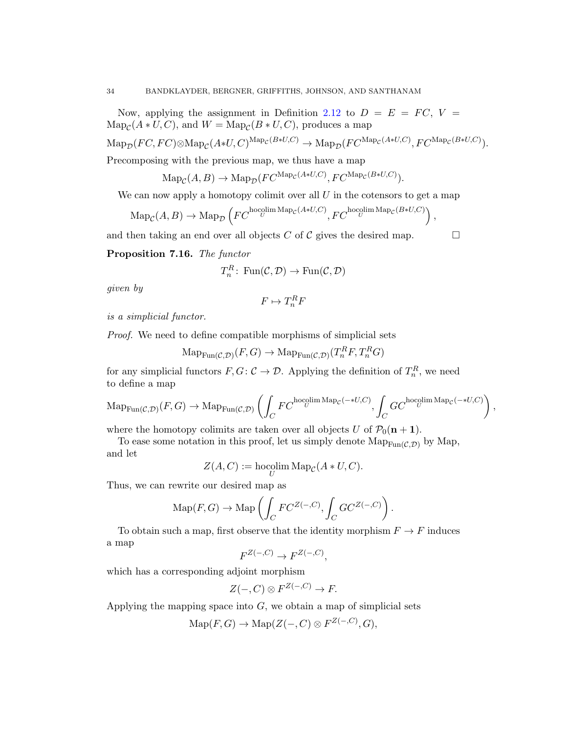Now, applying the assignment in Definition 2.12 to $D = E = FC$, $V = \operatorname{Map}_{\mathcal{C}}(A * U, C)$, and $W = \operatorname{Map}_{\mathcal{C}}(B * U, C)$, produces a map

$$\operatorname{Map}_{\mathcal{D}}(FC, FC) \otimes \operatorname{Map}_{\mathcal{C}}(A*U, C)^{\operatorname{Map}_{\mathcal{C}}(B*U,C)} \to \operatorname{Map}_{\mathcal{D}}(FC^{\operatorname{Map}_{\mathcal{C}}(A*U,C)}, FC^{\operatorname{Map}_{\mathcal{C}}(B*U,C)}).$$

Precomposing with the previous map, we thus have a map

$$\operatorname{Map}_{\mathcal{C}}(A, B) \to \operatorname{Map}_{\mathcal{D}}(FC^{\operatorname{Map}_{\mathcal{C}}(A*U,C)}, FC^{\operatorname{Map}_{\mathcal{C}}(B*U,C)}).$$

We can now apply a homotopy colimit over all $U$ in the cotensors to get a map

$$\operatorname{Map}_{\mathcal{C}}(A, B) \to \operatorname{Map}_{\mathcal{D}}\left(FC^{\operatorname{hocolim}_U \operatorname{Map}_{\mathcal{C}}(A*U,C)}, FC^{\operatorname{hocolim}_U \operatorname{Map}_{\mathcal{C}}(B*U,C)}\right),$$

and then taking an end over all objects $C$ of $\mathcal{C}$ gives the desired map. $\square$

**Proposition 7.16.** *The functor*

$$T_n^R \colon \operatorname{Fun}(\mathcal{C}, \mathcal{D}) \to \operatorname{Fun}(\mathcal{C}, \mathcal{D})$$

*given by*

$$F \mapsto T_n^R F$$

*is a simplicial functor.*

*Proof.* We need to define compatible morphisms of simplicial sets

$$\operatorname{Map}_{\operatorname{Fun}(\mathcal{C},\mathcal{D})}(F, G) \to \operatorname{Map}_{\operatorname{Fun}(\mathcal{C},\mathcal{D})}(T_n^R F, T_n^R G)$$

for any simplicial functors $F, G \colon \mathcal{C} \to \mathcal{D}$. Applying the definition of $T_n^R$, we need to define a map

$$\operatorname{Map}_{\operatorname{Fun}(\mathcal{C},\mathcal{D})}(F, G) \to \operatorname{Map}_{\operatorname{Fun}(\mathcal{C},\mathcal{D})}\left(\int_C FC^{\operatorname{hocolim}_U \operatorname{Map}_{\mathcal{C}}(-*U,C)}, \int_C GC^{\operatorname{hocolim}_U \operatorname{Map}_{\mathcal{C}}(-*U,C)}\right),$$

where the homotopy colimits are taken over all objects $U$ of $\mathcal{P}_0(\mathbf{n+1})$.

To ease some notation in this proof, let us simply denote $\operatorname{Map}_{\operatorname{Fun}(\mathcal{C},\mathcal{D})}$ by Map, and let

$$Z(A, C) := \operatorname{hocolim}_U \operatorname{Map}_{\mathcal{C}}(A * U, C).$$

Thus, we can rewrite our desired map as

$$\operatorname{Map}(F, G) \to \operatorname{Map}\left(\int_C FC^{Z(-,C)}, \int_C GC^{Z(-,C)}\right).$$

To obtain such a map, first observe that the identity morphism $F \to F$ induces a map

$$F^{Z(-,C)} \to F^{Z(-,C)},$$

which has a corresponding adjoint morphism

$$Z(-, C) \otimes F^{Z(-,C)} \to F.$$

Applying the mapping space into $G$, we obtain a map of simplicial sets

$$\operatorname{Map}(F, G) \to \operatorname{Map}(Z(-, C) \otimes F^{Z(-,C)}, G),$$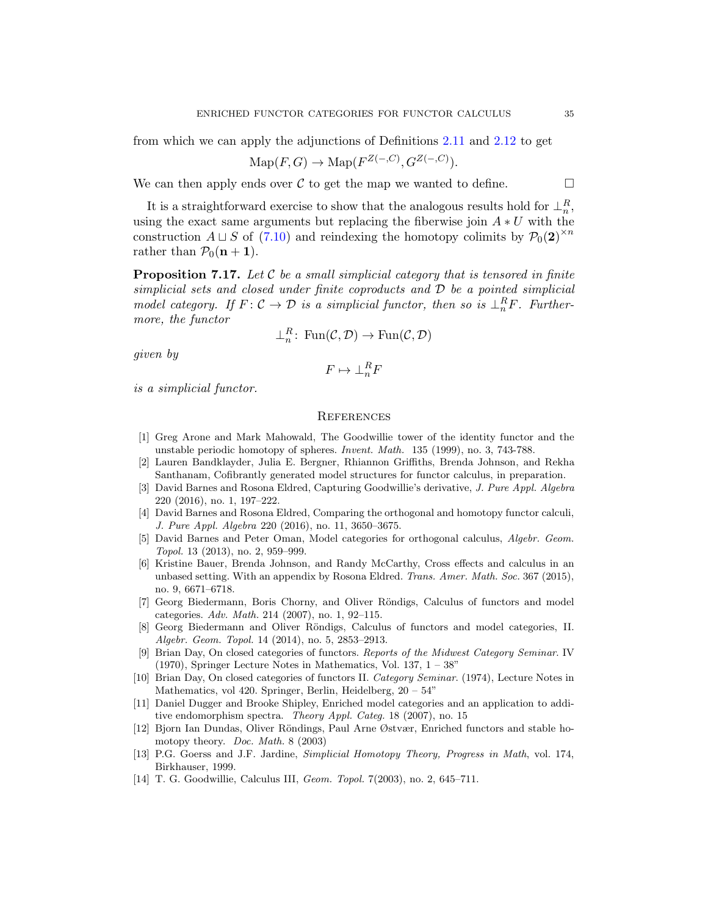from which we can apply the adjunctions of Definitions 2.11 and 2.12 to get

$$\mathrm{Map}(F, G) \to \mathrm{Map}(F^{Z(-,C)}, G^{Z(-,C)}).$$

We can then apply ends over $\mathcal{C}$ to get the map we wanted to define. $\square$

It is a straightforward exercise to show that the analogous results hold for $\perp_n^R$, using the exact same arguments but replacing the fiberwise join $A * U$ with the construction $A \sqcup S$ of (7.10) and reindexing the homotopy colimits by $\mathcal{P}_0(\mathbf{2})^{\times n}$ rather than $\mathcal{P}_0(\mathbf{n+1})$.

**Proposition 7.17.** *Let $\mathcal{C}$ be a small simplicial category that is tensored in finite simplicial sets and closed under finite coproducts and $\mathcal{D}$ be a pointed simplicial model category. If $F\colon \mathcal{C} \to \mathcal{D}$ is a simplicial functor, then so is $\perp_n^R F$. Furthermore, the functor*

$$\perp_n^R\colon \mathrm{Fun}(\mathcal{C}, \mathcal{D}) \to \mathrm{Fun}(\mathcal{C}, \mathcal{D})$$

*given by*

$$F \mapsto \perp_n^R F$$

*is a simplicial functor.*

## References

[1] Greg Arone and Mark Mahowald, The Goodwillie tower of the identity functor and the unstable periodic homotopy of spheres. *Invent. Math.* 135 (1999), no. 3, 743-788.

[2] Lauren Bandklayder, Julia E. Bergner, Rhiannon Griffiths, Brenda Johnson, and Rekha Santhanam, Cofibrantly generated model structures for functor calculus, in preparation.

[3] David Barnes and Rosona Eldred, Capturing Goodwillie's derivative, *J. Pure Appl. Algebra* 220 (2016), no. 1, 197–222.

[4] David Barnes and Rosona Eldred, Comparing the orthogonal and homotopy functor calculi, *J. Pure Appl. Algebra* 220 (2016), no. 11, 3650–3675.

[5] David Barnes and Peter Oman, Model categories for orthogonal calculus, *Algebr. Geom. Topol.* 13 (2013), no. 2, 959–999.

[6] Kristine Bauer, Brenda Johnson, and Randy McCarthy, Cross effects and calculus in an unbased setting. With an appendix by Rosona Eldred. *Trans. Amer. Math. Soc.* 367 (2015), no. 9, 6671–6718.

[7] Georg Biedermann, Boris Chorny, and Oliver Röndigs, Calculus of functors and model categories. *Adv. Math.* 214 (2007), no. 1, 92–115.

[8] Georg Biedermann and Oliver Röndigs, Calculus of functors and model categories, II. *Algebr. Geom. Topol.* 14 (2014), no. 5, 2853–2913.

[9] Brian Day, On closed categories of functors. *Reports of the Midwest Category Seminar.* IV (1970), Springer Lecture Notes in Mathematics, Vol. 137, 1 – 38"

[10] Brian Day, On closed categories of functors II. *Category Seminar.* (1974), Lecture Notes in Mathematics, vol 420. Springer, Berlin, Heidelberg, 20 – 54"

[11] Daniel Dugger and Brooke Shipley, Enriched model categories and an application to additive endomorphism spectra. *Theory Appl. Categ.* 18 (2007), no. 15

[12] Bjorn Ian Dundas, Oliver Röndings, Paul Arne Østvær, Enriched functors and stable homotopy theory. *Doc. Math.* 8 (2003)

[13] P.G. Goerss and J.F. Jardine, *Simplicial Homotopy Theory, Progress in Math*, vol. 174, Birkhauser, 1999.

[14] T. G. Goodwillie, Calculus III, *Geom. Topol.* 7(2003), no. 2, 645–711.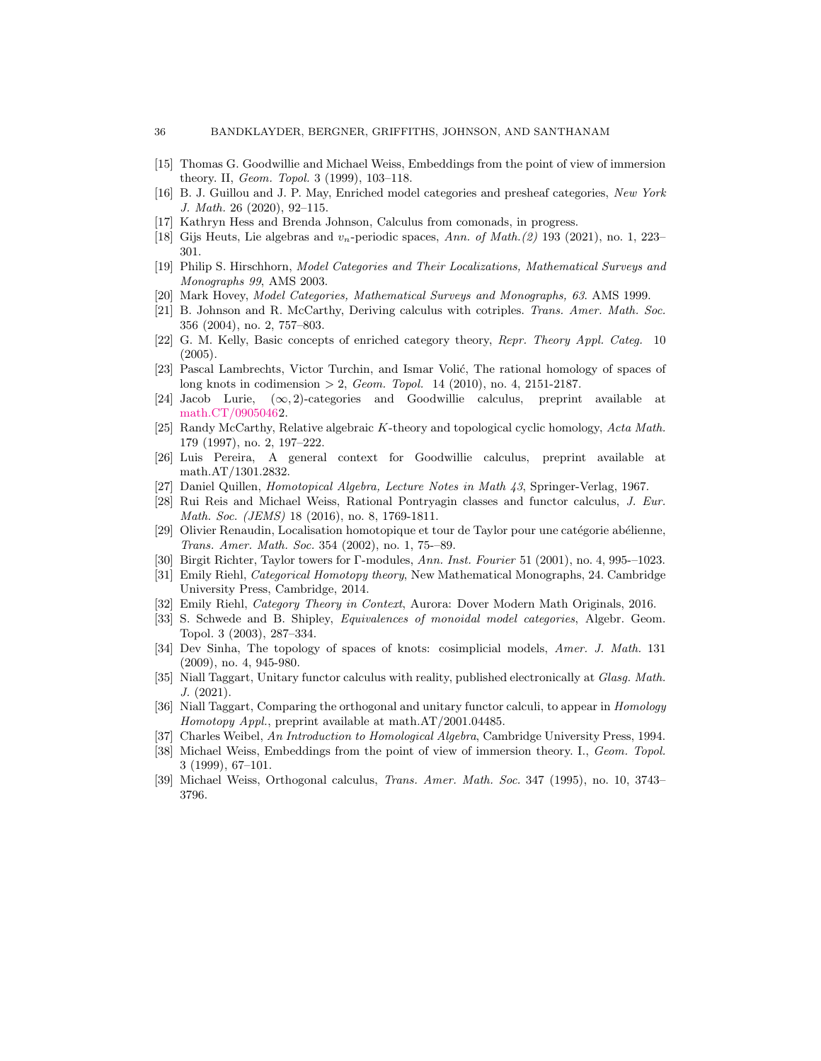[15] Thomas G. Goodwillie and Michael Weiss, Embeddings from the point of view of immersion theory. II, *Geom. Topol.* 3 (1999), 103–118.

[16] B. J. Guillou and J. P. May, Enriched model categories and presheaf categories, *New York J. Math.* 26 (2020), 92–115.

[17] Kathryn Hess and Brenda Johnson, Calculus from comonads, in progress.

[18] Gijs Heuts, Lie algebras and $v_n$-periodic spaces, *Ann. of Math.(2)* 193 (2021), no. 1, 223–301.

[19] Philip S. Hirschhorn, *Model Categories and Their Localizations, Mathematical Surveys and Monographs 99*, AMS 2003.

[20] Mark Hovey, *Model Categories, Mathematical Surveys and Monographs, 63*. AMS 1999.

[21] B. Johnson and R. McCarthy, Deriving calculus with cotriples. *Trans. Amer. Math. Soc.* 356 (2004), no. 2, 757–803.

[22] G. M. Kelly, Basic concepts of enriched category theory, *Repr. Theory Appl. Categ.* 10 (2005).

[23] Pascal Lambrechts, Victor Turchin, and Ismar Volić, The rational homology of spaces of long knots in codimension $> 2$, *Geom. Topol.* 14 (2010), no. 4, 2151-2187.

[24] Jacob Lurie, $(\infty, 2)$-categories and Goodwillie calculus, preprint available at math.CT/09050462.

[25] Randy McCarthy, Relative algebraic $K$-theory and topological cyclic homology, *Acta Math.* 179 (1997), no. 2, 197–222.

[26] Luis Pereira, A general context for Goodwillie calculus, preprint available at math.AT/1301.2832.

[27] Daniel Quillen, *Homotopical Algebra, Lecture Notes in Math 43*, Springer-Verlag, 1967.

[28] Rui Reis and Michael Weiss, Rational Pontryagin classes and functor calculus, *J. Eur. Math. Soc. (JEMS)* 18 (2016), no. 8, 1769-1811.

[29] Olivier Renaudin, Localisation homotopique et tour de Taylor pour une catégorie abélienne, *Trans. Amer. Math. Soc.* 354 (2002), no. 1, 75-–89.

[30] Birgit Richter, Taylor towers for Γ-modules, *Ann. Inst. Fourier* 51 (2001), no. 4, 995-–1023.

[31] Emily Riehl, *Categorical Homotopy theory*, New Mathematical Monographs, 24. Cambridge University Press, Cambridge, 2014.

[32] Emily Riehl, *Category Theory in Context*, Aurora: Dover Modern Math Originals, 2016.

[33] S. Schwede and B. Shipley, *Equivalences of monoidal model categories*, Algebr. Geom. Topol. 3 (2003), 287–334.

[34] Dev Sinha, The topology of spaces of knots: cosimplicial models, *Amer. J. Math.* 131 (2009), no. 4, 945-980.

[35] Niall Taggart, Unitary functor calculus with reality, published electronically at *Glasg. Math. J.* (2021).

[36] Niall Taggart, Comparing the orthogonal and unitary functor calculi, to appear in *Homology Homotopy Appl.*, preprint available at math.AT/2001.04485.

[37] Charles Weibel, *An Introduction to Homological Algebra*, Cambridge University Press, 1994.

[38] Michael Weiss, Embeddings from the point of view of immersion theory. I., *Geom. Topol.* 3 (1999), 67–101.

[39] Michael Weiss, Orthogonal calculus, *Trans. Amer. Math. Soc.* 347 (1995), no. 10, 3743–3796.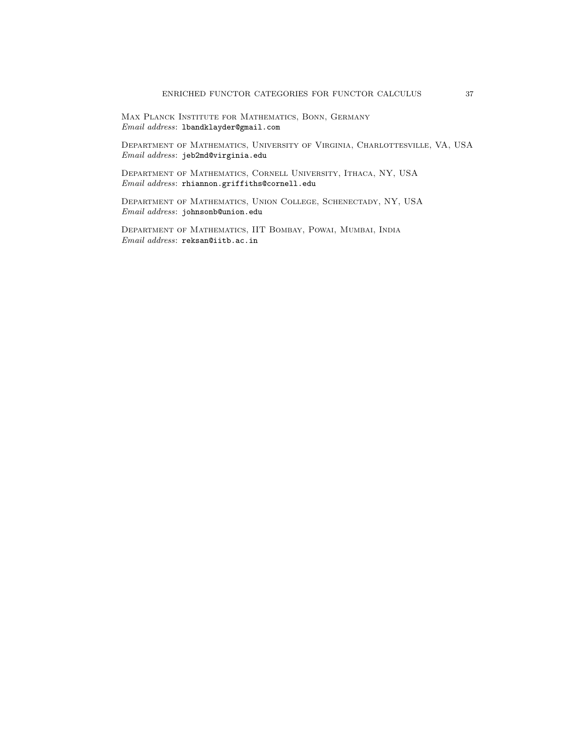Max Planck Institute for Mathematics, Bonn, Germany
*Email address*: `lbandklayder@gmail.com`

Department of Mathematics, University of Virginia, Charlottesville, VA, USA
*Email address*: `jeb2md@virginia.edu`

Department of Mathematics, Cornell University, Ithaca, NY, USA
*Email address*: `rhiannon.griffiths@cornell.edu`

Department of Mathematics, Union College, Schenectady, NY, USA
*Email address*: `johnsonb@union.edu`

Department of Mathematics, IIT Bombay, Powai, Mumbai, India
*Email address*: `reksan@iitb.ac.in`